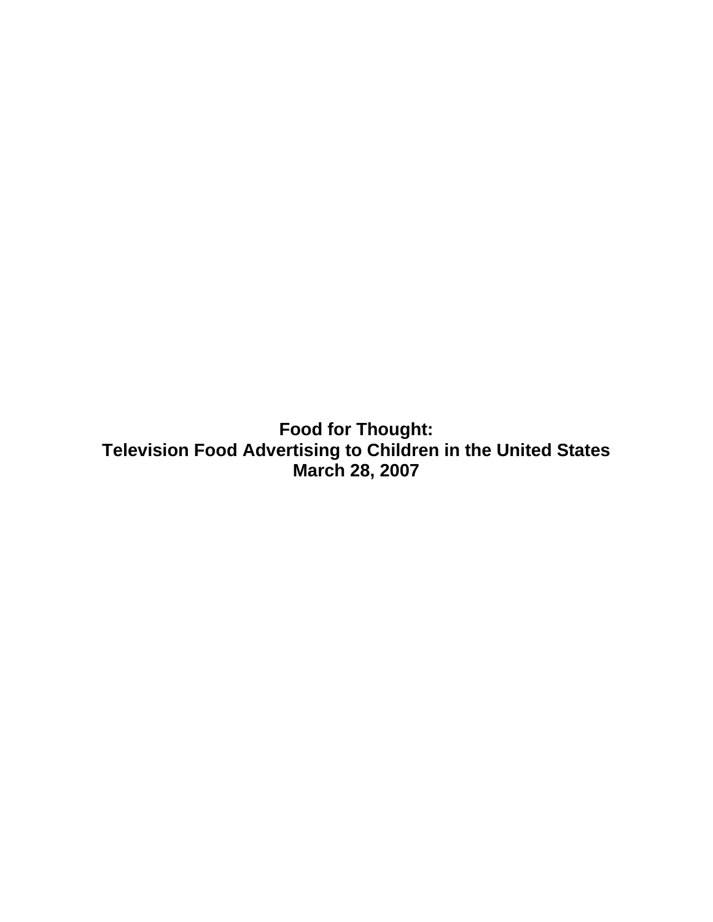# Food for Thought: Television Food Advertising to Children in the United States

**March 28, 2007**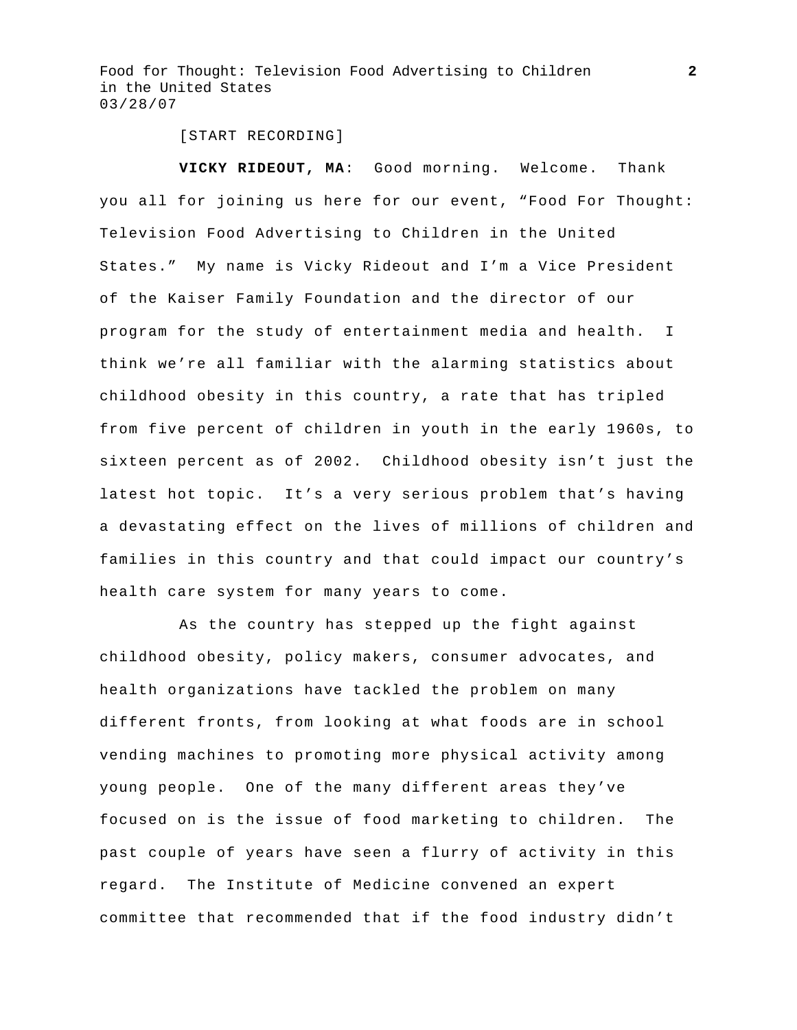[START RECORDING]

**VICKY RIDEOUT, MA**: Good morning. Welcome. Thank you all for joining us here for our event, "Food For Thought: Television Food Advertising to Children in the United States." My name is Vicky Rideout and I'm a Vice President of the Kaiser Family Foundation and the director of our program for the study of entertainment media and health. I think we're all familiar with the alarming statistics about childhood obesity in this country, a rate that has tripled from five percent of children in youth in the early 1960s, to sixteen percent as of 2002. Childhood obesity isn't just the latest hot topic. It's a very serious problem that's having a devastating effect on the lives of millions of children and families in this country and that could impact our country's health care system for many years to come.

As the country has stepped up the fight against childhood obesity, policy makers, consumer advocates, and health organizations have tackled the problem on many different fronts, from looking at what foods are in school vending machines to promoting more physical activity among young people. One of the many different areas they've focused on is the issue of food marketing to children. The past couple of years have seen a flurry of activity in this regard. The Institute of Medicine convened an expert committee that recommended that if the food industry didn't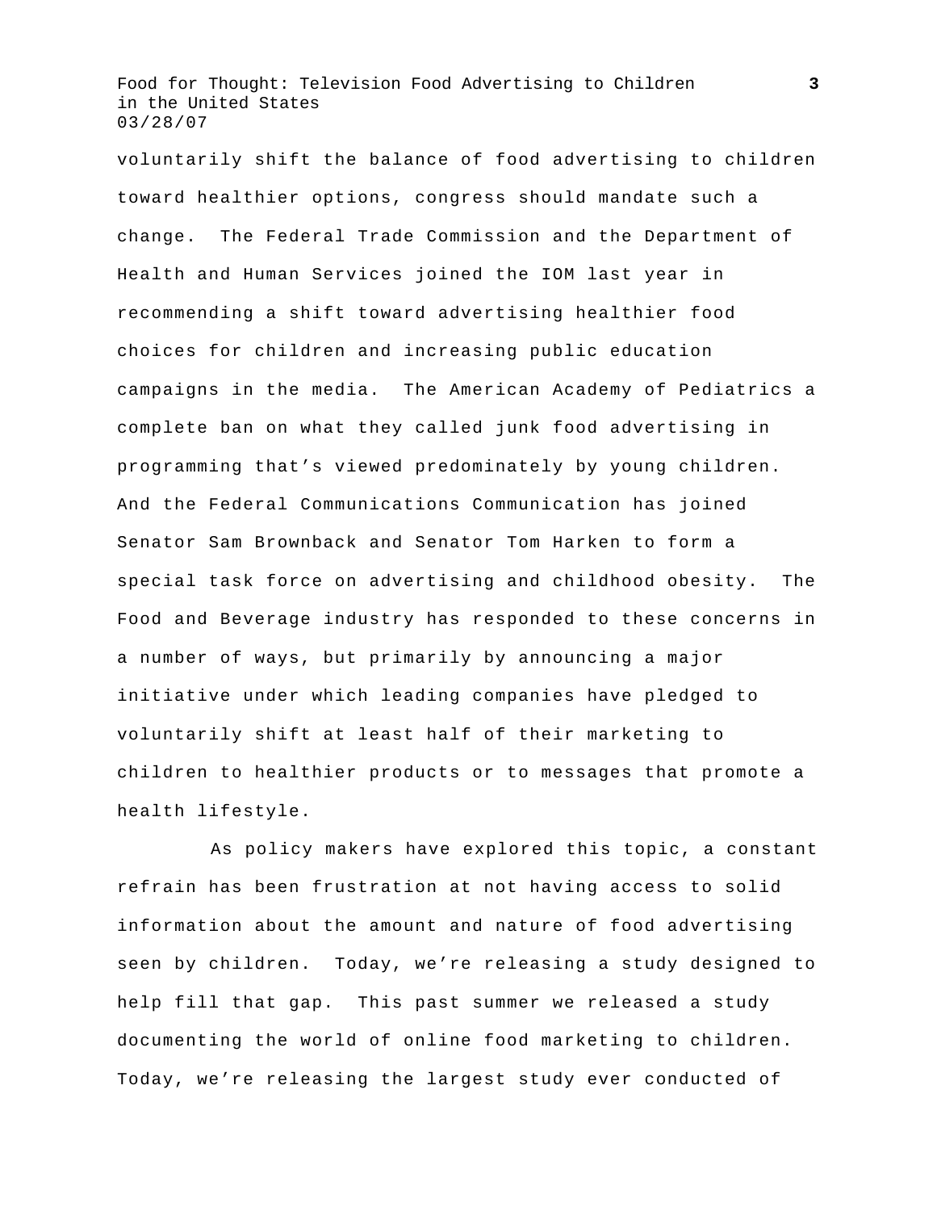voluntarily shift the balance of food advertising to children toward healthier options, congress should mandate such a change. The Federal Trade Commission and the Department of Health and Human Services joined the IOM last year in recommending a shift toward advertising healthier food choices for children and increasing public education campaigns in the media. The American Academy of Pediatrics a complete ban on what they called junk food advertising in programming that's viewed predominately by young children. And the Federal Communications Communication has joined Senator Sam Brownback and Senator Tom Harken to form a special task force on advertising and childhood obesity. The Food and Beverage industry has responded to these concerns in a number of ways, but primarily by announcing a major initiative under which leading companies have pledged to voluntarily shift at least half of their marketing to children to healthier products or to messages that promote a health lifestyle.

As policy makers have explored this topic, a constant refrain has been frustration at not having access to solid information about the amount and nature of food advertising seen by children. Today, we're releasing a study designed to help fill that gap. This past summer we released a study documenting the world of online food marketing to children. Today, we're releasing the largest study ever conducted of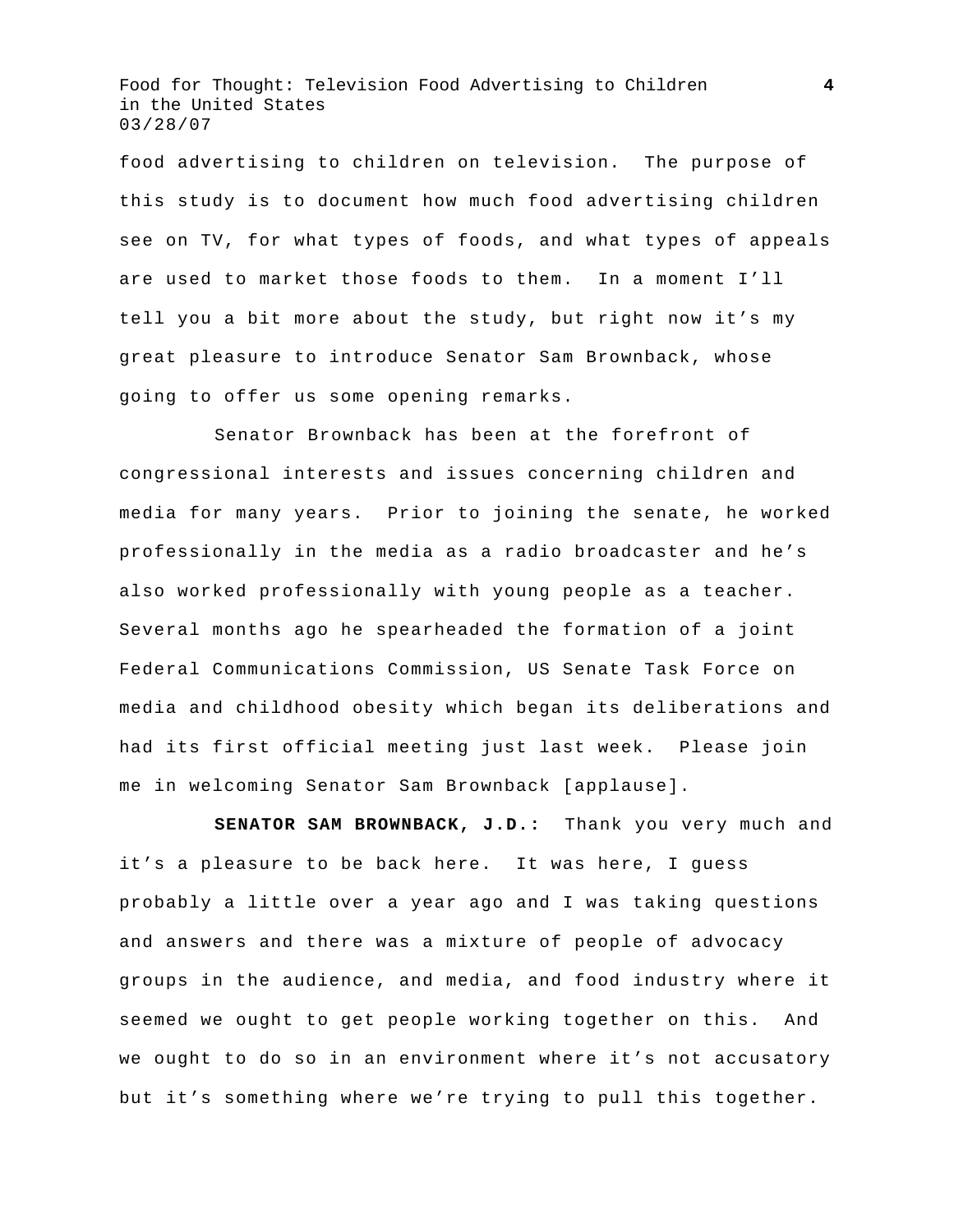food advertising to children on television. The purpose of this study is to document how much food advertising children see on TV, for what types of foods, and what types of appeals are used to market those foods to them. In a moment I'll tell you a bit more about the study, but right now it's my great pleasure to introduce Senator Sam Brownback, whose going to offer us some opening remarks.

Senator Brownback has been at the forefront of congressional interests and issues concerning children and media for many years. Prior to joining the senate, he worked professionally in the media as a radio broadcaster and he's also worked professionally with young people as a teacher. Several months ago he spearheaded the formation of a joint Federal Communications Commission, US Senate Task Force on media and childhood obesity which began its deliberations and had its first official meeting just last week. Please join me in welcoming Senator Sam Brownback [applause].

**SENATOR SAM BROWNBACK, J.D.:** Thank you very much and it's a pleasure to be back here. It was here, I guess probably a little over a year ago and I was taking questions and answers and there was a mixture of people of advocacy groups in the audience, and media, and food industry where it seemed we ought to get people working together on this. And we ought to do so in an environment where it's not accusatory but it's something where we're trying to pull this together.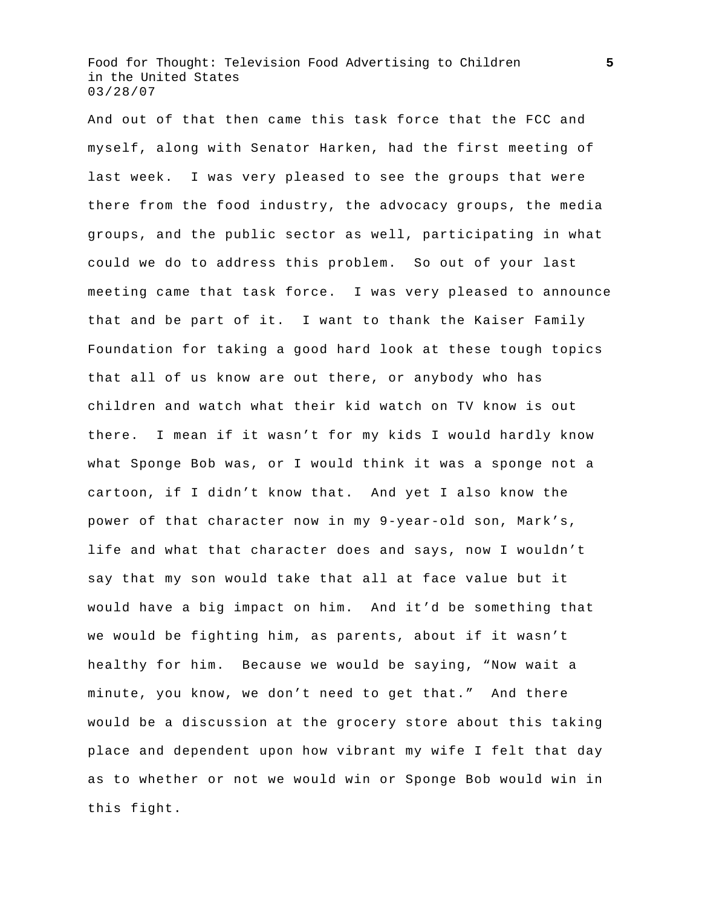And out of that then came this task force that the FCC and myself, along with Senator Harken, had the first meeting of last week. I was very pleased to see the groups that were there from the food industry, the advocacy groups, the media groups, and the public sector as well, participating in what could we do to address this problem. So out of your last meeting came that task force. I was very pleased to announce that and be part of it. I want to thank the Kaiser Family Foundation for taking a good hard look at these tough topics that all of us know are out there, or anybody who has children and watch what their kid watch on TV know is out there. I mean if it wasn't for my kids I would hardly know what Sponge Bob was, or I would think it was a sponge not a cartoon, if I didn't know that. And yet I also know the power of that character now in my 9-year-old son, Mark's, life and what that character does and says, now I wouldn't say that my son would take that all at face value but it would have a big impact on him. And it'd be something that we would be fighting him, as parents, about if it wasn't healthy for him. Because we would be saying, "Now wait a minute, you know, we don't need to get that." And there would be a discussion at the grocery store about this taking place and dependent upon how vibrant my wife I felt that day as to whether or not we would win or Sponge Bob would win in this fight.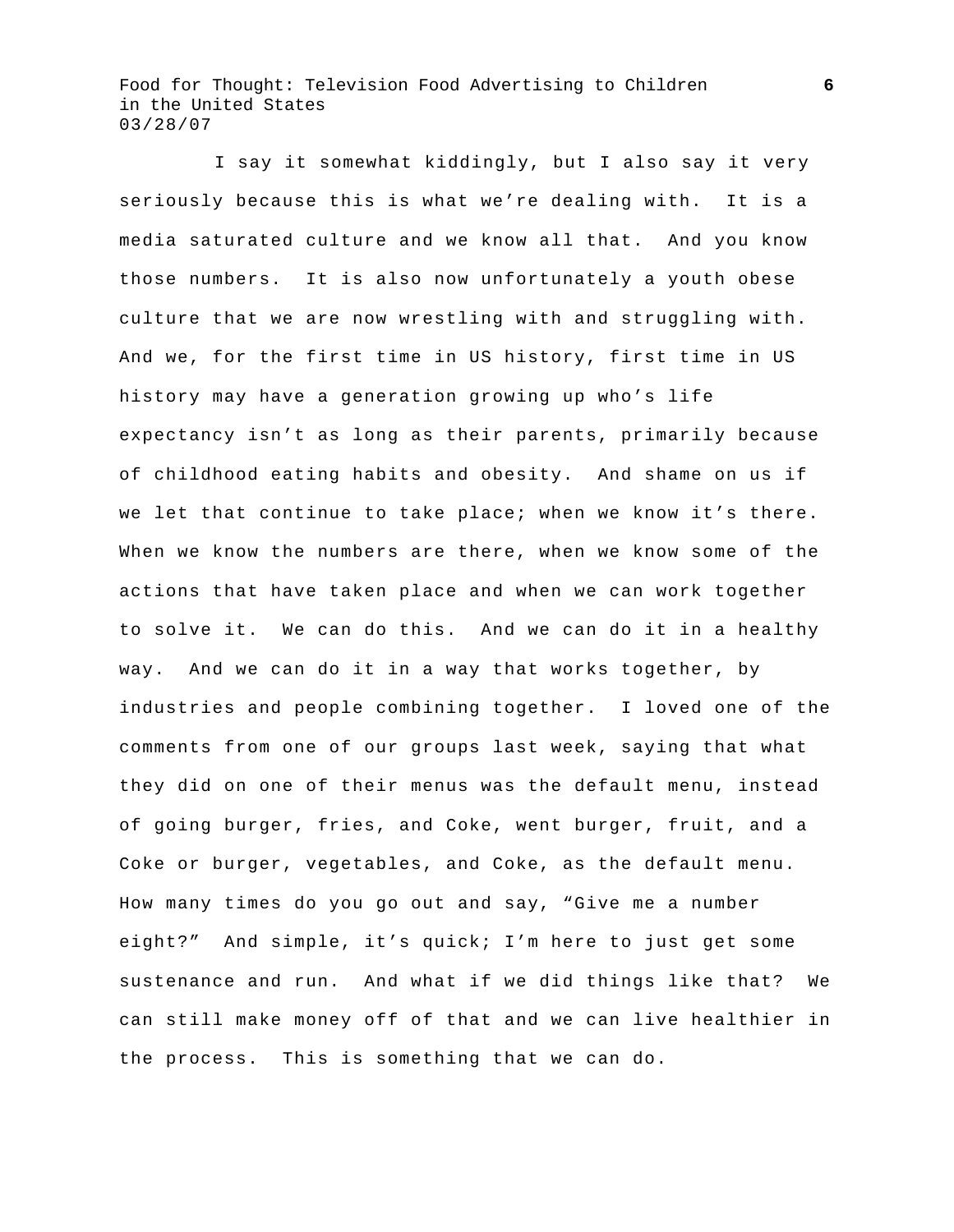I say it somewhat kiddingly, but I also say it very seriously because this is what we're dealing with. It is a media saturated culture and we know all that. And you know those numbers. It is also now unfortunately a youth obese culture that we are now wrestling with and struggling with. And we, for the first time in US history, first time in US history may have a generation growing up who's life expectancy isn't as long as their parents, primarily because of childhood eating habits and obesity. And shame on us if we let that continue to take place; when we know it's there. When we know the numbers are there, when we know some of the actions that have taken place and when we can work together to solve it. We can do this. And we can do it in a healthy way. And we can do it in a way that works together, by industries and people combining together. I loved one of the comments from one of our groups last week, saying that what they did on one of their menus was the default menu, instead of going burger, fries, and Coke, went burger, fruit, and a Coke or burger, vegetables, and Coke, as the default menu. How many times do you go out and say, "Give me a number eight?" And simple, it's quick; I'm here to just get some sustenance and run. And what if we did things like that? We can still make money off of that and we can live healthier in the process. This is something that we can do.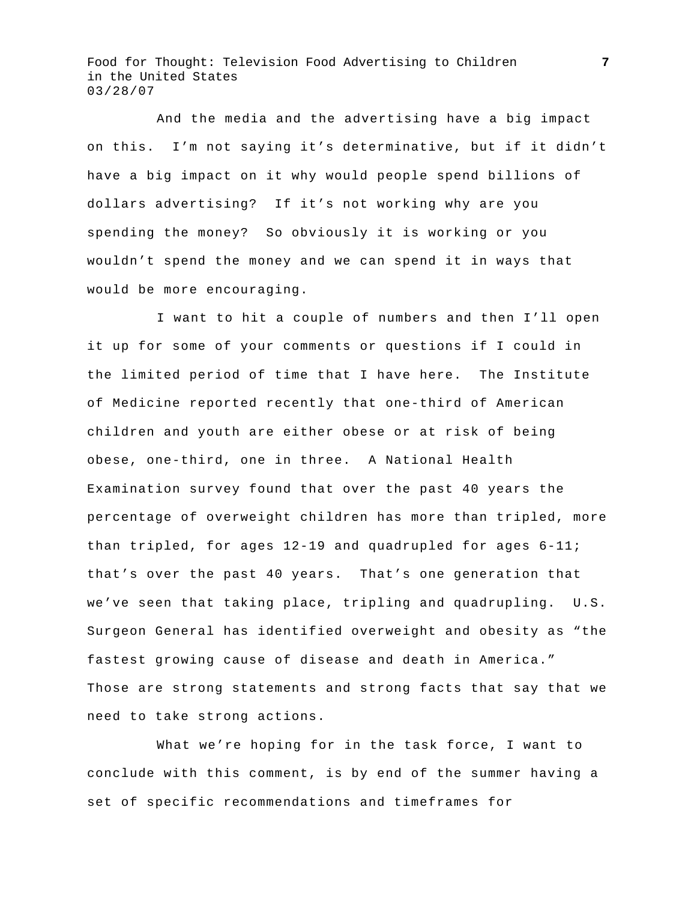And the media and the advertising have a big impact on this. I'm not saying it's determinative, but if it didn't have a big impact on it why would people spend billions of dollars advertising? If it's not working why are you spending the money? So obviously it is working or you wouldn't spend the money and we can spend it in ways that would be more encouraging.

I want to hit a couple of numbers and then I'll open it up for some of your comments or questions if I could in the limited period of time that I have here. The Institute of Medicine reported recently that one-third of American children and youth are either obese or at risk of being obese, one-third, one in three. A National Health Examination survey found that over the past 40 years the percentage of overweight children has more than tripled, more than tripled, for ages 12-19 and quadrupled for ages 6-11; that's over the past 40 years. That's one generation that we've seen that taking place, tripling and quadrupling. U.S. Surgeon General has identified overweight and obesity as "the fastest growing cause of disease and death in America." Those are strong statements and strong facts that say that we need to take strong actions.

What we're hoping for in the task force, I want to conclude with this comment, is by end of the summer having a set of specific recommendations and timeframes for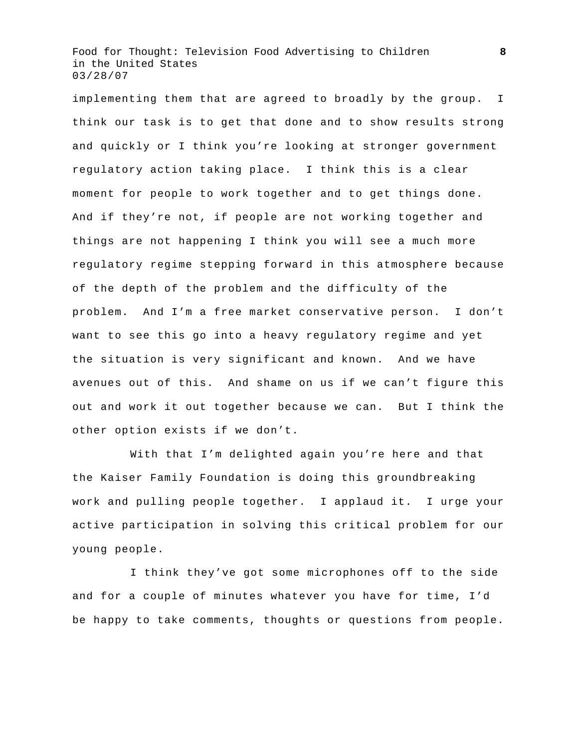implementing them that are agreed to broadly by the group. I think our task is to get that done and to show results strong and quickly or I think you're looking at stronger government regulatory action taking place. I think this is a clear moment for people to work together and to get things done. And if they're not, if people are not working together and things are not happening I think you will see a much more regulatory regime stepping forward in this atmosphere because of the depth of the problem and the difficulty of the problem. And I'm a free market conservative person. I don't want to see this go into a heavy regulatory regime and yet the situation is very significant and known. And we have avenues out of this. And shame on us if we can't figure this out and work it out together because we can. But I think the other option exists if we don't.

With that I'm delighted again you're here and that the Kaiser Family Foundation is doing this groundbreaking work and pulling people together. I applaud it. I urge your active participation in solving this critical problem for our young people.

I think they've got some microphones off to the side and for a couple of minutes whatever you have for time, I'd be happy to take comments, thoughts or questions from people.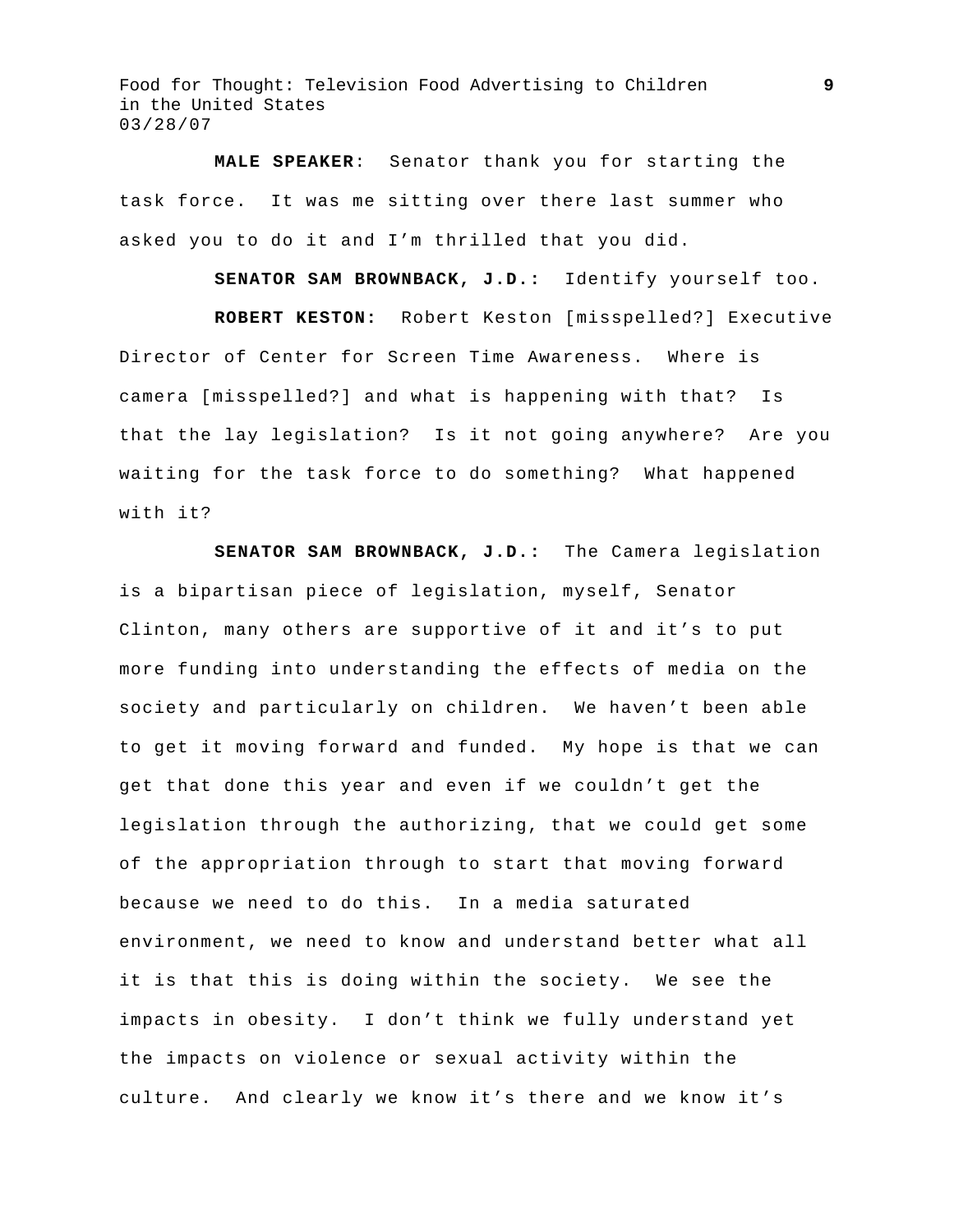**MALE SPEAKER**: Senator thank you for starting the task force. It was me sitting over there last summer who asked you to do it and I'm thrilled that you did.

**SENATOR SAM BROWNBACK, J.D.:** Identify yourself too.

**ROBERT KESTON:** Robert Keston [misspelled?] Executive Director of Center for Screen Time Awareness. Where is camera [misspelled?] and what is happening with that? Is that the lay legislation? Is it not going anywhere? Are you waiting for the task force to do something? What happened with it?

**SENATOR SAM BROWNBACK, J.D.:** The Camera legislation is a bipartisan piece of legislation, myself, Senator Clinton, many others are supportive of it and it's to put more funding into understanding the effects of media on the society and particularly on children. We haven't been able to get it moving forward and funded. My hope is that we can get that done this year and even if we couldn't get the legislation through the authorizing, that we could get some of the appropriation through to start that moving forward because we need to do this. In a media saturated environment, we need to know and understand better what all it is that this is doing within the society. We see the impacts in obesity. I don't think we fully understand yet the impacts on violence or sexual activity within the culture. And clearly we know it's there and we know it's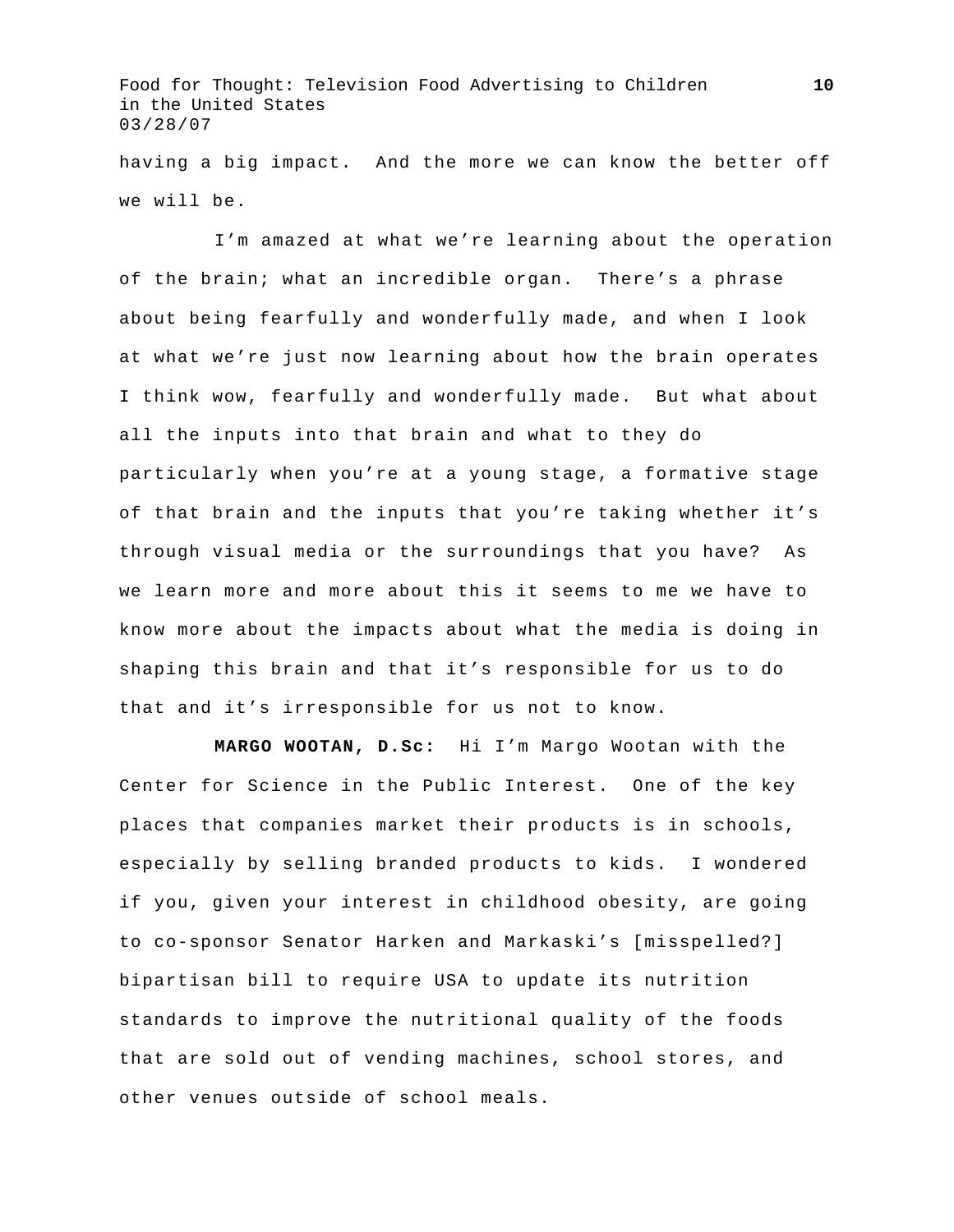having a big impact. And the more we can know the better off we will be.

I'm amazed at what we're learning about the operation of the brain; what an incredible organ. There's a phrase about being fearfully and wonderfully made, and when I look at what we're just now learning about how the brain operates I think wow, fearfully and wonderfully made. But what about all the inputs into that brain and what to they do particularly when you're at a young stage, a formative stage of that brain and the inputs that you're taking whether it's through visual media or the surroundings that you have? As we learn more and more about this it seems to me we have to know more about the impacts about what the media is doing in shaping this brain and that it's responsible for us to do that and it's irresponsible for us not to know.

**MARGO WOOTAN, D.Sc:** Hi I'm Margo Wootan with the Center for Science in the Public Interest. One of the key places that companies market their products is in schools, especially by selling branded products to kids. I wondered if you, given your interest in childhood obesity, are going to co-sponsor Senator Harken and Markaski's [misspelled?] bipartisan bill to require USA to update its nutrition standards to improve the nutritional quality of the foods that are sold out of vending machines, school stores, and other venues outside of school meals.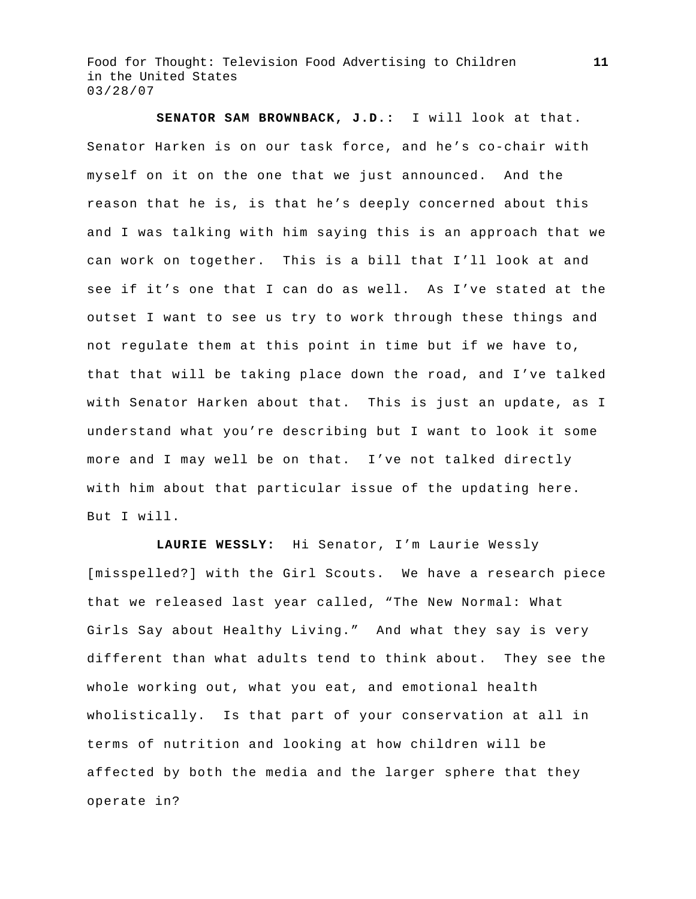**SENATOR SAM BROWNBACK, J.D.:** I will look at that. Senator Harken is on our task force, and he's co-chair with myself on it on the one that we just announced. And the reason that he is, is that he's deeply concerned about this and I was talking with him saying this is an approach that we can work on together. This is a bill that I'll look at and see if it's one that I can do as well. As I've stated at the outset I want to see us try to work through these things and not regulate them at this point in time but if we have to, that that will be taking place down the road, and I've talked with Senator Harken about that. This is just an update, as I understand what you're describing but I want to look it some more and I may well be on that. I've not talked directly with him about that particular issue of the updating here. But I will.

**LAURIE WESSLY:** Hi Senator, I'm Laurie Wessly [misspelled?] with the Girl Scouts. We have a research piece that we released last year called, "The New Normal: What Girls Say about Healthy Living." And what they say is very different than what adults tend to think about. They see the whole working out, what you eat, and emotional health wholistically. Is that part of your conservation at all in terms of nutrition and looking at how children will be affected by both the media and the larger sphere that they operate in?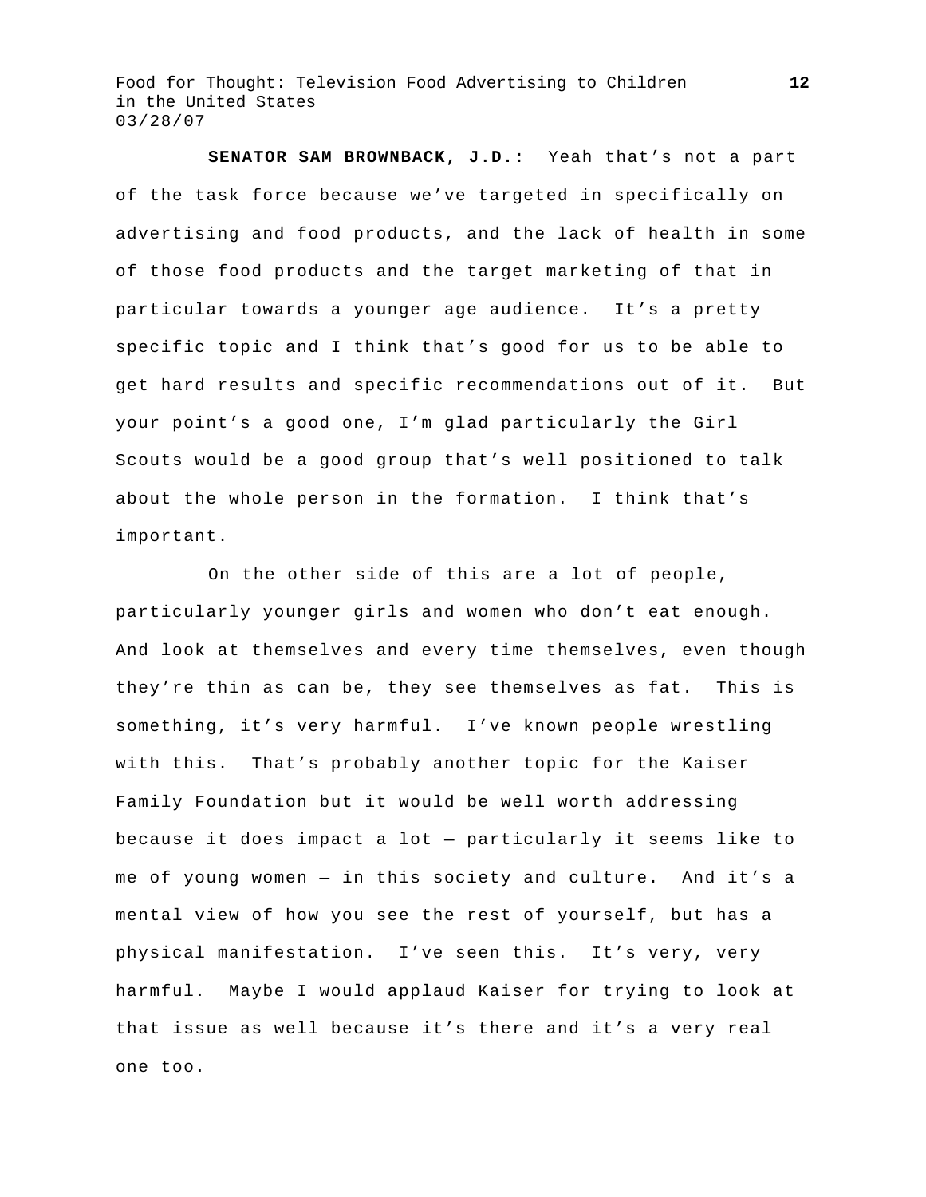**SENATOR SAM BROWNBACK, J.D.:** Yeah that's not a part of the task force because we've targeted in specifically on advertising and food products, and the lack of health in some of those food products and the target marketing of that in particular towards a younger age audience. It's a pretty specific topic and I think that's good for us to be able to get hard results and specific recommendations out of it. But your point's a good one, I'm glad particularly the Girl Scouts would be a good group that's well positioned to talk about the whole person in the formation. I think that's important.

On the other side of this are a lot of people, particularly younger girls and women who don't eat enough. And look at themselves and every time themselves, even though they're thin as can be, they see themselves as fat. This is something, it's very harmful. I've known people wrestling with this. That's probably another topic for the Kaiser Family Foundation but it would be well worth addressing because it does impact a lot — particularly it seems like to me of young women — in this society and culture. And it's a mental view of how you see the rest of yourself, but has a physical manifestation. I've seen this. It's very, very harmful. Maybe I would applaud Kaiser for trying to look at that issue as well because it's there and it's a very real one too.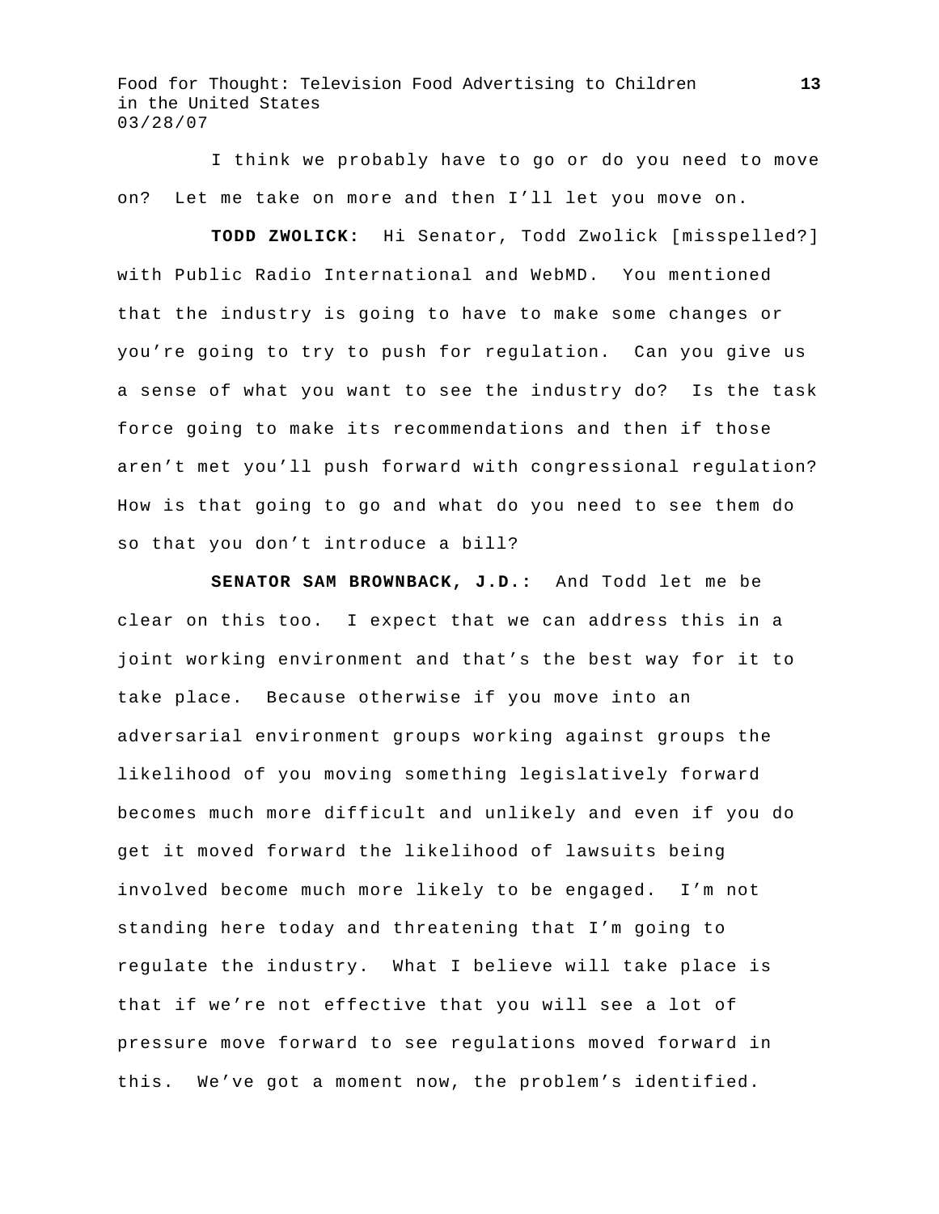I think we probably have to go or do you need to move on? Let me take on more and then I'll let you move on.

**TODD ZWOLICK:** Hi Senator, Todd Zwolick [misspelled?] with Public Radio International and WebMD. You mentioned that the industry is going to have to make some changes or you're going to try to push for regulation. Can you give us a sense of what you want to see the industry do? Is the task force going to make its recommendations and then if those aren't met you'll push forward with congressional regulation? How is that going to go and what do you need to see them do so that you don't introduce a bill?

**SENATOR SAM BROWNBACK, J.D.:** And Todd let me be clear on this too. I expect that we can address this in a joint working environment and that's the best way for it to take place. Because otherwise if you move into an adversarial environment groups working against groups the likelihood of you moving something legislatively forward becomes much more difficult and unlikely and even if you do get it moved forward the likelihood of lawsuits being involved become much more likely to be engaged. I'm not standing here today and threatening that I'm going to regulate the industry. What I believe will take place is that if we're not effective that you will see a lot of pressure move forward to see regulations moved forward in this. We've got a moment now, the problem's identified.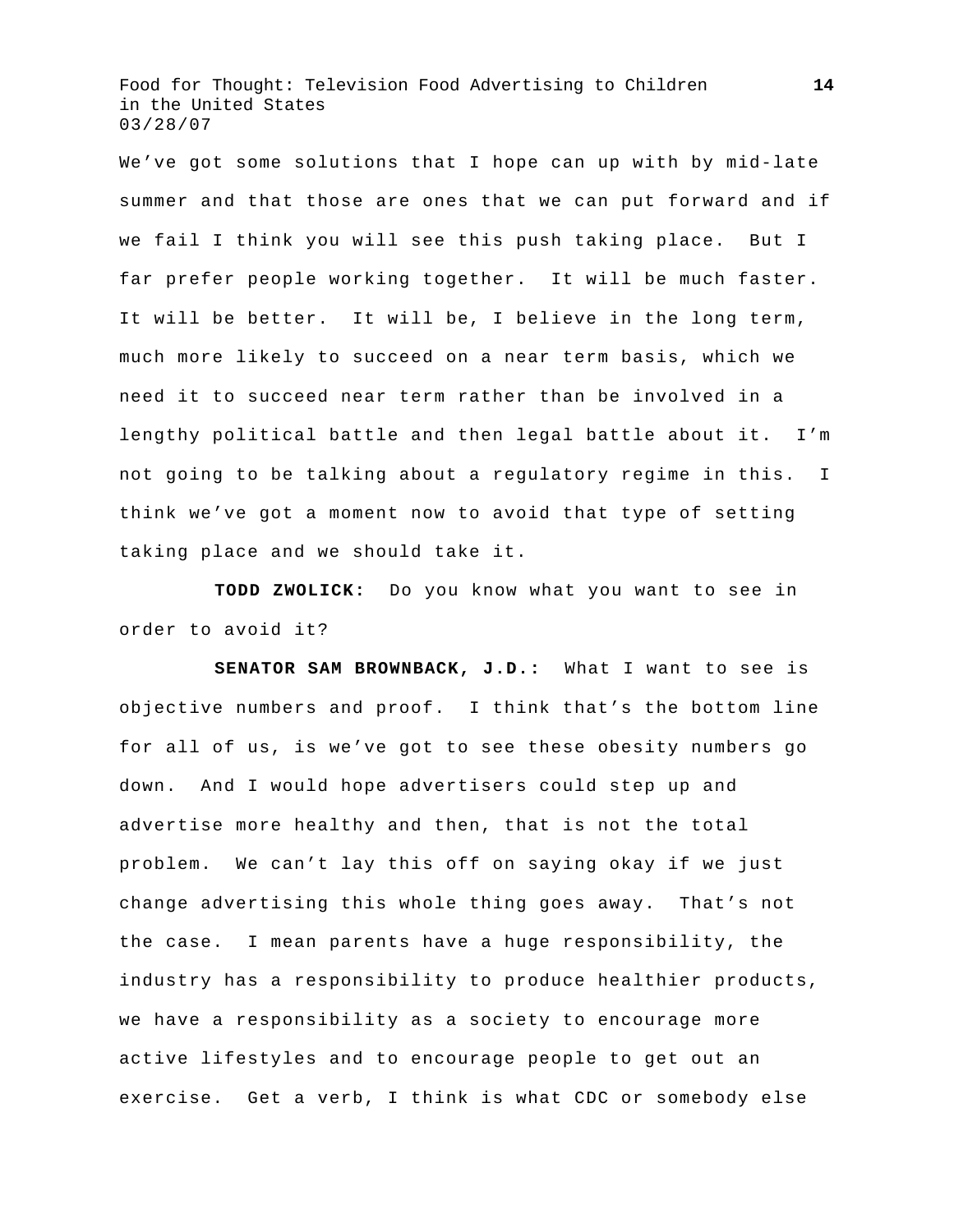We've got some solutions that I hope can up with by mid-late summer and that those are ones that we can put forward and if we fail I think you will see this push taking place. But I far prefer people working together. It will be much faster. It will be better. It will be, I believe in the long term, much more likely to succeed on a near term basis, which we need it to succeed near term rather than be involved in a lengthy political battle and then legal battle about it. I'm not going to be talking about a regulatory regime in this. I think we've got a moment now to avoid that type of setting taking place and we should take it.

**TODD ZWOLICK:** Do you know what you want to see in order to avoid it?

**SENATOR SAM BROWNBACK, J.D.:** What I want to see is objective numbers and proof. I think that's the bottom line for all of us, is we've got to see these obesity numbers go down. And I would hope advertisers could step up and advertise more healthy and then, that is not the total problem. We can't lay this off on saying okay if we just change advertising this whole thing goes away. That's not the case. I mean parents have a huge responsibility, the industry has a responsibility to produce healthier products, we have a responsibility as a society to encourage more active lifestyles and to encourage people to get out an exercise. Get a verb, I think is what CDC or somebody else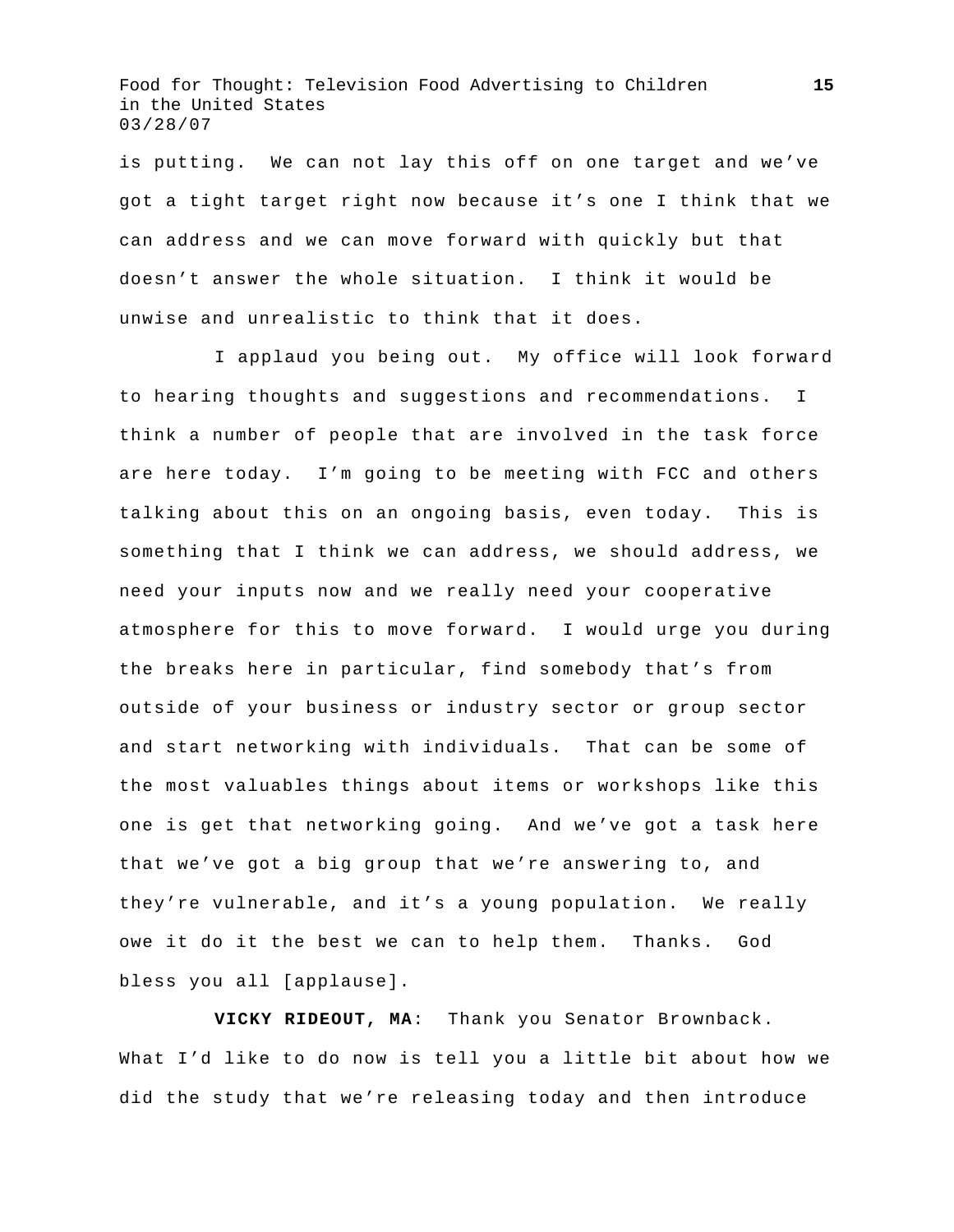is putting. We can not lay this off on one target and we've got a tight target right now because it's one I think that we can address and we can move forward with quickly but that doesn't answer the whole situation. I think it would be unwise and unrealistic to think that it does.

I applaud you being out. My office will look forward to hearing thoughts and suggestions and recommendations. I think a number of people that are involved in the task force are here today. I'm going to be meeting with FCC and others talking about this on an ongoing basis, even today. This is something that I think we can address, we should address, we need your inputs now and we really need your cooperative atmosphere for this to move forward. I would urge you during the breaks here in particular, find somebody that's from outside of your business or industry sector or group sector and start networking with individuals. That can be some of the most valuables things about items or workshops like this one is get that networking going. And we've got a task here that we've got a big group that we're answering to, and they're vulnerable, and it's a young population. We really owe it do it the best we can to help them. Thanks. God bless you all [applause].

**VICKY RIDEOUT, MA**: Thank you Senator Brownback. What I'd like to do now is tell you a little bit about how we did the study that we're releasing today and then introduce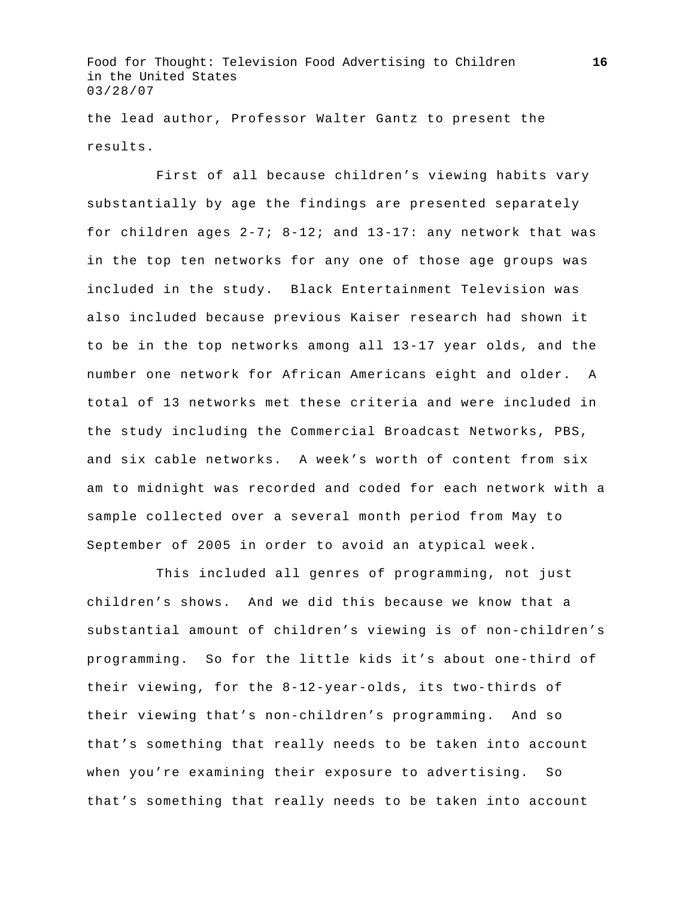the lead author, Professor Walter Gantz to present the results.

First of all because children's viewing habits vary substantially by age the findings are presented separately for children ages 2-7; 8-12; and 13-17: any network that was in the top ten networks for any one of those age groups was included in the study. Black Entertainment Television was also included because previous Kaiser research had shown it to be in the top networks among all 13-17 year olds, and the number one network for African Americans eight and older. A total of 13 networks met these criteria and were included in the study including the Commercial Broadcast Networks, PBS, and six cable networks. A week's worth of content from six am to midnight was recorded and coded for each network with a sample collected over a several month period from May to September of 2005 in order to avoid an atypical week.

This included all genres of programming, not just children's shows. And we did this because we know that a substantial amount of children's viewing is of non-children's programming. So for the little kids it's about one-third of their viewing, for the 8-12-year-olds, its two-thirds of their viewing that's non-children's programming. And so that's something that really needs to be taken into account when you're examining their exposure to advertising. So that's something that really needs to be taken into account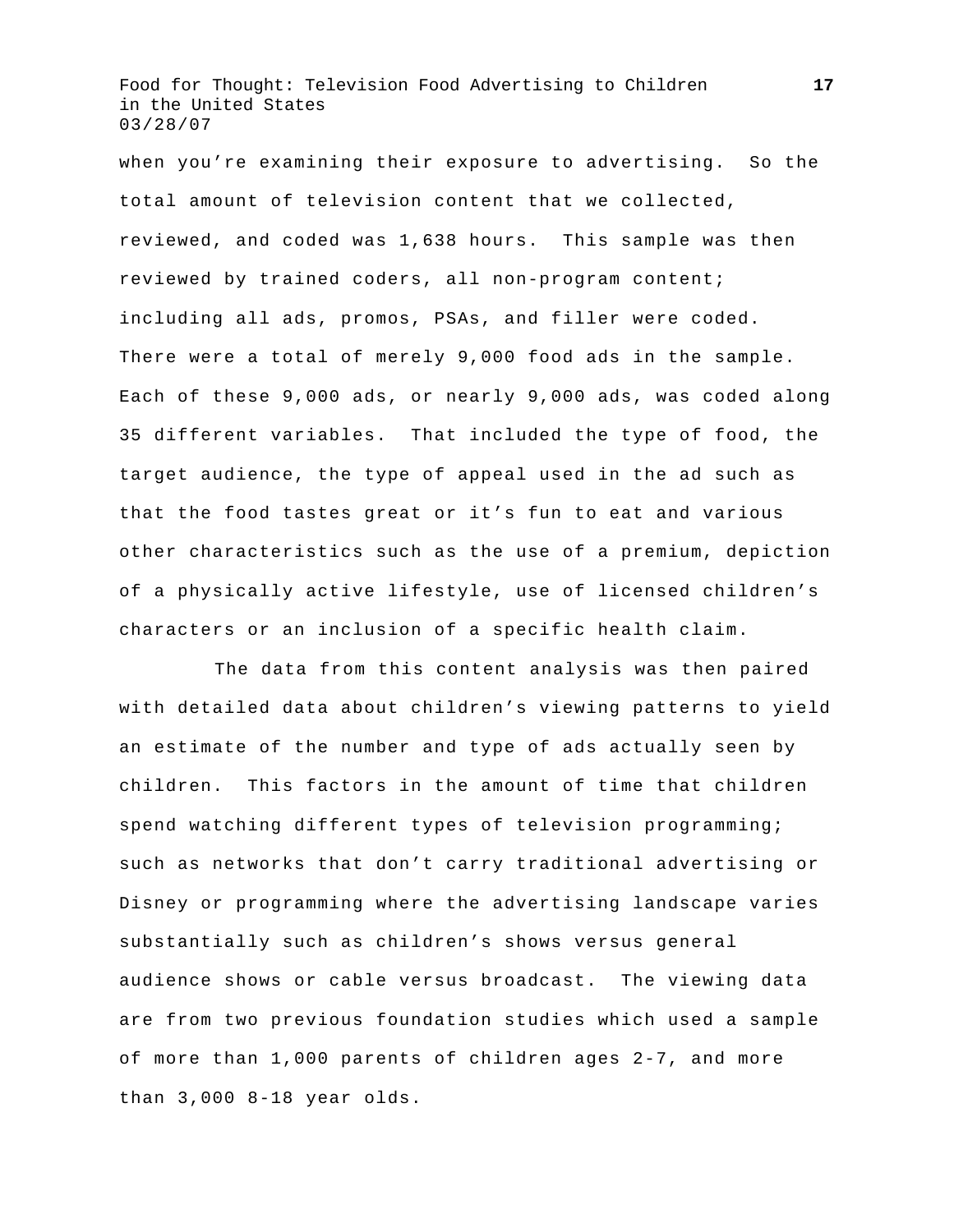when you're examining their exposure to advertising. So the total amount of television content that we collected, reviewed, and coded was 1,638 hours. This sample was then reviewed by trained coders, all non-program content; including all ads, promos, PSAs, and filler were coded. There were a total of merely 9,000 food ads in the sample. Each of these 9,000 ads, or nearly 9,000 ads, was coded along 35 different variables. That included the type of food, the target audience, the type of appeal used in the ad such as that the food tastes great or it's fun to eat and various other characteristics such as the use of a premium, depiction of a physically active lifestyle, use of licensed children's characters or an inclusion of a specific health claim.

The data from this content analysis was then paired with detailed data about children's viewing patterns to yield an estimate of the number and type of ads actually seen by children. This factors in the amount of time that children spend watching different types of television programming; such as networks that don't carry traditional advertising or Disney or programming where the advertising landscape varies substantially such as children's shows versus general audience shows or cable versus broadcast. The viewing data are from two previous foundation studies which used a sample of more than 1,000 parents of children ages 2-7, and more than 3,000 8-18 year olds.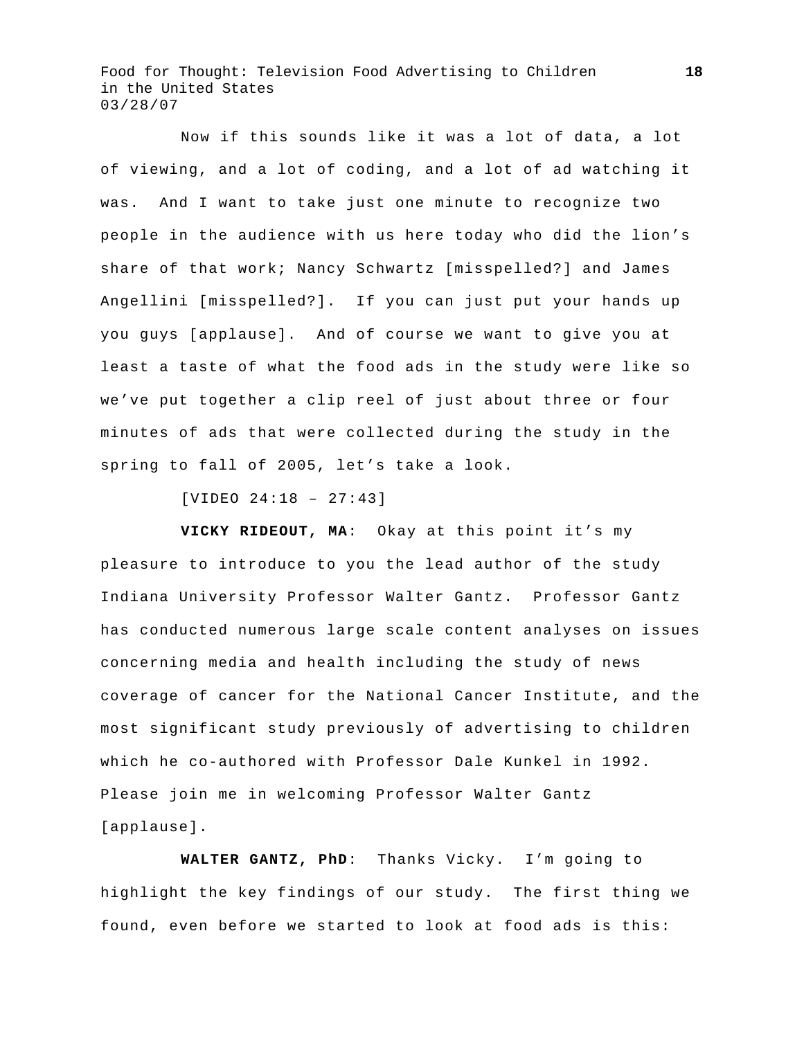Now if this sounds like it was a lot of data, a lot of viewing, and a lot of coding, and a lot of ad watching it was. And I want to take just one minute to recognize two people in the audience with us here today who did the lion's share of that work; Nancy Schwartz [misspelled?] and James Angellini [misspelled?]. If you can just put your hands up you guys [applause]. And of course we want to give you at least a taste of what the food ads in the study were like so we've put together a clip reel of just about three or four minutes of ads that were collected during the study in the spring to fall of 2005, let's take a look.

[VIDEO 24:18 – 27:43]

**VICKY RIDEOUT, MA**: Okay at this point it's my pleasure to introduce to you the lead author of the study Indiana University Professor Walter Gantz. Professor Gantz has conducted numerous large scale content analyses on issues concerning media and health including the study of news coverage of cancer for the National Cancer Institute, and the most significant study previously of advertising to children which he co-authored with Professor Dale Kunkel in 1992. Please join me in welcoming Professor Walter Gantz [applause].

**WALTER GANTZ, PhD**: Thanks Vicky. I'm going to highlight the key findings of our study. The first thing we found, even before we started to look at food ads is this: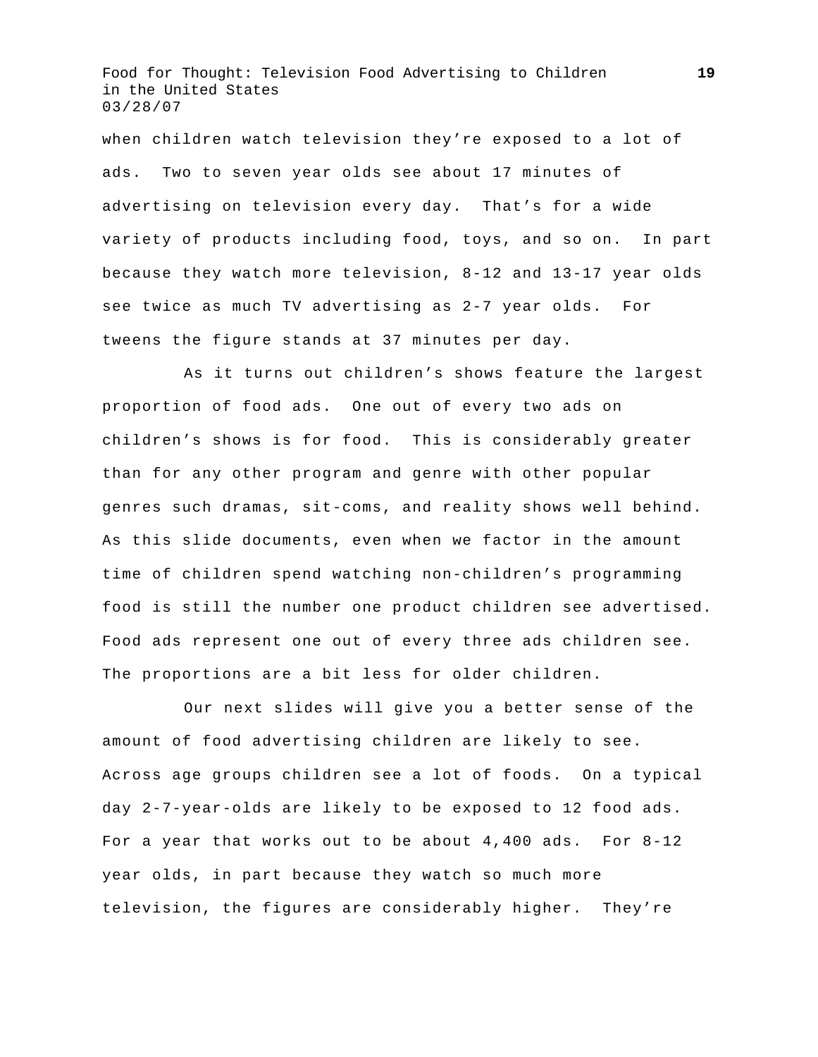when children watch television they're exposed to a lot of ads. Two to seven year olds see about 17 minutes of advertising on television every day. That's for a wide variety of products including food, toys, and so on. In part because they watch more television, 8-12 and 13-17 year olds see twice as much TV advertising as 2-7 year olds. For tweens the figure stands at 37 minutes per day.

As it turns out children's shows feature the largest proportion of food ads. One out of every two ads on children's shows is for food. This is considerably greater than for any other program and genre with other popular genres such dramas, sit-coms, and reality shows well behind. As this slide documents, even when we factor in the amount time of children spend watching non-children's programming food is still the number one product children see advertised. Food ads represent one out of every three ads children see. The proportions are a bit less for older children.

Our next slides will give you a better sense of the amount of food advertising children are likely to see. Across age groups children see a lot of foods. On a typical day 2-7-year-olds are likely to be exposed to 12 food ads. For a year that works out to be about 4,400 ads. For 8-12 year olds, in part because they watch so much more television, the figures are considerably higher. They're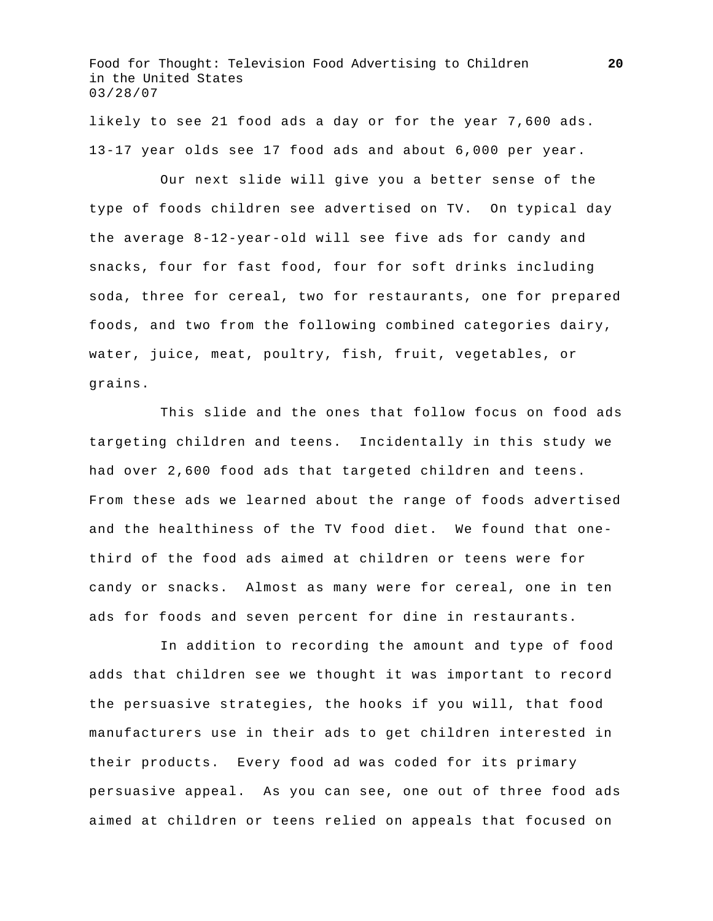likely to see 21 food ads a day or for the year 7,600 ads. 13-17 year olds see 17 food ads and about 6,000 per year.

Our next slide will give you a better sense of the type of foods children see advertised on TV. On typical day the average 8-12-year-old will see five ads for candy and snacks, four for fast food, four for soft drinks including soda, three for cereal, two for restaurants, one for prepared foods, and two from the following combined categories dairy, water, juice, meat, poultry, fish, fruit, vegetables, or grains.

This slide and the ones that follow focus on food ads targeting children and teens. Incidentally in this study we had over 2,600 food ads that targeted children and teens. From these ads we learned about the range of foods advertised and the healthiness of the TV food diet. We found that one-third of the food ads aimed at children or teens were for candy or snacks. Almost as many were for cereal, one in ten ads for foods and seven percent for dine in restaurants.

In addition to recording the amount and type of food adds that children see we thought it was important to record the persuasive strategies, the hooks if you will, that food manufacturers use in their ads to get children interested in their products. Every food ad was coded for its primary persuasive appeal. As you can see, one out of three food ads aimed at children or teens relied on appeals that focused on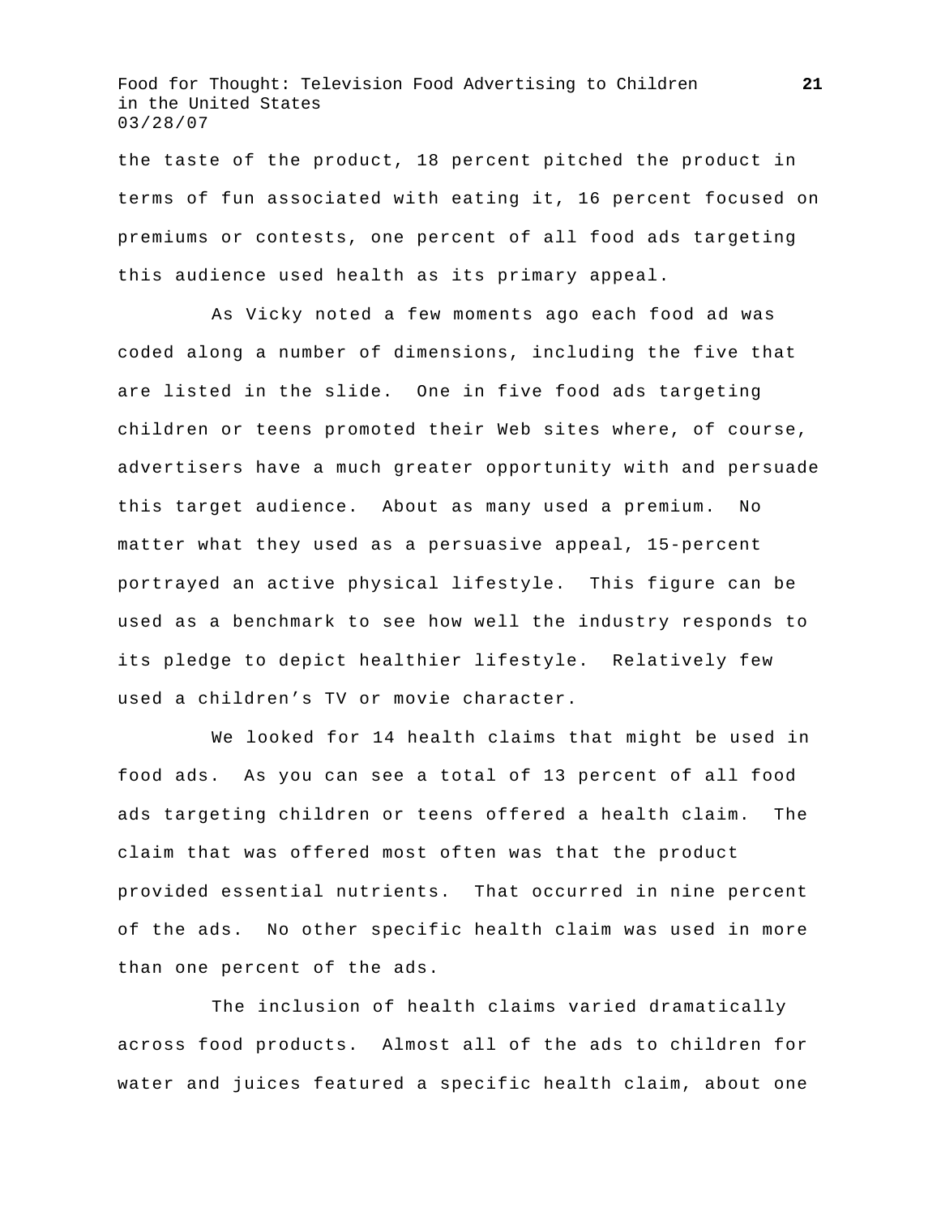the taste of the product, 18 percent pitched the product in terms of fun associated with eating it, 16 percent focused on premiums or contests, one percent of all food ads targeting this audience used health as its primary appeal.

As Vicky noted a few moments ago each food ad was coded along a number of dimensions, including the five that are listed in the slide. One in five food ads targeting children or teens promoted their Web sites where, of course, advertisers have a much greater opportunity with and persuade this target audience. About as many used a premium. No matter what they used as a persuasive appeal, 15-percent portrayed an active physical lifestyle. This figure can be used as a benchmark to see how well the industry responds to its pledge to depict healthier lifestyle. Relatively few used a children's TV or movie character.

We looked for 14 health claims that might be used in food ads. As you can see a total of 13 percent of all food ads targeting children or teens offered a health claim. The claim that was offered most often was that the product provided essential nutrients. That occurred in nine percent of the ads. No other specific health claim was used in more than one percent of the ads.

The inclusion of health claims varied dramatically across food products. Almost all of the ads to children for water and juices featured a specific health claim, about one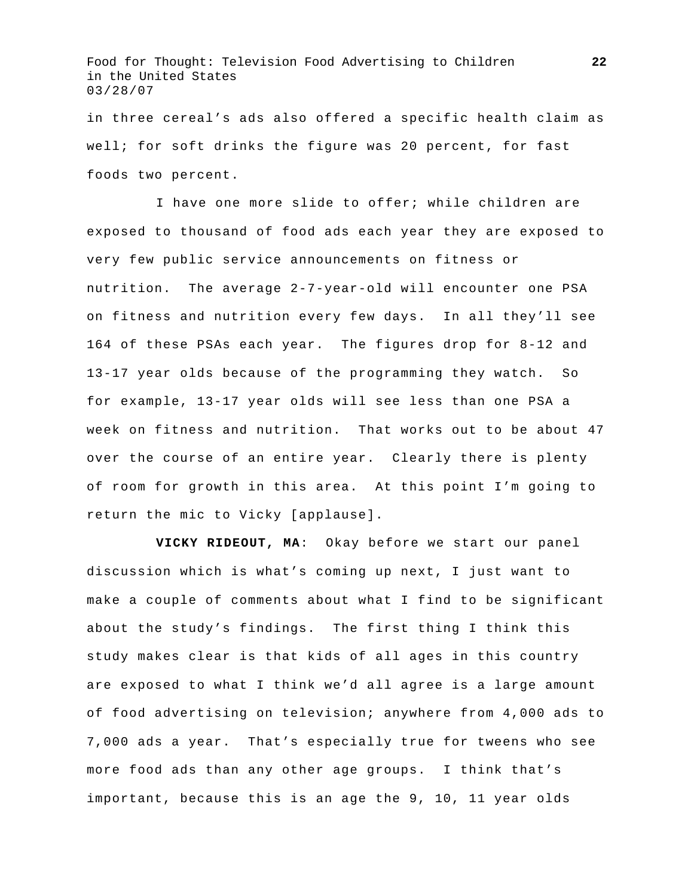in three cereal's ads also offered a specific health claim as well; for soft drinks the figure was 20 percent, for fast foods two percent.

I have one more slide to offer; while children are exposed to thousand of food ads each year they are exposed to very few public service announcements on fitness or nutrition. The average 2-7-year-old will encounter one PSA on fitness and nutrition every few days. In all they'll see 164 of these PSAs each year. The figures drop for 8-12 and 13-17 year olds because of the programming they watch. So for example, 13-17 year olds will see less than one PSA a week on fitness and nutrition. That works out to be about 47 over the course of an entire year. Clearly there is plenty of room for growth in this area. At this point I'm going to return the mic to Vicky [applause].

**VICKY RIDEOUT, MA**: Okay before we start our panel discussion which is what's coming up next, I just want to make a couple of comments about what I find to be significant about the study's findings. The first thing I think this study makes clear is that kids of all ages in this country are exposed to what I think we'd all agree is a large amount of food advertising on television; anywhere from 4,000 ads to 7,000 ads a year. That's especially true for tweens who see more food ads than any other age groups. I think that's important, because this is an age the 9, 10, 11 year olds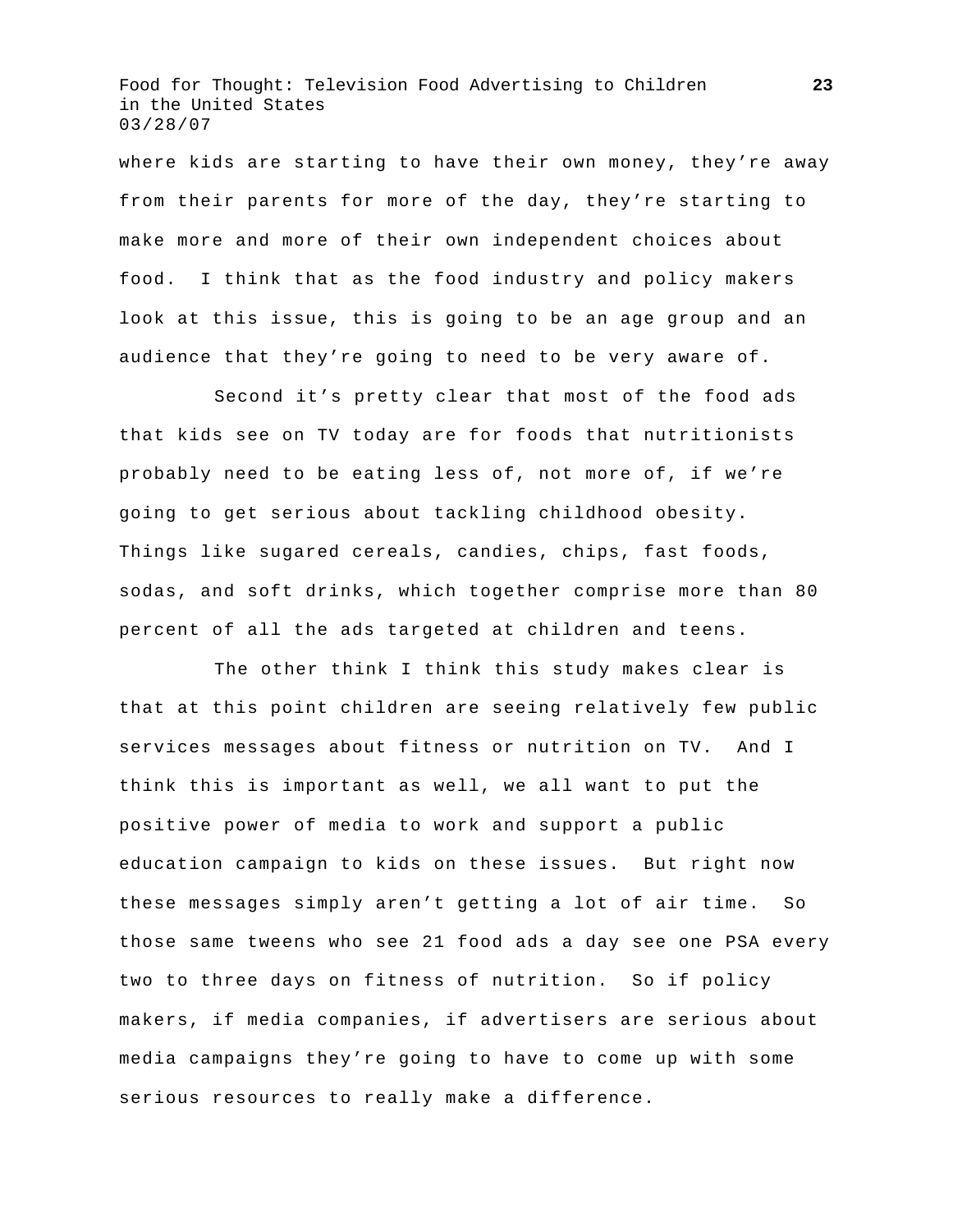where kids are starting to have their own money, they're away from their parents for more of the day, they're starting to make more and more of their own independent choices about food. I think that as the food industry and policy makers look at this issue, this is going to be an age group and an audience that they're going to need to be very aware of.

Second it's pretty clear that most of the food ads that kids see on TV today are for foods that nutritionists probably need to be eating less of, not more of, if we're going to get serious about tackling childhood obesity. Things like sugared cereals, candies, chips, fast foods, sodas, and soft drinks, which together comprise more than 80 percent of all the ads targeted at children and teens.

The other think I think this study makes clear is that at this point children are seeing relatively few public services messages about fitness or nutrition on TV. And I think this is important as well, we all want to put the positive power of media to work and support a public education campaign to kids on these issues. But right now these messages simply aren't getting a lot of air time. So those same tweens who see 21 food ads a day see one PSA every two to three days on fitness of nutrition. So if policy makers, if media companies, if advertisers are serious about media campaigns they're going to have to come up with some serious resources to really make a difference.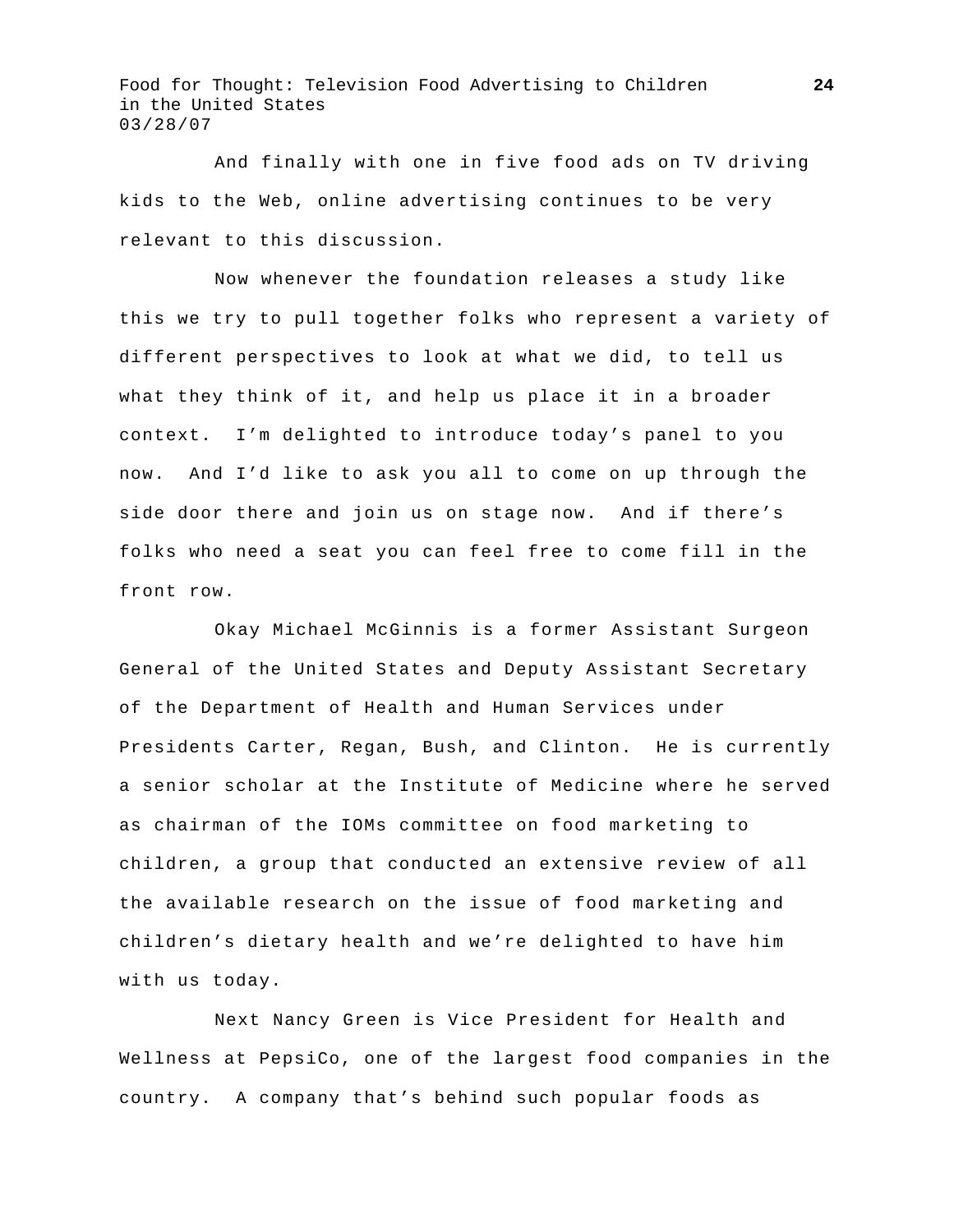And finally with one in five food ads on TV driving kids to the Web, online advertising continues to be very relevant to this discussion.

Now whenever the foundation releases a study like this we try to pull together folks who represent a variety of different perspectives to look at what we did, to tell us what they think of it, and help us place it in a broader context. I'm delighted to introduce today's panel to you now. And I'd like to ask you all to come on up through the side door there and join us on stage now. And if there's folks who need a seat you can feel free to come fill in the front row.

Okay Michael McGinnis is a former Assistant Surgeon General of the United States and Deputy Assistant Secretary of the Department of Health and Human Services under Presidents Carter, Regan, Bush, and Clinton. He is currently a senior scholar at the Institute of Medicine where he served as chairman of the IOMs committee on food marketing to children, a group that conducted an extensive review of all the available research on the issue of food marketing and children's dietary health and we're delighted to have him with us today.

Next Nancy Green is Vice President for Health and Wellness at PepsiCo, one of the largest food companies in the country. A company that's behind such popular foods as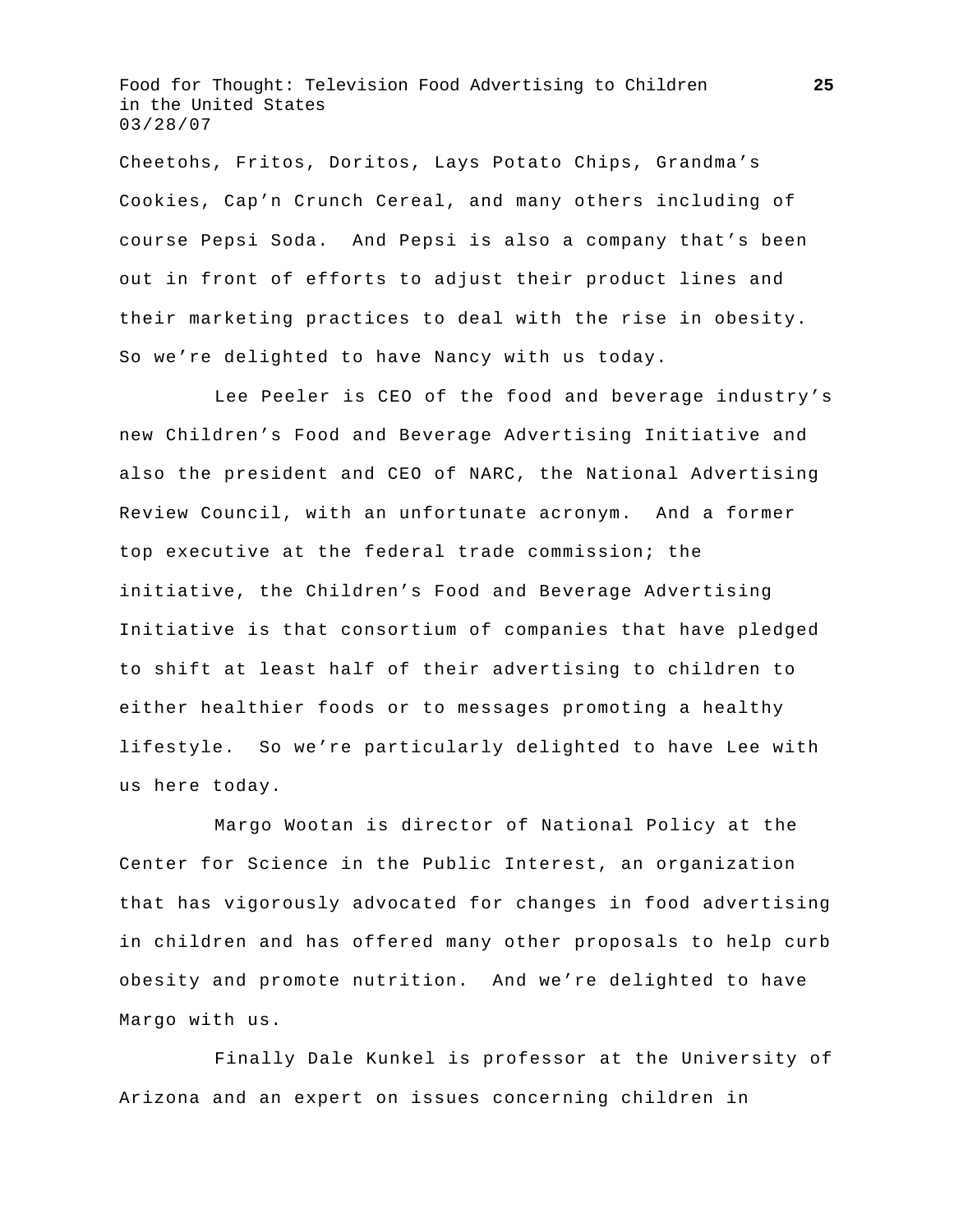Cheetohs, Fritos, Doritos, Lays Potato Chips, Grandma's Cookies, Cap'n Crunch Cereal, and many others including of course Pepsi Soda. And Pepsi is also a company that's been out in front of efforts to adjust their product lines and their marketing practices to deal with the rise in obesity. So we're delighted to have Nancy with us today.

Lee Peeler is CEO of the food and beverage industry's new Children's Food and Beverage Advertising Initiative and also the president and CEO of NARC, the National Advertising Review Council, with an unfortunate acronym. And a former top executive at the federal trade commission; the initiative, the Children's Food and Beverage Advertising Initiative is that consortium of companies that have pledged to shift at least half of their advertising to children to either healthier foods or to messages promoting a healthy lifestyle. So we're particularly delighted to have Lee with us here today.

Margo Wootan is director of National Policy at the Center for Science in the Public Interest, an organization that has vigorously advocated for changes in food advertising in children and has offered many other proposals to help curb obesity and promote nutrition. And we're delighted to have Margo with us.

Finally Dale Kunkel is professor at the University of Arizona and an expert on issues concerning children in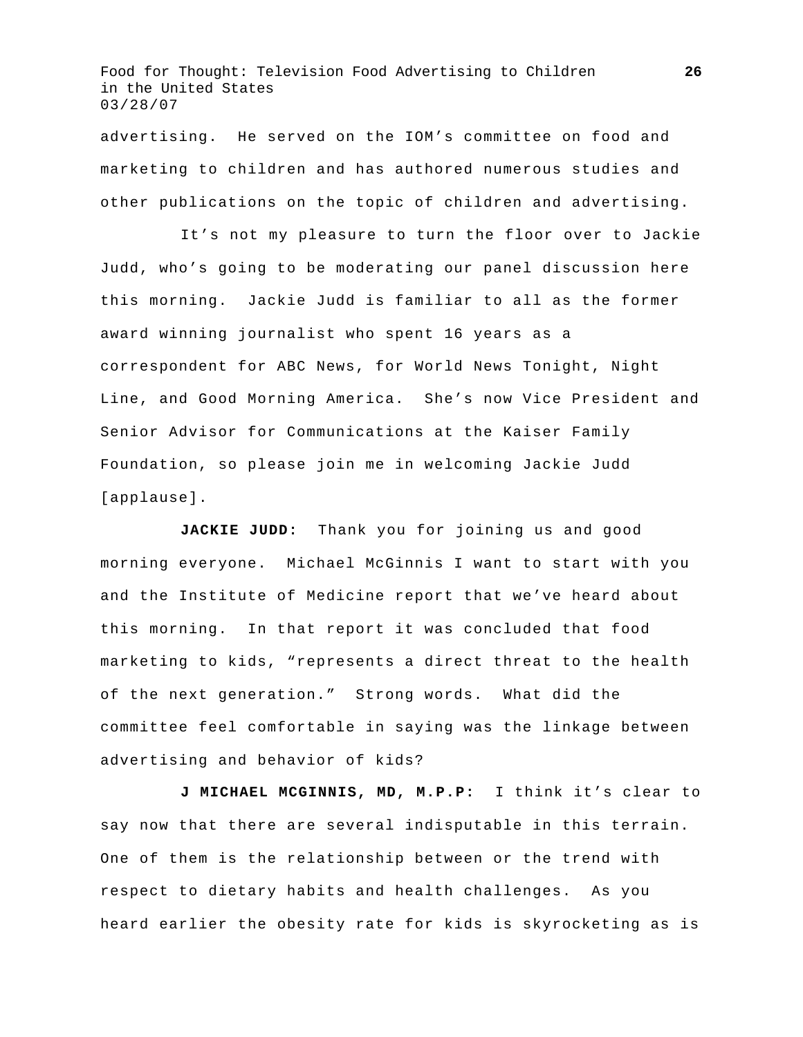advertising. He served on the IOM's committee on food and marketing to children and has authored numerous studies and other publications on the topic of children and advertising.

It's not my pleasure to turn the floor over to Jackie Judd, who's going to be moderating our panel discussion here this morning. Jackie Judd is familiar to all as the former award winning journalist who spent 16 years as a correspondent for ABC News, for World News Tonight, Night Line, and Good Morning America. She's now Vice President and Senior Advisor for Communications at the Kaiser Family Foundation, so please join me in welcoming Jackie Judd [applause].

**JACKIE JUDD:** Thank you for joining us and good morning everyone. Michael McGinnis I want to start with you and the Institute of Medicine report that we've heard about this morning. In that report it was concluded that food marketing to kids, "represents a direct threat to the health of the next generation." Strong words. What did the committee feel comfortable in saying was the linkage between advertising and behavior of kids?

**J MICHAEL MCGINNIS, MD, M.P.P:** I think it's clear to say now that there are several indisputable in this terrain. One of them is the relationship between or the trend with respect to dietary habits and health challenges. As you heard earlier the obesity rate for kids is skyrocketing as is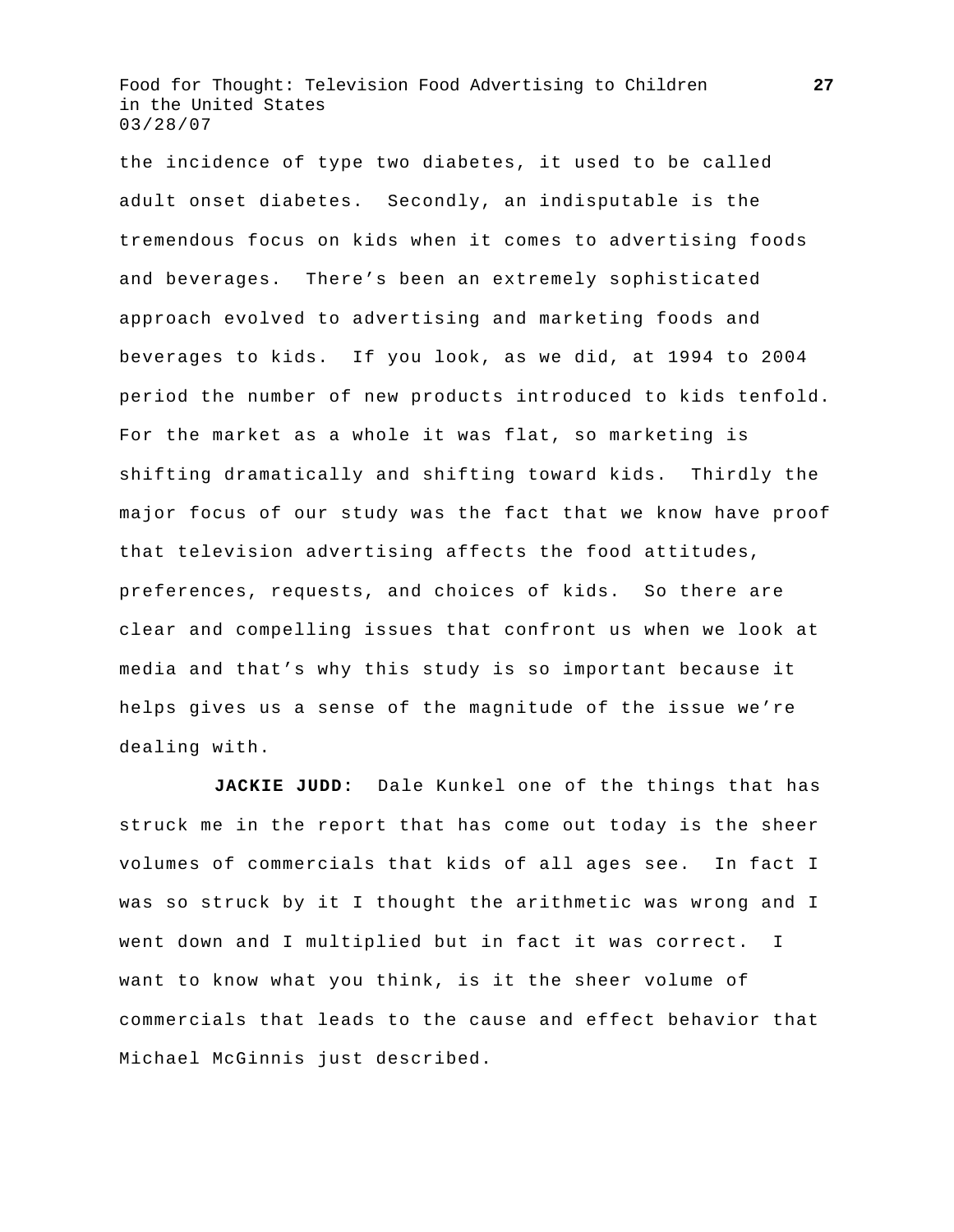the incidence of type two diabetes, it used to be called adult onset diabetes. Secondly, an indisputable is the tremendous focus on kids when it comes to advertising foods and beverages. There's been an extremely sophisticated approach evolved to advertising and marketing foods and beverages to kids. If you look, as we did, at 1994 to 2004 period the number of new products introduced to kids tenfold. For the market as a whole it was flat, so marketing is shifting dramatically and shifting toward kids. Thirdly the major focus of our study was the fact that we know have proof that television advertising affects the food attitudes, preferences, requests, and choices of kids. So there are clear and compelling issues that confront us when we look at media and that's why this study is so important because it helps gives us a sense of the magnitude of the issue we're dealing with.

**JACKIE JUDD:** Dale Kunkel one of the things that has struck me in the report that has come out today is the sheer volumes of commercials that kids of all ages see. In fact I was so struck by it I thought the arithmetic was wrong and I went down and I multiplied but in fact it was correct. I want to know what you think, is it the sheer volume of commercials that leads to the cause and effect behavior that Michael McGinnis just described.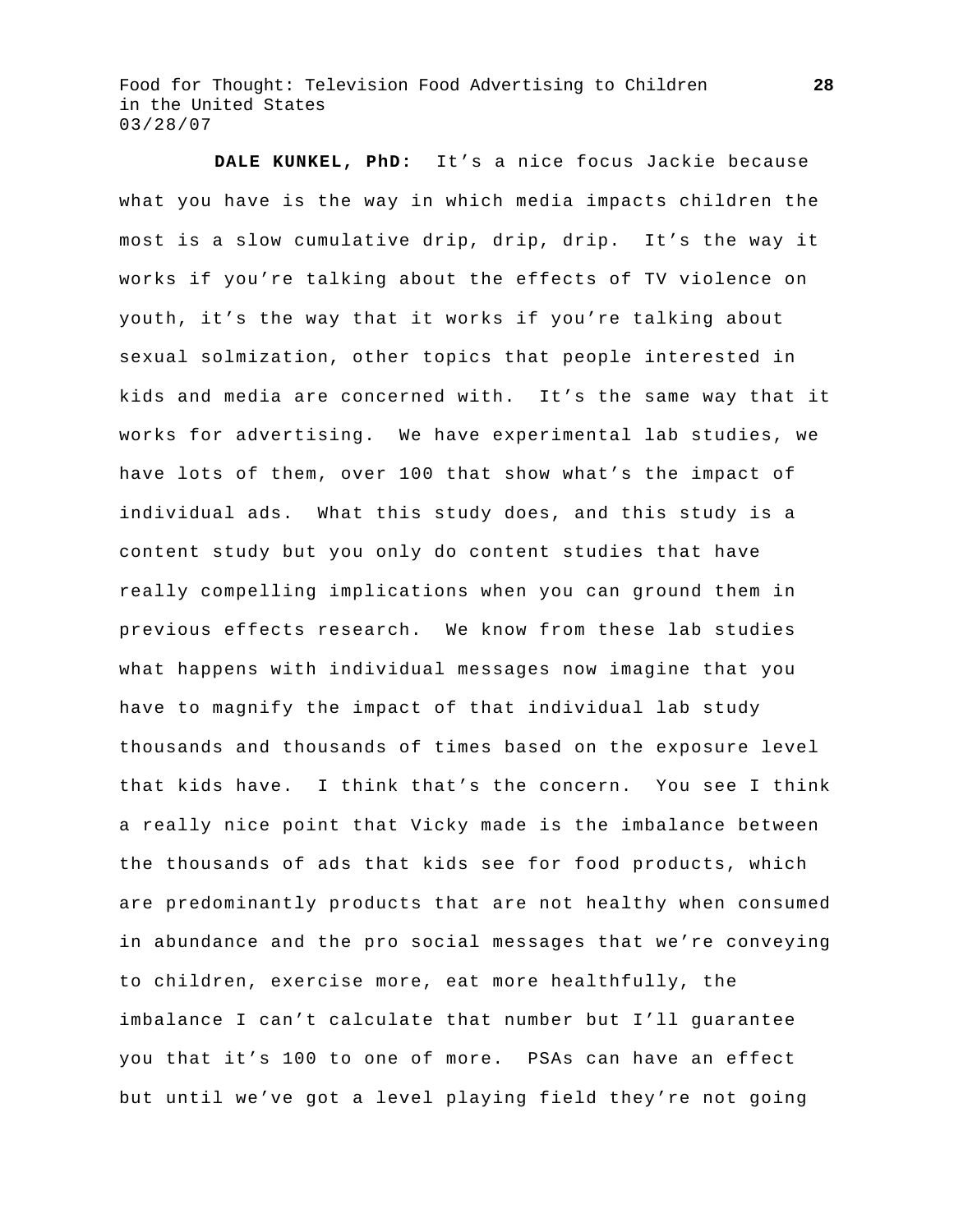**DALE KUNKEL, PhD:** It's a nice focus Jackie because what you have is the way in which media impacts children the most is a slow cumulative drip, drip, drip. It's the way it works if you're talking about the effects of TV violence on youth, it's the way that it works if you're talking about sexual solmization, other topics that people interested in kids and media are concerned with. It's the same way that it works for advertising. We have experimental lab studies, we have lots of them, over 100 that show what's the impact of individual ads. What this study does, and this study is a content study but you only do content studies that have really compelling implications when you can ground them in previous effects research. We know from these lab studies what happens with individual messages now imagine that you have to magnify the impact of that individual lab study thousands and thousands of times based on the exposure level that kids have. I think that's the concern. You see I think a really nice point that Vicky made is the imbalance between the thousands of ads that kids see for food products, which are predominantly products that are not healthy when consumed in abundance and the pro social messages that we're conveying to children, exercise more, eat more healthfully, the imbalance I can't calculate that number but I'll guarantee you that it's 100 to one of more. PSAs can have an effect but until we've got a level playing field they're not going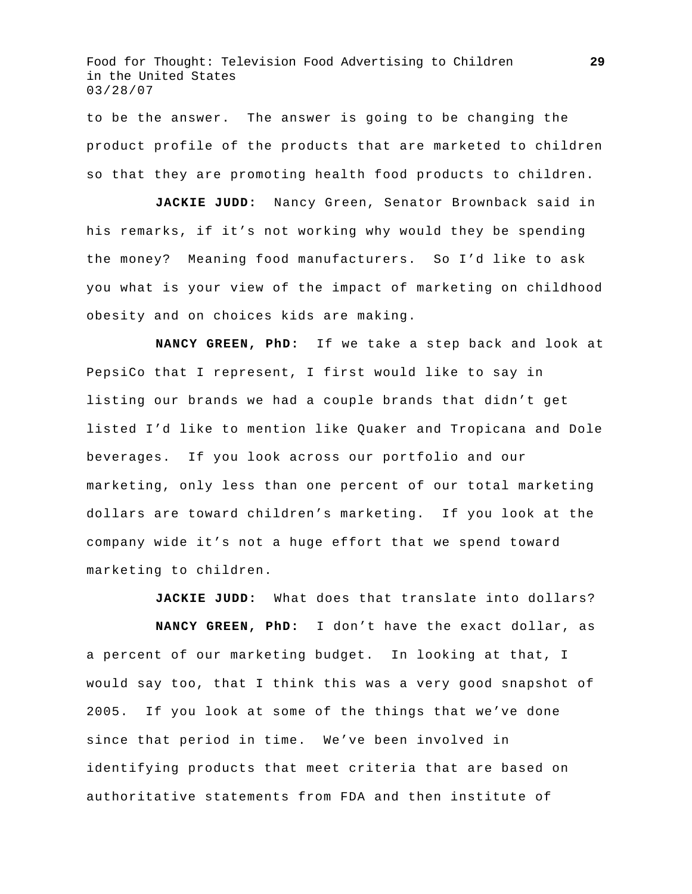to be the answer. The answer is going to be changing the product profile of the products that are marketed to children so that they are promoting health food products to children.

**JACKIE JUDD:** Nancy Green, Senator Brownback said in his remarks, if it's not working why would they be spending the money? Meaning food manufacturers. So I'd like to ask you what is your view of the impact of marketing on childhood obesity and on choices kids are making.

**NANCY GREEN, PhD:** If we take a step back and look at PepsiCo that I represent, I first would like to say in listing our brands we had a couple brands that didn't get listed I'd like to mention like Quaker and Tropicana and Dole beverages. If you look across our portfolio and our marketing, only less than one percent of our total marketing dollars are toward children's marketing. If you look at the company wide it's not a huge effort that we spend toward marketing to children.

**JACKIE JUDD:** What does that translate into dollars?

**NANCY GREEN, PhD:** I don't have the exact dollar, as a percent of our marketing budget. In looking at that, I would say too, that I think this was a very good snapshot of 2005. If you look at some of the things that we've done since that period in time. We've been involved in identifying products that meet criteria that are based on authoritative statements from FDA and then institute of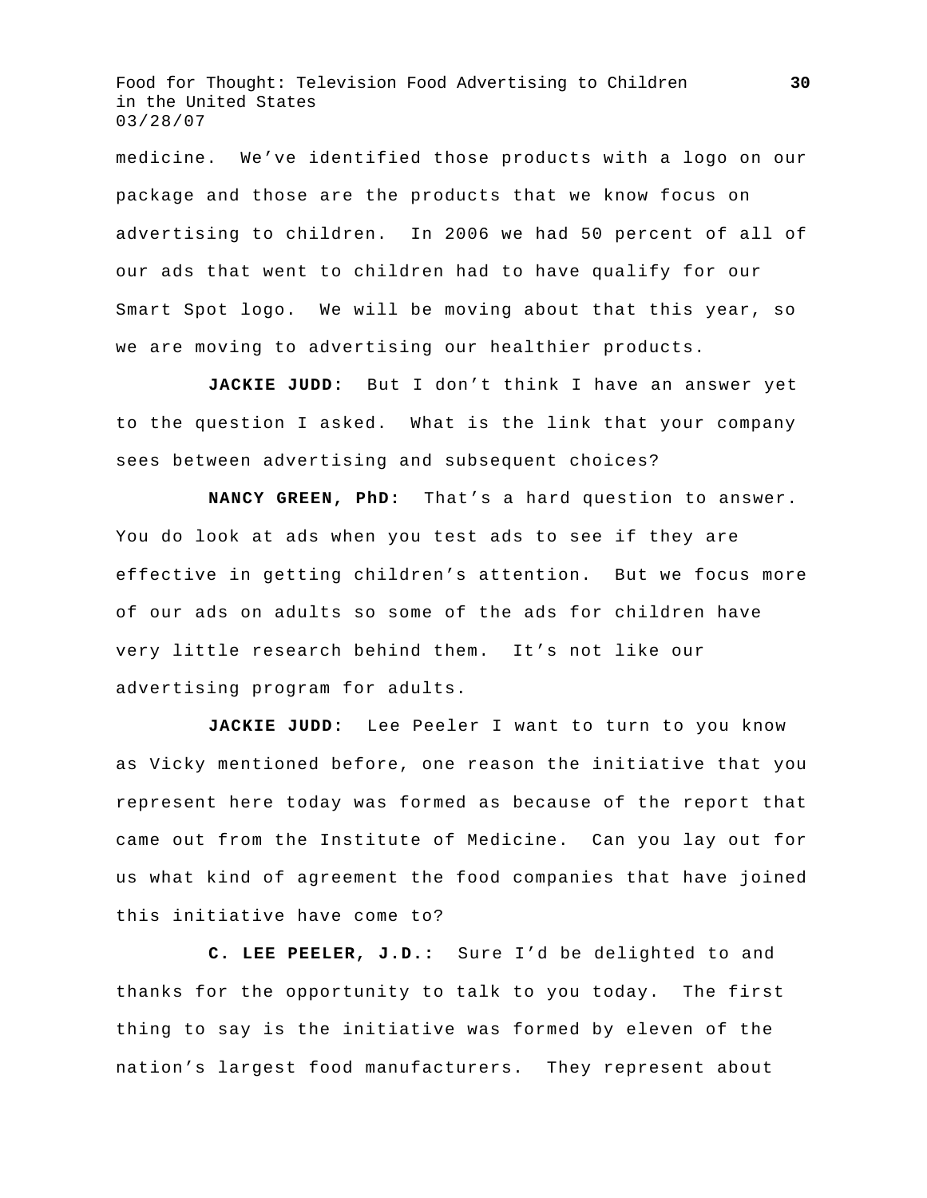medicine. We've identified those products with a logo on our package and those are the products that we know focus on advertising to children. In 2006 we had 50 percent of all of our ads that went to children had to have qualify for our Smart Spot logo. We will be moving about that this year, so we are moving to advertising our healthier products.

**JACKIE JUDD:** But I don't think I have an answer yet to the question I asked. What is the link that your company sees between advertising and subsequent choices?

**NANCY GREEN, PhD:** That's a hard question to answer. You do look at ads when you test ads to see if they are effective in getting children's attention. But we focus more of our ads on adults so some of the ads for children have very little research behind them. It's not like our advertising program for adults.

**JACKIE JUDD:** Lee Peeler I want to turn to you know as Vicky mentioned before, one reason the initiative that you represent here today was formed as because of the report that came out from the Institute of Medicine. Can you lay out for us what kind of agreement the food companies that have joined this initiative have come to?

**C. LEE PEELER, J.D.:** Sure I'd be delighted to and thanks for the opportunity to talk to you today. The first thing to say is the initiative was formed by eleven of the nation's largest food manufacturers. They represent about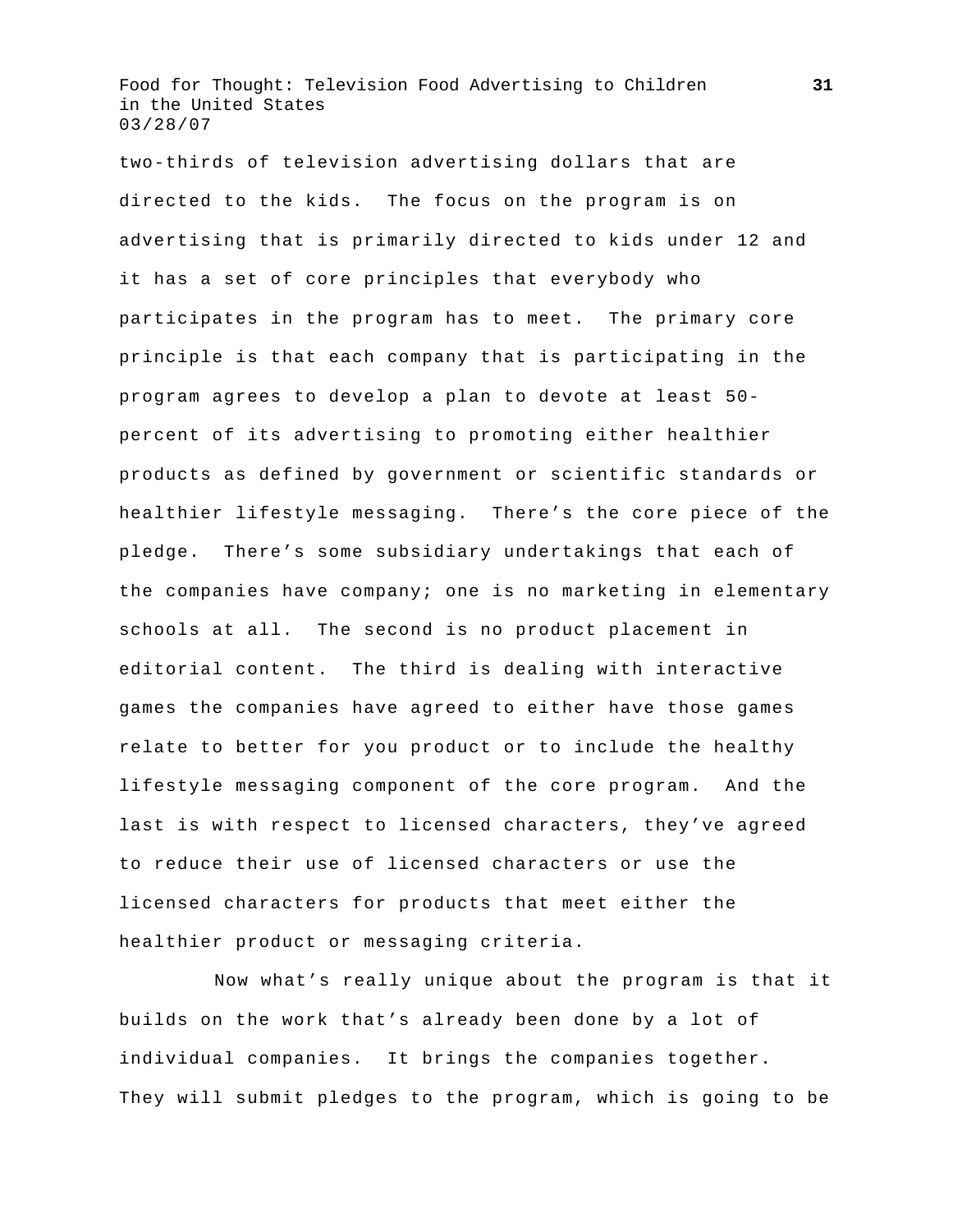two-thirds of television advertising dollars that are directed to the kids. The focus on the program is on advertising that is primarily directed to kids under 12 and it has a set of core principles that everybody who participates in the program has to meet. The primary core principle is that each company that is participating in the program agrees to develop a plan to devote at least 50-percent of its advertising to promoting either healthier products as defined by government or scientific standards or healthier lifestyle messaging. There's the core piece of the pledge. There's some subsidiary undertakings that each of the companies have company; one is no marketing in elementary schools at all. The second is no product placement in editorial content. The third is dealing with interactive games the companies have agreed to either have those games relate to better for you product or to include the healthy lifestyle messaging component of the core program. And the last is with respect to licensed characters, they've agreed to reduce their use of licensed characters or use the licensed characters for products that meet either the healthier product or messaging criteria.

Now what's really unique about the program is that it builds on the work that's already been done by a lot of individual companies. It brings the companies together. They will submit pledges to the program, which is going to be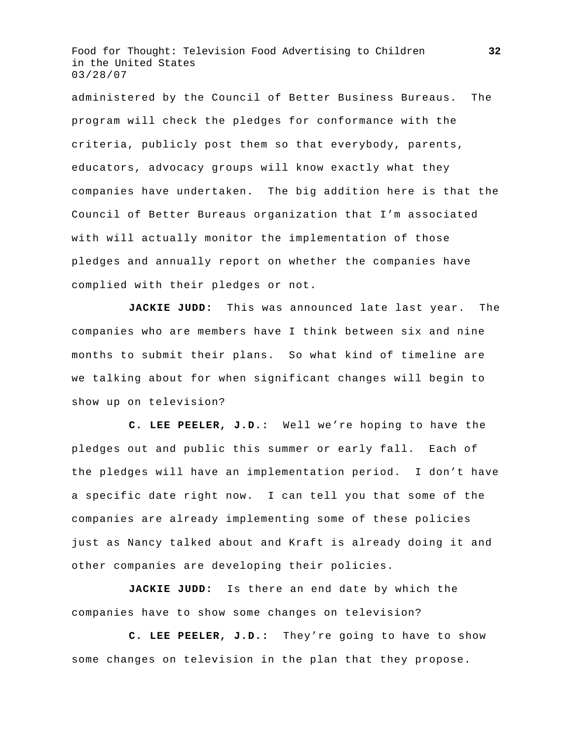administered by the Council of Better Business Bureaus. The program will check the pledges for conformance with the criteria, publicly post them so that everybody, parents, educators, advocacy groups will know exactly what they companies have undertaken. The big addition here is that the Council of Better Bureaus organization that I'm associated with will actually monitor the implementation of those pledges and annually report on whether the companies have complied with their pledges or not.

**JACKIE JUDD:** This was announced late last year. The companies who are members have I think between six and nine months to submit their plans. So what kind of timeline are we talking about for when significant changes will begin to show up on television?

**C. LEE PEELER, J.D.:** Well we're hoping to have the pledges out and public this summer or early fall. Each of the pledges will have an implementation period. I don't have a specific date right now. I can tell you that some of the companies are already implementing some of these policies just as Nancy talked about and Kraft is already doing it and other companies are developing their policies.

**JACKIE JUDD:** Is there an end date by which the companies have to show some changes on television?

**C. LEE PEELER, J.D.:** They're going to have to show some changes on television in the plan that they propose.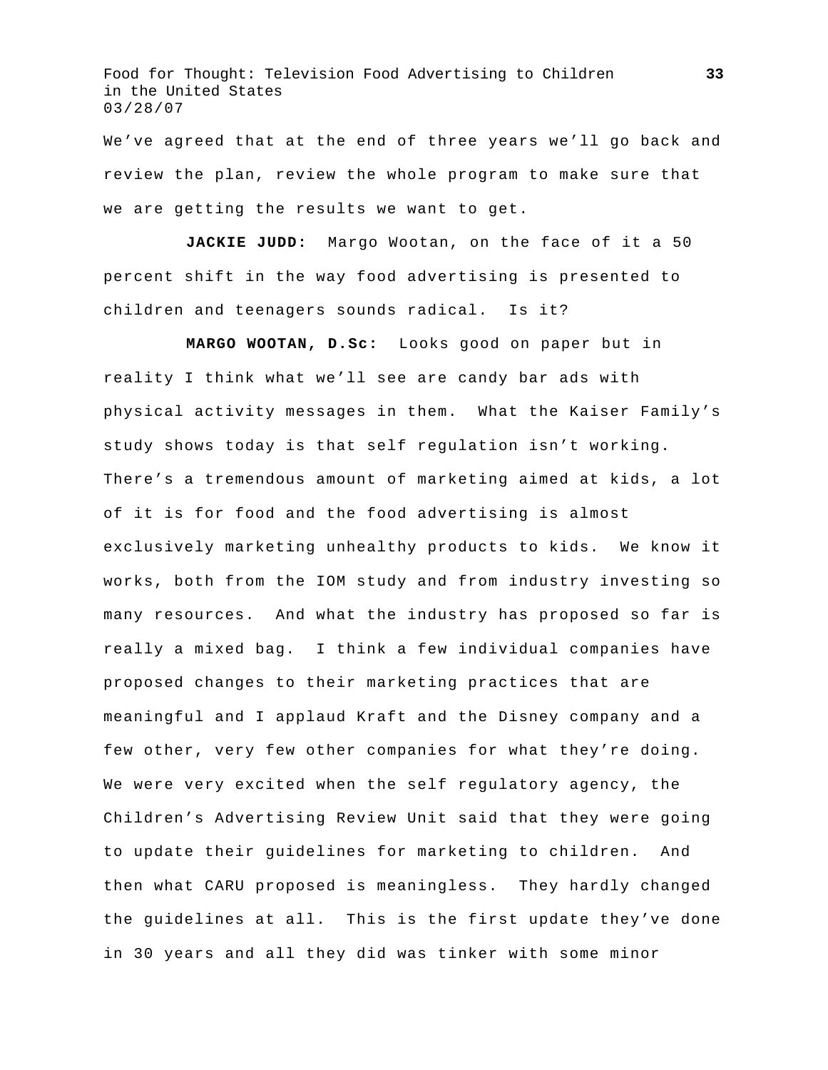We've agreed that at the end of three years we'll go back and review the plan, review the whole program to make sure that we are getting the results we want to get.

**JACKIE JUDD:** Margo Wootan, on the face of it a 50 percent shift in the way food advertising is presented to children and teenagers sounds radical. Is it?

**MARGO WOOTAN, D.Sc:** Looks good on paper but in reality I think what we'll see are candy bar ads with physical activity messages in them. What the Kaiser Family's study shows today is that self regulation isn't working. There's a tremendous amount of marketing aimed at kids, a lot of it is for food and the food advertising is almost exclusively marketing unhealthy products to kids. We know it works, both from the IOM study and from industry investing so many resources. And what the industry has proposed so far is really a mixed bag. I think a few individual companies have proposed changes to their marketing practices that are meaningful and I applaud Kraft and the Disney company and a few other, very few other companies for what they're doing. We were very excited when the self regulatory agency, the Children's Advertising Review Unit said that they were going to update their guidelines for marketing to children. And then what CARU proposed is meaningless. They hardly changed the guidelines at all. This is the first update they've done in 30 years and all they did was tinker with some minor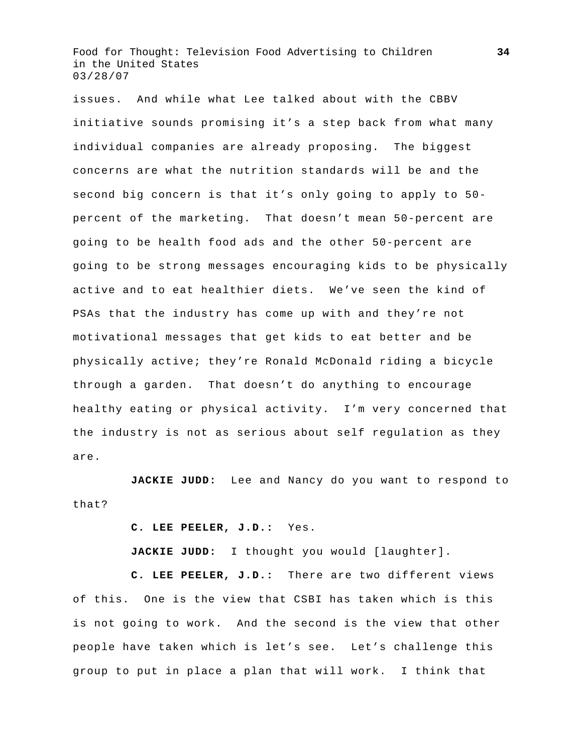issues. And while what Lee talked about with the CBBV initiative sounds promising it's a step back from what many individual companies are already proposing. The biggest concerns are what the nutrition standards will be and the second big concern is that it's only going to apply to 50-percent of the marketing. That doesn't mean 50-percent are going to be health food ads and the other 50-percent are going to be strong messages encouraging kids to be physically active and to eat healthier diets. We've seen the kind of PSAs that the industry has come up with and they're not motivational messages that get kids to eat better and be physically active; they're Ronald McDonald riding a bicycle through a garden. That doesn't do anything to encourage healthy eating or physical activity. I'm very concerned that the industry is not as serious about self regulation as they are.

**JACKIE JUDD:** Lee and Nancy do you want to respond to that?

**C. LEE PEELER, J.D.:** Yes.

**JACKIE JUDD:** I thought you would [laughter].

**C. LEE PEELER, J.D.:** There are two different views of this. One is the view that CSBI has taken which is this is not going to work. And the second is the view that other people have taken which is let's see. Let's challenge this group to put in place a plan that will work. I think that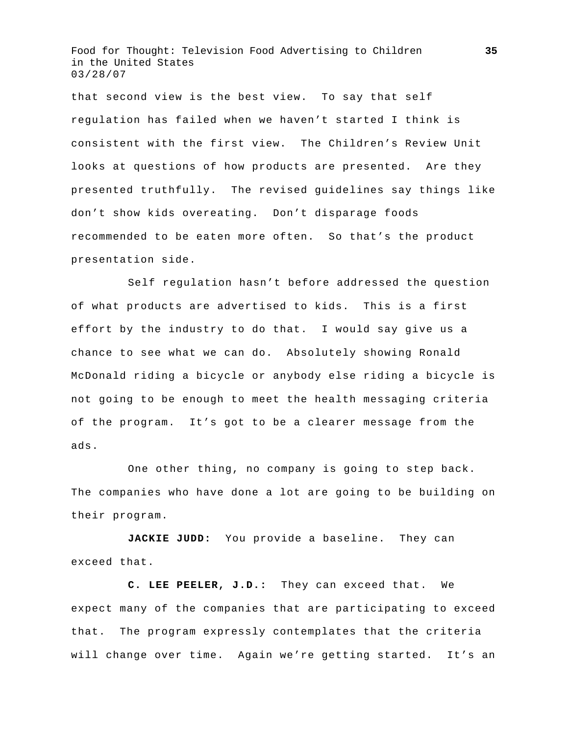that second view is the best view. To say that self regulation has failed when we haven't started I think is consistent with the first view. The Children's Review Unit looks at questions of how products are presented. Are they presented truthfully. The revised guidelines say things like don't show kids overeating. Don't disparage foods recommended to be eaten more often. So that's the product presentation side.

Self regulation hasn't before addressed the question of what products are advertised to kids. This is a first effort by the industry to do that. I would say give us a chance to see what we can do. Absolutely showing Ronald McDonald riding a bicycle or anybody else riding a bicycle is not going to be enough to meet the health messaging criteria of the program. It's got to be a clearer message from the ads.

One other thing, no company is going to step back. The companies who have done a lot are going to be building on their program.

**JACKIE JUDD:** You provide a baseline. They can exceed that.

**C. LEE PEELER, J.D.:** They can exceed that. We expect many of the companies that are participating to exceed that. The program expressly contemplates that the criteria will change over time. Again we're getting started. It's an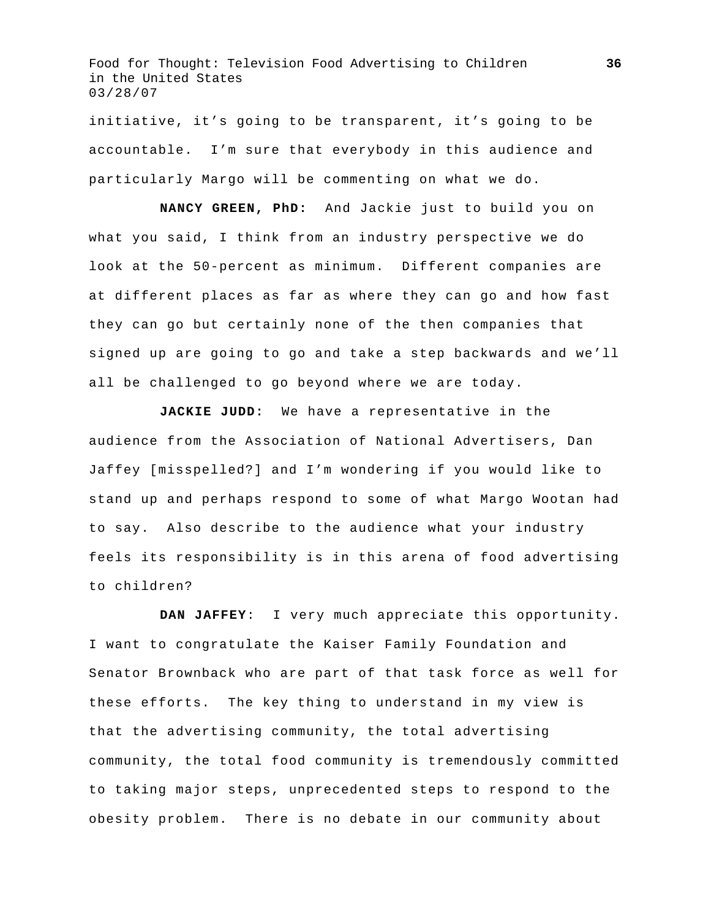initiative, it's going to be transparent, it's going to be accountable. I'm sure that everybody in this audience and particularly Margo will be commenting on what we do.

**NANCY GREEN, PhD:** And Jackie just to build you on what you said, I think from an industry perspective we do look at the 50-percent as minimum. Different companies are at different places as far as where they can go and how fast they can go but certainly none of the then companies that signed up are going to go and take a step backwards and we'll all be challenged to go beyond where we are today.

**JACKIE JUDD:** We have a representative in the audience from the Association of National Advertisers, Dan Jaffey [misspelled?] and I'm wondering if you would like to stand up and perhaps respond to some of what Margo Wootan had to say. Also describe to the audience what your industry feels its responsibility is in this arena of food advertising to children?

**DAN JAFFEY**: I very much appreciate this opportunity. I want to congratulate the Kaiser Family Foundation and Senator Brownback who are part of that task force as well for these efforts. The key thing to understand in my view is that the advertising community, the total advertising community, the total food community is tremendously committed to taking major steps, unprecedented steps to respond to the obesity problem. There is no debate in our community about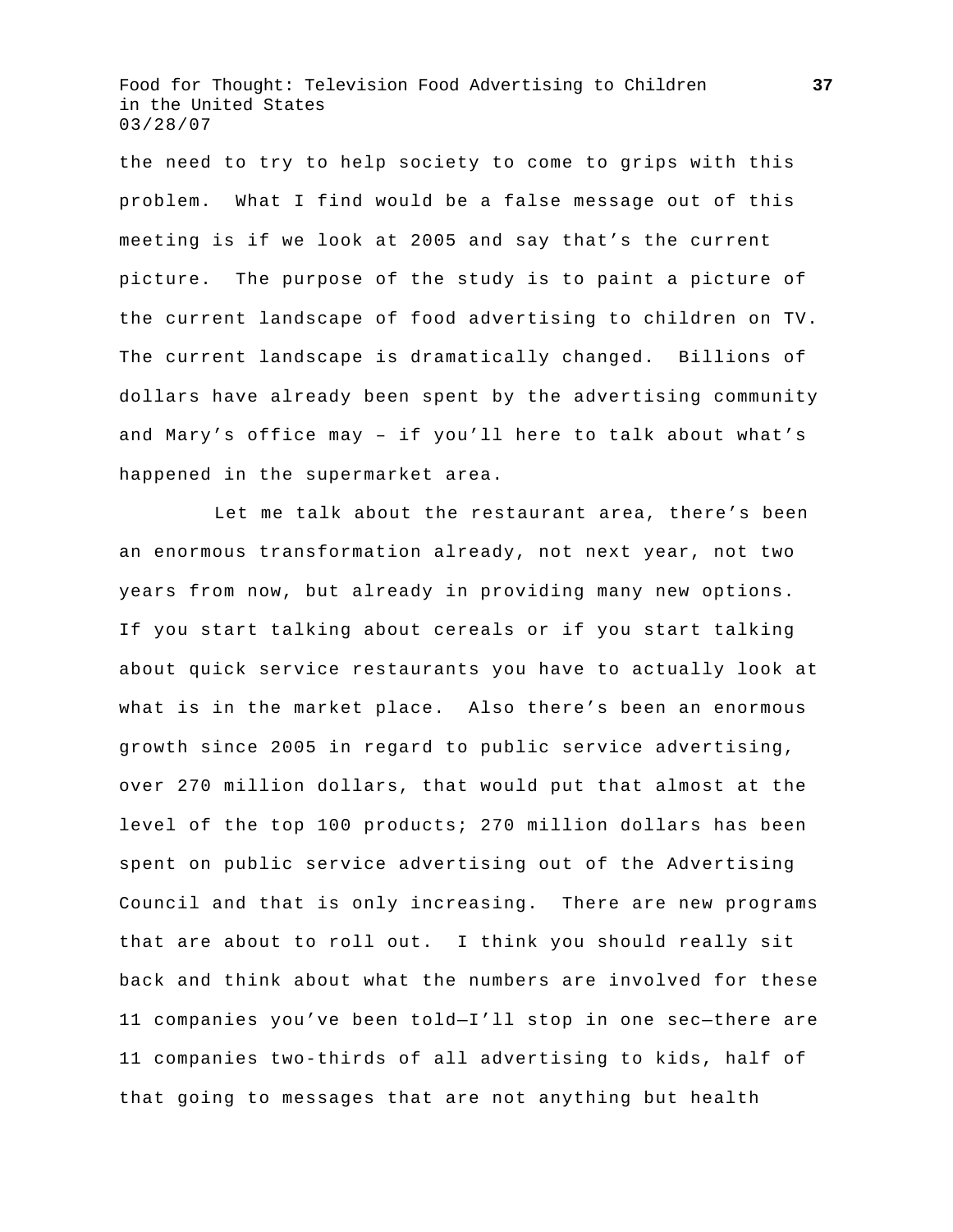the need to try to help society to come to grips with this problem. What I find would be a false message out of this meeting is if we look at 2005 and say that's the current picture. The purpose of the study is to paint a picture of the current landscape of food advertising to children on TV. The current landscape is dramatically changed. Billions of dollars have already been spent by the advertising community and Mary's office may – if you'll here to talk about what's happened in the supermarket area.

Let me talk about the restaurant area, there's been an enormous transformation already, not next year, not two years from now, but already in providing many new options. If you start talking about cereals or if you start talking about quick service restaurants you have to actually look at what is in the market place. Also there's been an enormous growth since 2005 in regard to public service advertising, over 270 million dollars, that would put that almost at the level of the top 100 products; 270 million dollars has been spent on public service advertising out of the Advertising Council and that is only increasing. There are new programs that are about to roll out. I think you should really sit back and think about what the numbers are involved for these 11 companies you've been told—I'll stop in one sec—there are 11 companies two-thirds of all advertising to kids, half of that going to messages that are not anything but health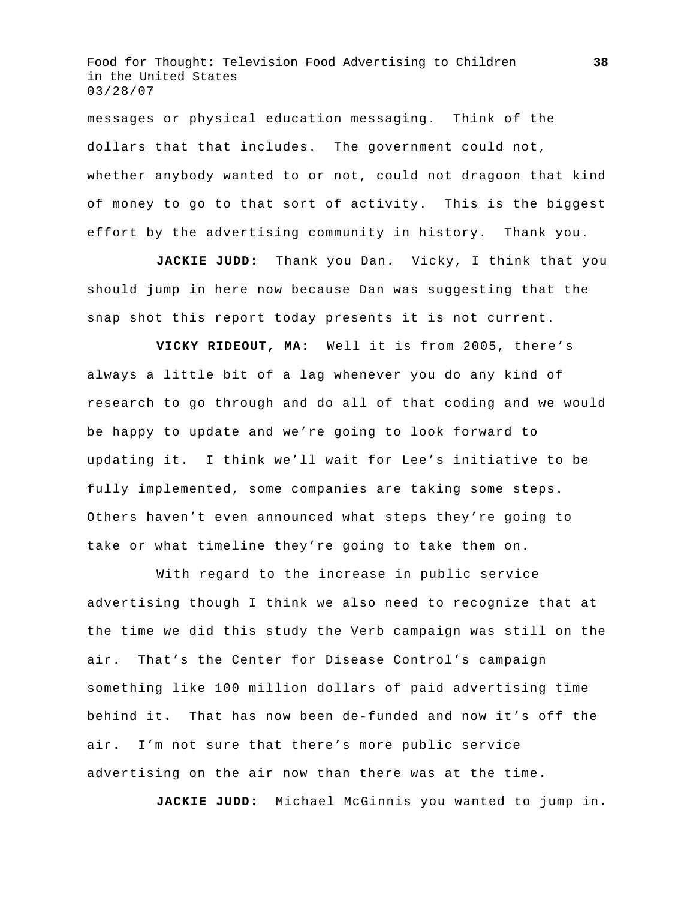messages or physical education messaging. Think of the dollars that that includes. The government could not, whether anybody wanted to or not, could not dragoon that kind of money to go to that sort of activity. This is the biggest effort by the advertising community in history. Thank you.

**JACKIE JUDD:** Thank you Dan. Vicky, I think that you should jump in here now because Dan was suggesting that the snap shot this report today presents it is not current.

**VICKY RIDEOUT, MA**: Well it is from 2005, there's always a little bit of a lag whenever you do any kind of research to go through and do all of that coding and we would be happy to update and we're going to look forward to updating it. I think we'll wait for Lee's initiative to be fully implemented, some companies are taking some steps. Others haven't even announced what steps they're going to take or what timeline they're going to take them on.

With regard to the increase in public service advertising though I think we also need to recognize that at the time we did this study the Verb campaign was still on the air. That's the Center for Disease Control's campaign something like 100 million dollars of paid advertising time behind it. That has now been de-funded and now it's off the air. I'm not sure that there's more public service advertising on the air now than there was at the time.

**JACKIE JUDD:** Michael McGinnis you wanted to jump in.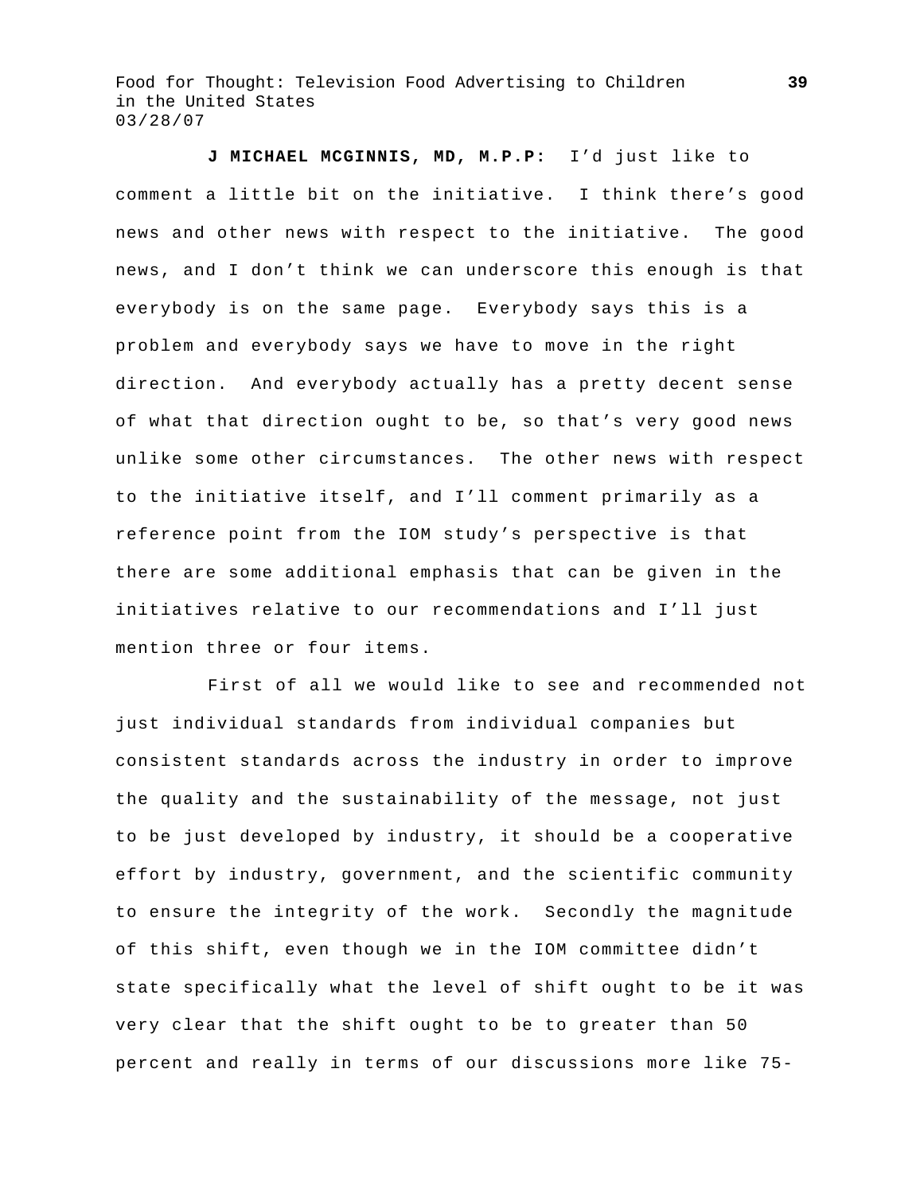**J MICHAEL MCGINNIS, MD, M.P.P:** I'd just like to comment a little bit on the initiative. I think there's good news and other news with respect to the initiative. The good news, and I don't think we can underscore this enough is that everybody is on the same page. Everybody says this is a problem and everybody says we have to move in the right direction. And everybody actually has a pretty decent sense of what that direction ought to be, so that's very good news unlike some other circumstances. The other news with respect to the initiative itself, and I'll comment primarily as a reference point from the IOM study's perspective is that there are some additional emphasis that can be given in the initiatives relative to our recommendations and I'll just mention three or four items.

First of all we would like to see and recommended not just individual standards from individual companies but consistent standards across the industry in order to improve the quality and the sustainability of the message, not just to be just developed by industry, it should be a cooperative effort by industry, government, and the scientific community to ensure the integrity of the work. Secondly the magnitude of this shift, even though we in the IOM committee didn't state specifically what the level of shift ought to be it was very clear that the shift ought to be to greater than 50 percent and really in terms of our discussions more like 75-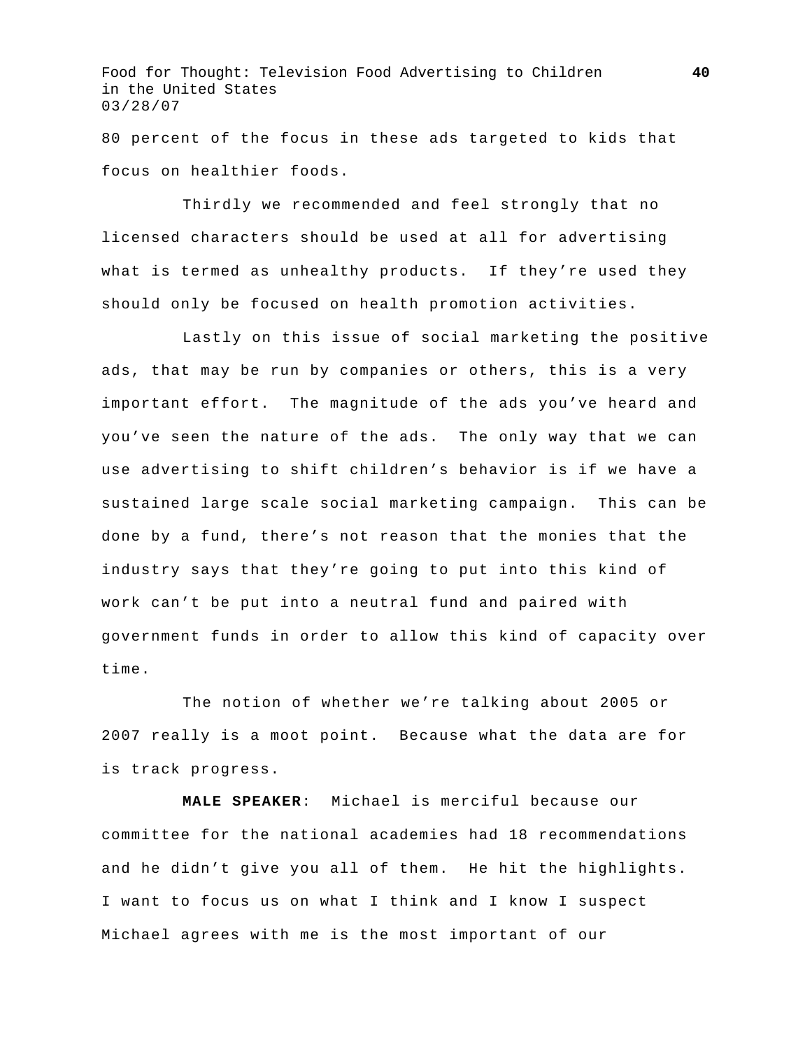80 percent of the focus in these ads targeted to kids that focus on healthier foods.

Thirdly we recommended and feel strongly that no licensed characters should be used at all for advertising what is termed as unhealthy products. If they're used they should only be focused on health promotion activities.

Lastly on this issue of social marketing the positive ads, that may be run by companies or others, this is a very important effort. The magnitude of the ads you've heard and you've seen the nature of the ads. The only way that we can use advertising to shift children's behavior is if we have a sustained large scale social marketing campaign. This can be done by a fund, there's not reason that the monies that the industry says that they're going to put into this kind of work can't be put into a neutral fund and paired with government funds in order to allow this kind of capacity over time.

The notion of whether we're talking about 2005 or 2007 really is a moot point. Because what the data are for is track progress.

**MALE SPEAKER**: Michael is merciful because our committee for the national academies had 18 recommendations and he didn't give you all of them. He hit the highlights. I want to focus us on what I think and I know I suspect Michael agrees with me is the most important of our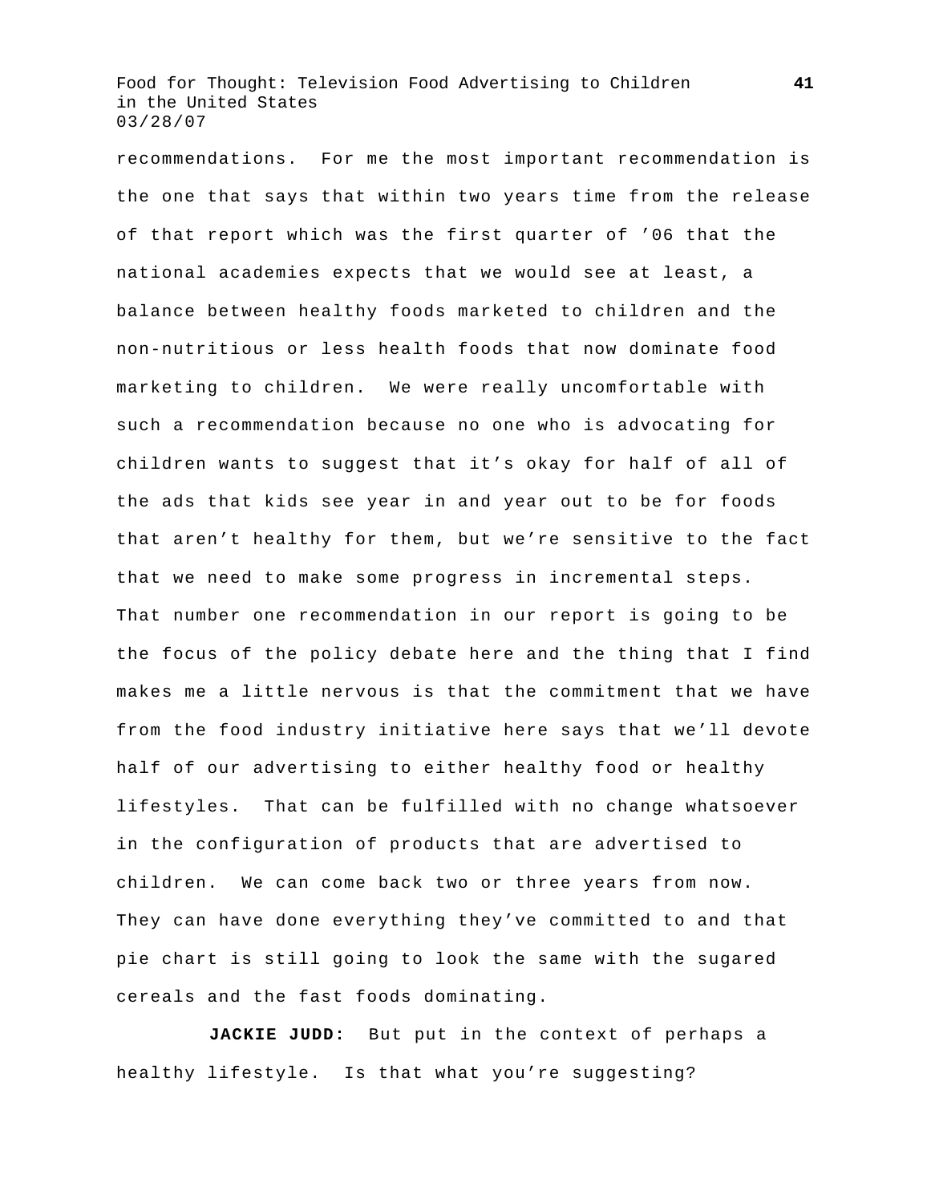recommendations. For me the most important recommendation is the one that says that within two years time from the release of that report which was the first quarter of '06 that the national academies expects that we would see at least, a balance between healthy foods marketed to children and the non-nutritious or less health foods that now dominate food marketing to children. We were really uncomfortable with such a recommendation because no one who is advocating for children wants to suggest that it's okay for half of all of the ads that kids see year in and year out to be for foods that aren't healthy for them, but we're sensitive to the fact that we need to make some progress in incremental steps. That number one recommendation in our report is going to be the focus of the policy debate here and the thing that I find makes me a little nervous is that the commitment that we have from the food industry initiative here says that we'll devote half of our advertising to either healthy food or healthy lifestyles. That can be fulfilled with no change whatsoever in the configuration of products that are advertised to children. We can come back two or three years from now. They can have done everything they've committed to and that pie chart is still going to look the same with the sugared cereals and the fast foods dominating.

**JACKIE JUDD:** But put in the context of perhaps a healthy lifestyle. Is that what you're suggesting?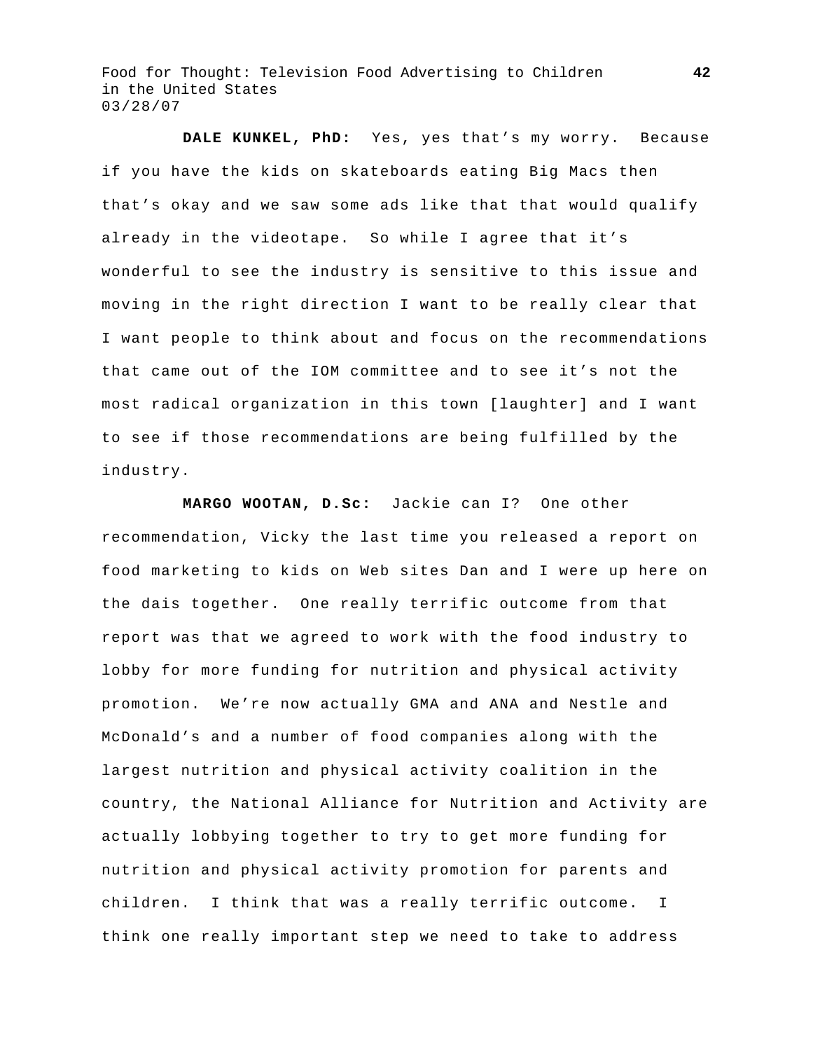**DALE KUNKEL, PhD:** Yes, yes that's my worry. Because if you have the kids on skateboards eating Big Macs then that's okay and we saw some ads like that that would qualify already in the videotape. So while I agree that it's wonderful to see the industry is sensitive to this issue and moving in the right direction I want to be really clear that I want people to think about and focus on the recommendations that came out of the IOM committee and to see it's not the most radical organization in this town [laughter] and I want to see if those recommendations are being fulfilled by the industry.

**MARGO WOOTAN, D.Sc:** Jackie can I? One other recommendation, Vicky the last time you released a report on food marketing to kids on Web sites Dan and I were up here on the dais together. One really terrific outcome from that report was that we agreed to work with the food industry to lobby for more funding for nutrition and physical activity promotion. We're now actually GMA and ANA and Nestle and McDonald's and a number of food companies along with the largest nutrition and physical activity coalition in the country, the National Alliance for Nutrition and Activity are actually lobbying together to try to get more funding for nutrition and physical activity promotion for parents and children. I think that was a really terrific outcome. I think one really important step we need to take to address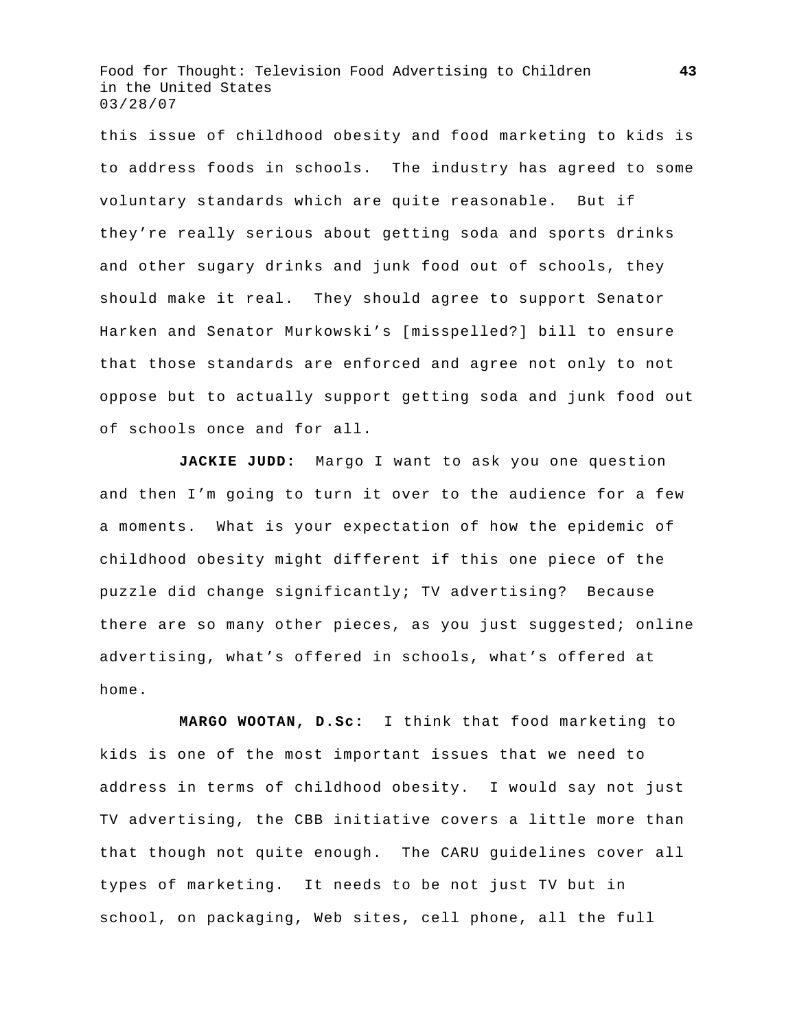this issue of childhood obesity and food marketing to kids is to address foods in schools. The industry has agreed to some voluntary standards which are quite reasonable. But if they're really serious about getting soda and sports drinks and other sugary drinks and junk food out of schools, they should make it real. They should agree to support Senator Harken and Senator Murkowski's [misspelled?] bill to ensure that those standards are enforced and agree not only to not oppose but to actually support getting soda and junk food out of schools once and for all.

**JACKIE JUDD:** Margo I want to ask you one question and then I'm going to turn it over to the audience for a few a moments. What is your expectation of how the epidemic of childhood obesity might different if this one piece of the puzzle did change significantly; TV advertising? Because there are so many other pieces, as you just suggested; online advertising, what's offered in schools, what's offered at home.

**MARGO WOOTAN, D.Sc:** I think that food marketing to kids is one of the most important issues that we need to address in terms of childhood obesity. I would say not just TV advertising, the CBB initiative covers a little more than that though not quite enough. The CARU guidelines cover all types of marketing. It needs to be not just TV but in school, on packaging, Web sites, cell phone, all the full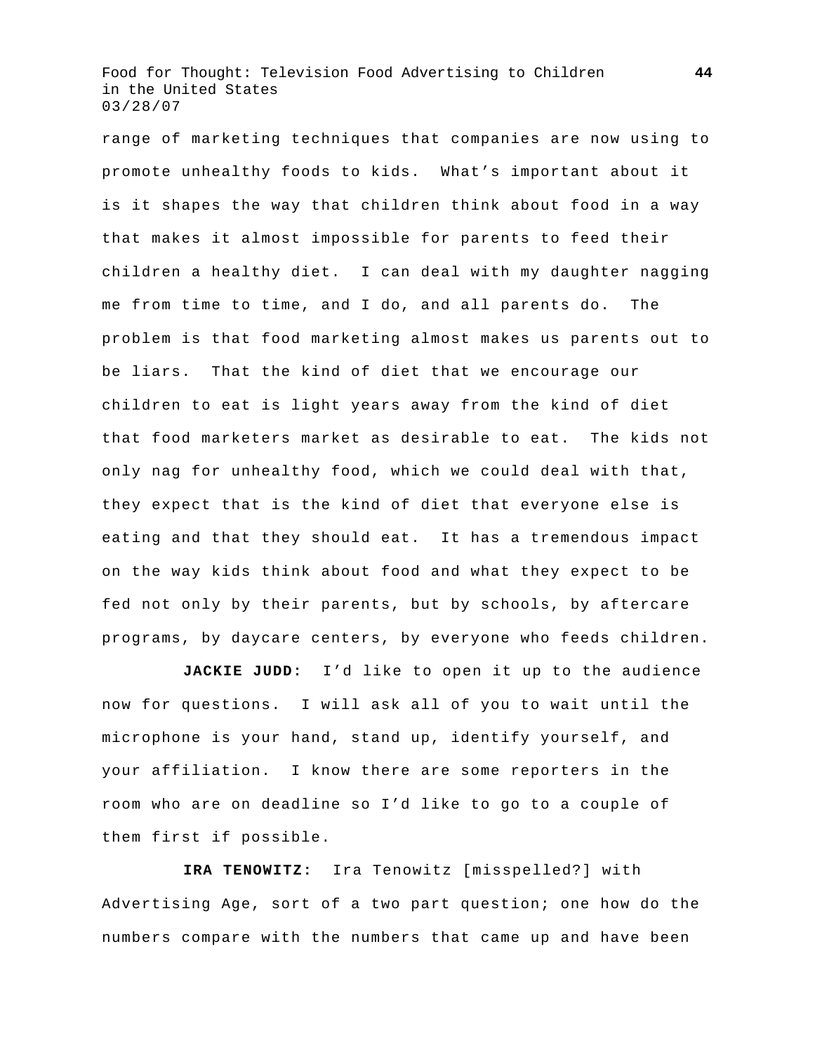range of marketing techniques that companies are now using to promote unhealthy foods to kids. What's important about it is it shapes the way that children think about food in a way that makes it almost impossible for parents to feed their children a healthy diet. I can deal with my daughter nagging me from time to time, and I do, and all parents do. The problem is that food marketing almost makes us parents out to be liars. That the kind of diet that we encourage our children to eat is light years away from the kind of diet that food marketers market as desirable to eat. The kids not only nag for unhealthy food, which we could deal with that, they expect that is the kind of diet that everyone else is eating and that they should eat. It has a tremendous impact on the way kids think about food and what they expect to be fed not only by their parents, but by schools, by aftercare programs, by daycare centers, by everyone who feeds children.

**JACKIE JUDD:** I'd like to open it up to the audience now for questions. I will ask all of you to wait until the microphone is your hand, stand up, identify yourself, and your affiliation. I know there are some reporters in the room who are on deadline so I'd like to go to a couple of them first if possible.

**IRA TENOWITZ:** Ira Tenowitz [misspelled?] with Advertising Age, sort of a two part question; one how do the numbers compare with the numbers that came up and have been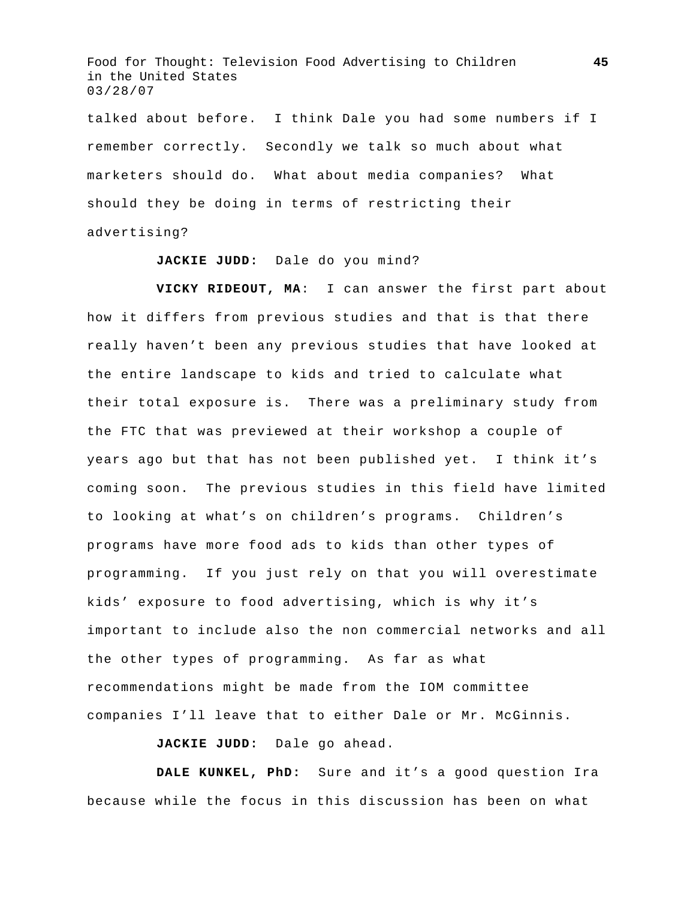talked about before. I think Dale you had some numbers if I remember correctly. Secondly we talk so much about what marketers should do. What about media companies? What should they be doing in terms of restricting their advertising?

**JACKIE JUDD:** Dale do you mind?

**VICKY RIDEOUT, MA**: I can answer the first part about how it differs from previous studies and that is that there really haven't been any previous studies that have looked at the entire landscape to kids and tried to calculate what their total exposure is. There was a preliminary study from the FTC that was previewed at their workshop a couple of years ago but that has not been published yet. I think it's coming soon. The previous studies in this field have limited to looking at what's on children's programs. Children's programs have more food ads to kids than other types of programming. If you just rely on that you will overestimate kids' exposure to food advertising, which is why it's important to include also the non commercial networks and all the other types of programming. As far as what recommendations might be made from the IOM committee companies I'll leave that to either Dale or Mr. McGinnis.

**JACKIE JUDD:** Dale go ahead.

**DALE KUNKEL, PhD:** Sure and it's a good question Ira because while the focus in this discussion has been on what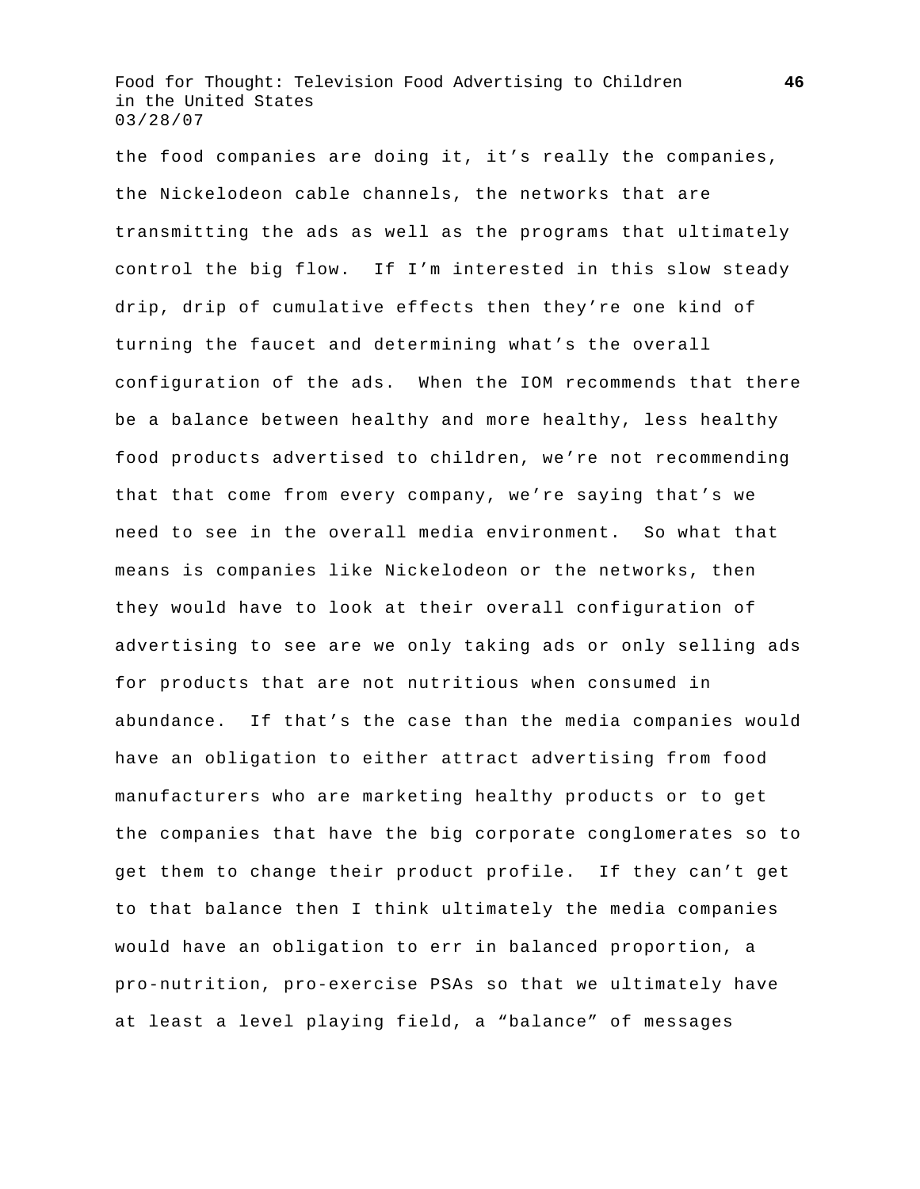the food companies are doing it, it's really the companies, the Nickelodeon cable channels, the networks that are transmitting the ads as well as the programs that ultimately control the big flow. If I'm interested in this slow steady drip, drip of cumulative effects then they're one kind of turning the faucet and determining what's the overall configuration of the ads. When the IOM recommends that there be a balance between healthy and more healthy, less healthy food products advertised to children, we're not recommending that that come from every company, we're saying that's we need to see in the overall media environment. So what that means is companies like Nickelodeon or the networks, then they would have to look at their overall configuration of advertising to see are we only taking ads or only selling ads for products that are not nutritious when consumed in abundance. If that's the case than the media companies would have an obligation to either attract advertising from food manufacturers who are marketing healthy products or to get the companies that have the big corporate conglomerates so to get them to change their product profile. If they can't get to that balance then I think ultimately the media companies would have an obligation to err in balanced proportion, a pro-nutrition, pro-exercise PSAs so that we ultimately have at least a level playing field, a "balance" of messages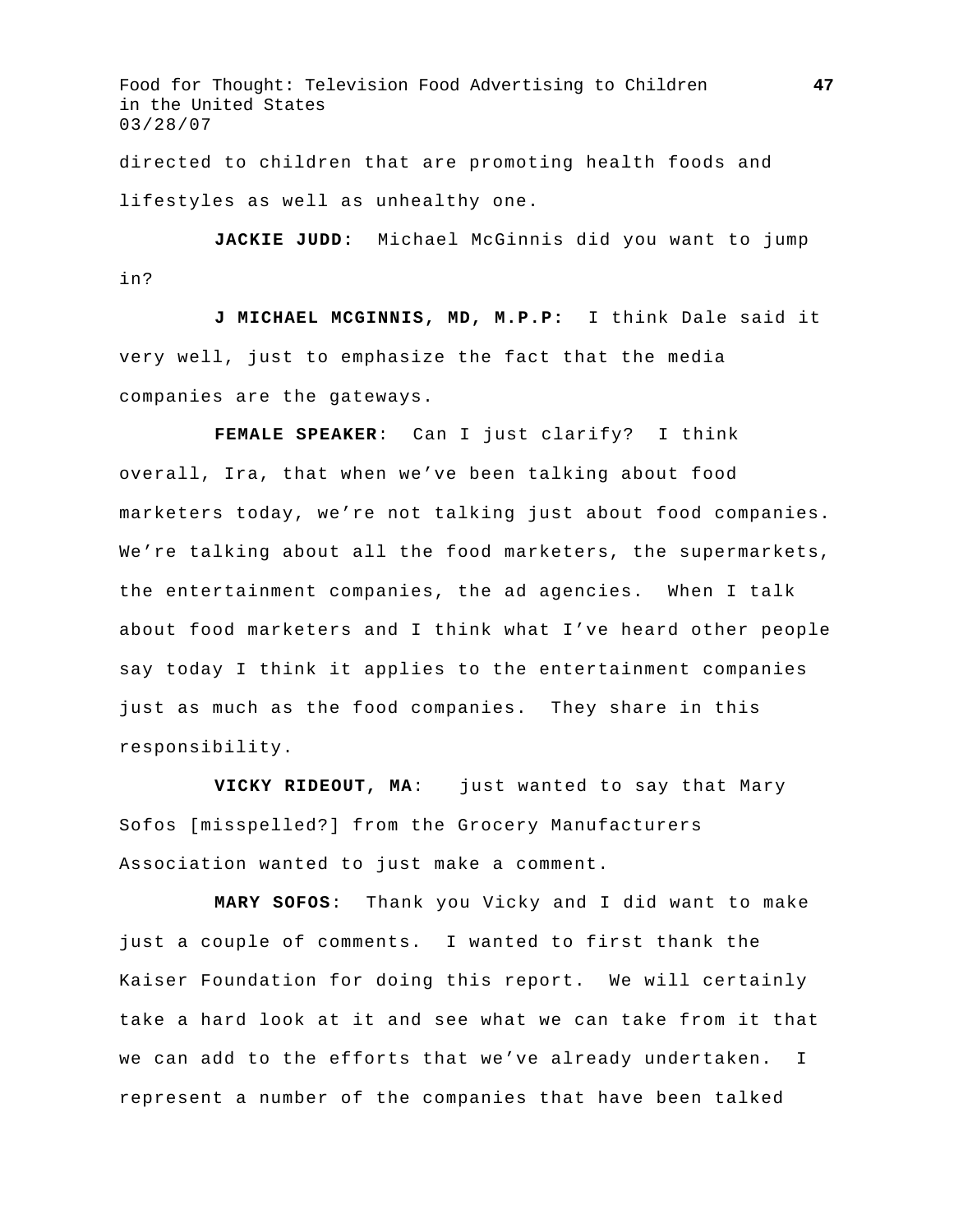directed to children that are promoting health foods and lifestyles as well as unhealthy one.

**JACKIE JUDD:** Michael McGinnis did you want to jump in?

**J MICHAEL MCGINNIS, MD, M.P.P:** I think Dale said it very well, just to emphasize the fact that the media companies are the gateways.

**FEMALE SPEAKER**: Can I just clarify? I think overall, Ira, that when we've been talking about food marketers today, we're not talking just about food companies. We're talking about all the food marketers, the supermarkets, the entertainment companies, the ad agencies. When I talk about food marketers and I think what I've heard other people say today I think it applies to the entertainment companies just as much as the food companies. They share in this responsibility.

**VICKY RIDEOUT, MA**: just wanted to say that Mary Sofos [misspelled?] from the Grocery Manufacturers Association wanted to just make a comment.

**MARY SOFOS**: Thank you Vicky and I did want to make just a couple of comments. I wanted to first thank the Kaiser Foundation for doing this report. We will certainly take a hard look at it and see what we can take from it that we can add to the efforts that we've already undertaken. I represent a number of the companies that have been talked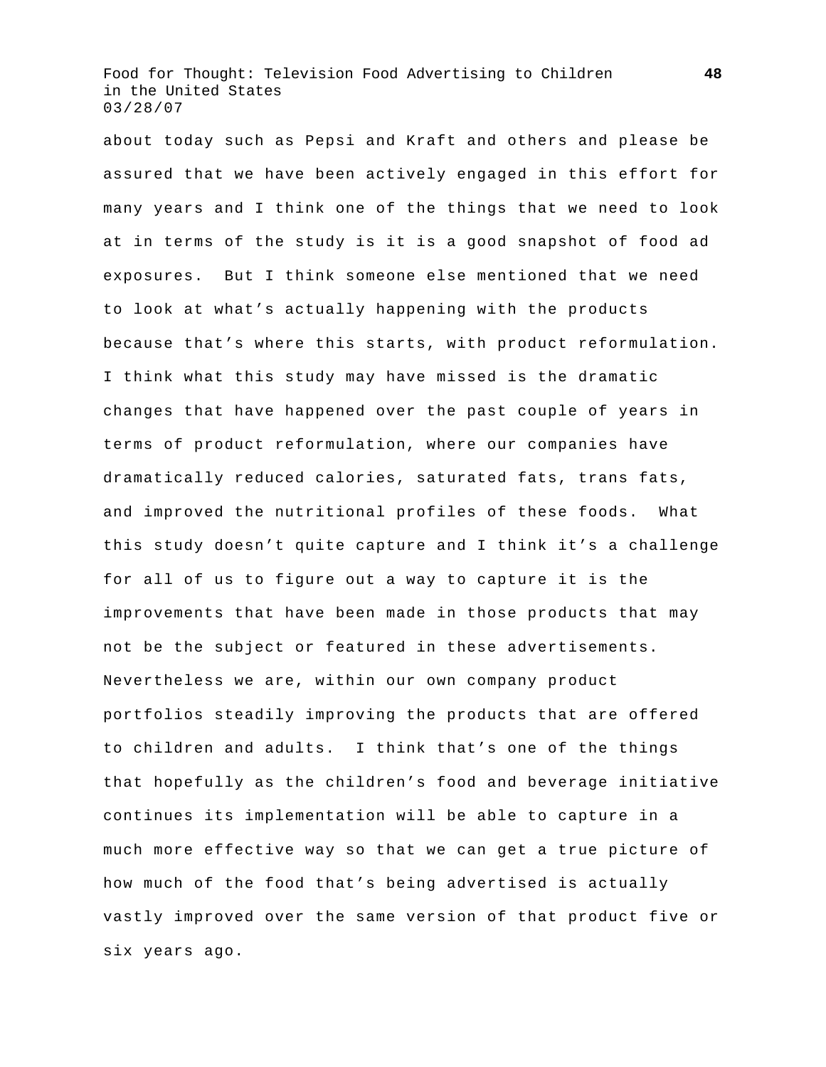about today such as Pepsi and Kraft and others and please be assured that we have been actively engaged in this effort for many years and I think one of the things that we need to look at in terms of the study is it is a good snapshot of food ad exposures. But I think someone else mentioned that we need to look at what's actually happening with the products because that's where this starts, with product reformulation. I think what this study may have missed is the dramatic changes that have happened over the past couple of years in terms of product reformulation, where our companies have dramatically reduced calories, saturated fats, trans fats, and improved the nutritional profiles of these foods. What this study doesn't quite capture and I think it's a challenge for all of us to figure out a way to capture it is the improvements that have been made in those products that may not be the subject or featured in these advertisements. Nevertheless we are, within our own company product portfolios steadily improving the products that are offered to children and adults. I think that's one of the things that hopefully as the children's food and beverage initiative continues its implementation will be able to capture in a much more effective way so that we can get a true picture of how much of the food that's being advertised is actually vastly improved over the same version of that product five or six years ago.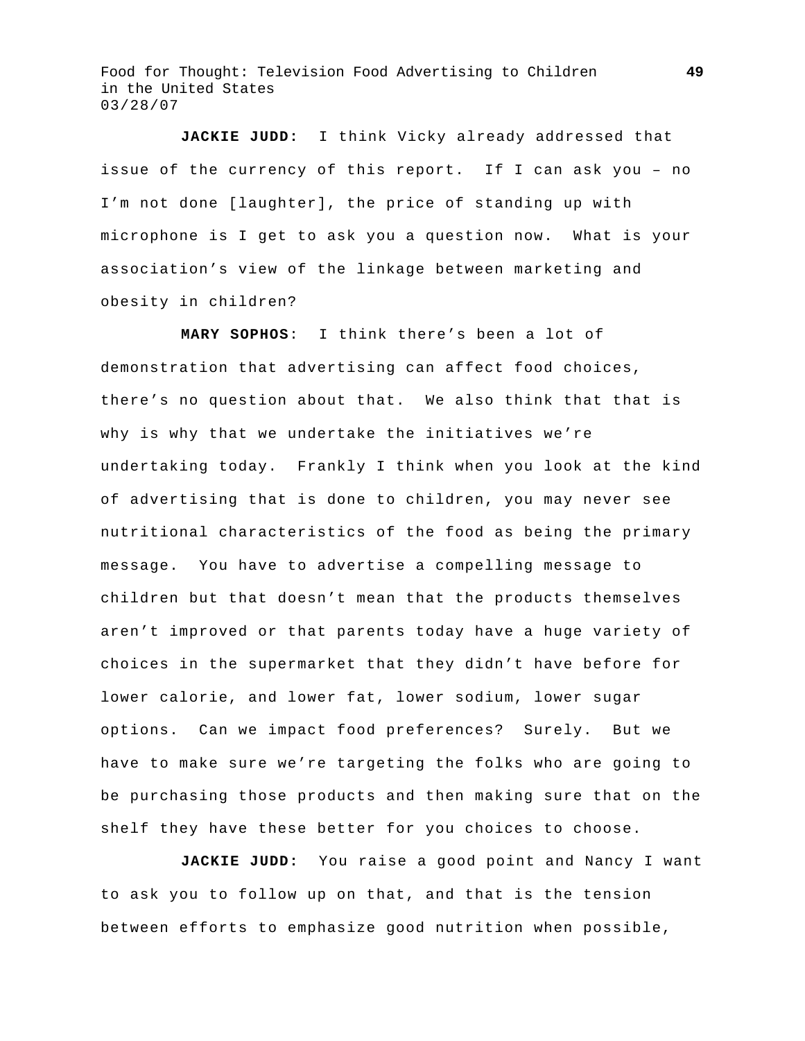**JACKIE JUDD:** I think Vicky already addressed that issue of the currency of this report. If I can ask you – no I'm not done [laughter], the price of standing up with microphone is I get to ask you a question now. What is your association's view of the linkage between marketing and obesity in children?

**MARY SOPHOS**: I think there's been a lot of demonstration that advertising can affect food choices, there's no question about that. We also think that that is why is why that we undertake the initiatives we're undertaking today. Frankly I think when you look at the kind of advertising that is done to children, you may never see nutritional characteristics of the food as being the primary message. You have to advertise a compelling message to children but that doesn't mean that the products themselves aren't improved or that parents today have a huge variety of choices in the supermarket that they didn't have before for lower calorie, and lower fat, lower sodium, lower sugar options. Can we impact food preferences? Surely. But we have to make sure we're targeting the folks who are going to be purchasing those products and then making sure that on the shelf they have these better for you choices to choose.

**JACKIE JUDD:** You raise a good point and Nancy I want to ask you to follow up on that, and that is the tension between efforts to emphasize good nutrition when possible,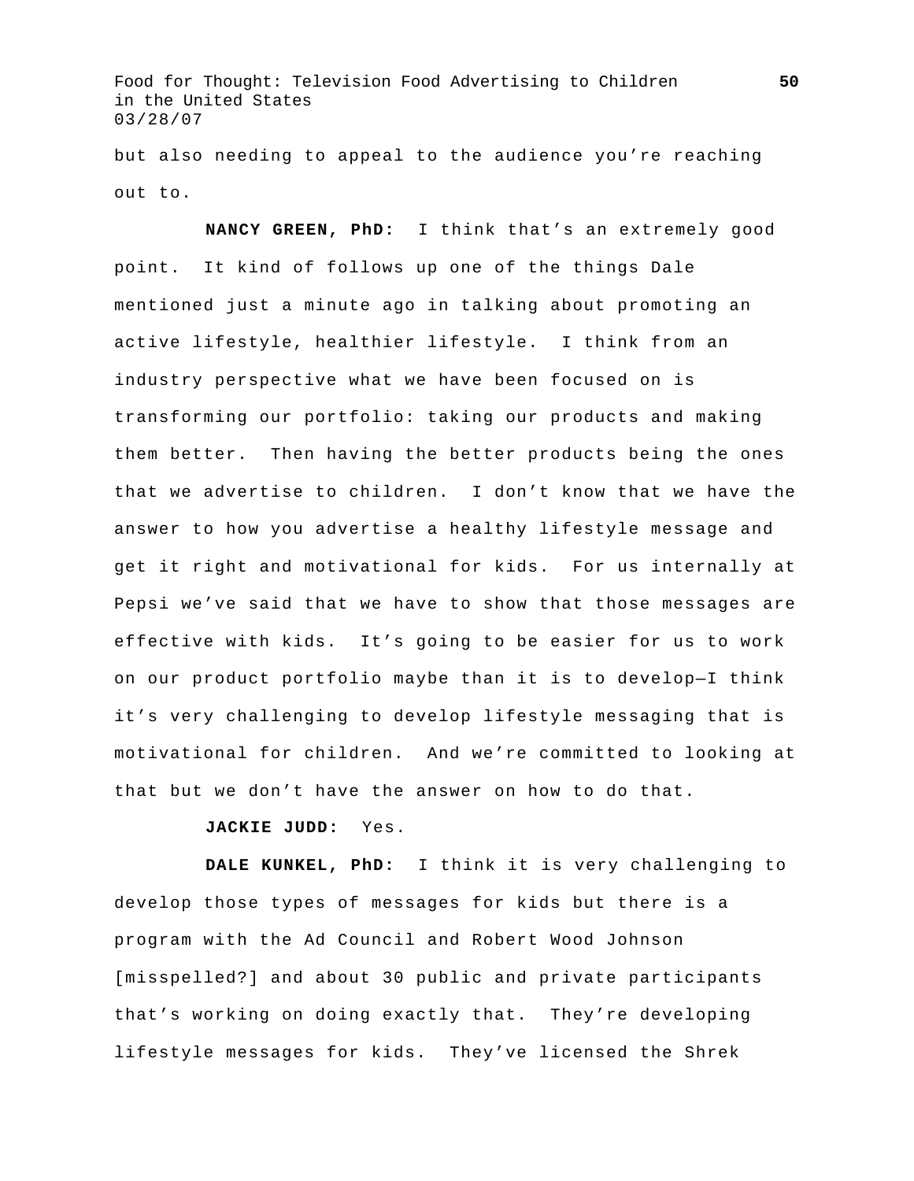but also needing to appeal to the audience you're reaching out to.

**NANCY GREEN, PhD:** I think that's an extremely good point. It kind of follows up one of the things Dale mentioned just a minute ago in talking about promoting an active lifestyle, healthier lifestyle. I think from an industry perspective what we have been focused on is transforming our portfolio: taking our products and making them better. Then having the better products being the ones that we advertise to children. I don't know that we have the answer to how you advertise a healthy lifestyle message and get it right and motivational for kids. For us internally at Pepsi we've said that we have to show that those messages are effective with kids. It's going to be easier for us to work on our product portfolio maybe than it is to develop—I think it's very challenging to develop lifestyle messaging that is motivational for children. And we're committed to looking at that but we don't have the answer on how to do that.

**JACKIE JUDD:** Yes.

**DALE KUNKEL, PhD:** I think it is very challenging to develop those types of messages for kids but there is a program with the Ad Council and Robert Wood Johnson [misspelled?] and about 30 public and private participants that's working on doing exactly that. They're developing lifestyle messages for kids. They've licensed the Shrek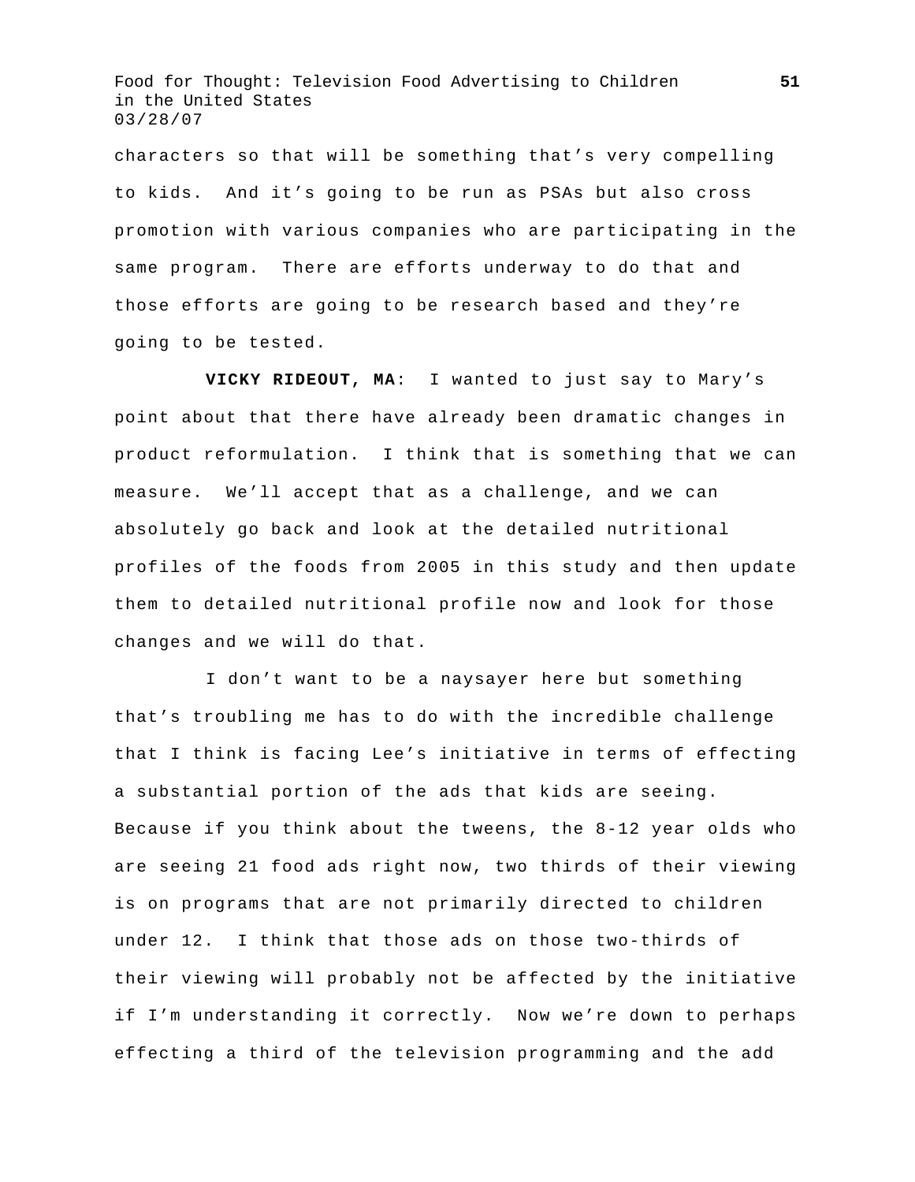characters so that will be something that's very compelling to kids. And it's going to be run as PSAs but also cross promotion with various companies who are participating in the same program. There are efforts underway to do that and those efforts are going to be research based and they're going to be tested.

**VICKY RIDEOUT, MA**: I wanted to just say to Mary's point about that there have already been dramatic changes in product reformulation. I think that is something that we can measure. We'll accept that as a challenge, and we can absolutely go back and look at the detailed nutritional profiles of the foods from 2005 in this study and then update them to detailed nutritional profile now and look for those changes and we will do that.

I don't want to be a naysayer here but something that's troubling me has to do with the incredible challenge that I think is facing Lee's initiative in terms of effecting a substantial portion of the ads that kids are seeing. Because if you think about the tweens, the 8-12 year olds who are seeing 21 food ads right now, two thirds of their viewing is on programs that are not primarily directed to children under 12. I think that those ads on those two-thirds of their viewing will probably not be affected by the initiative if I'm understanding it correctly. Now we're down to perhaps effecting a third of the television programming and the add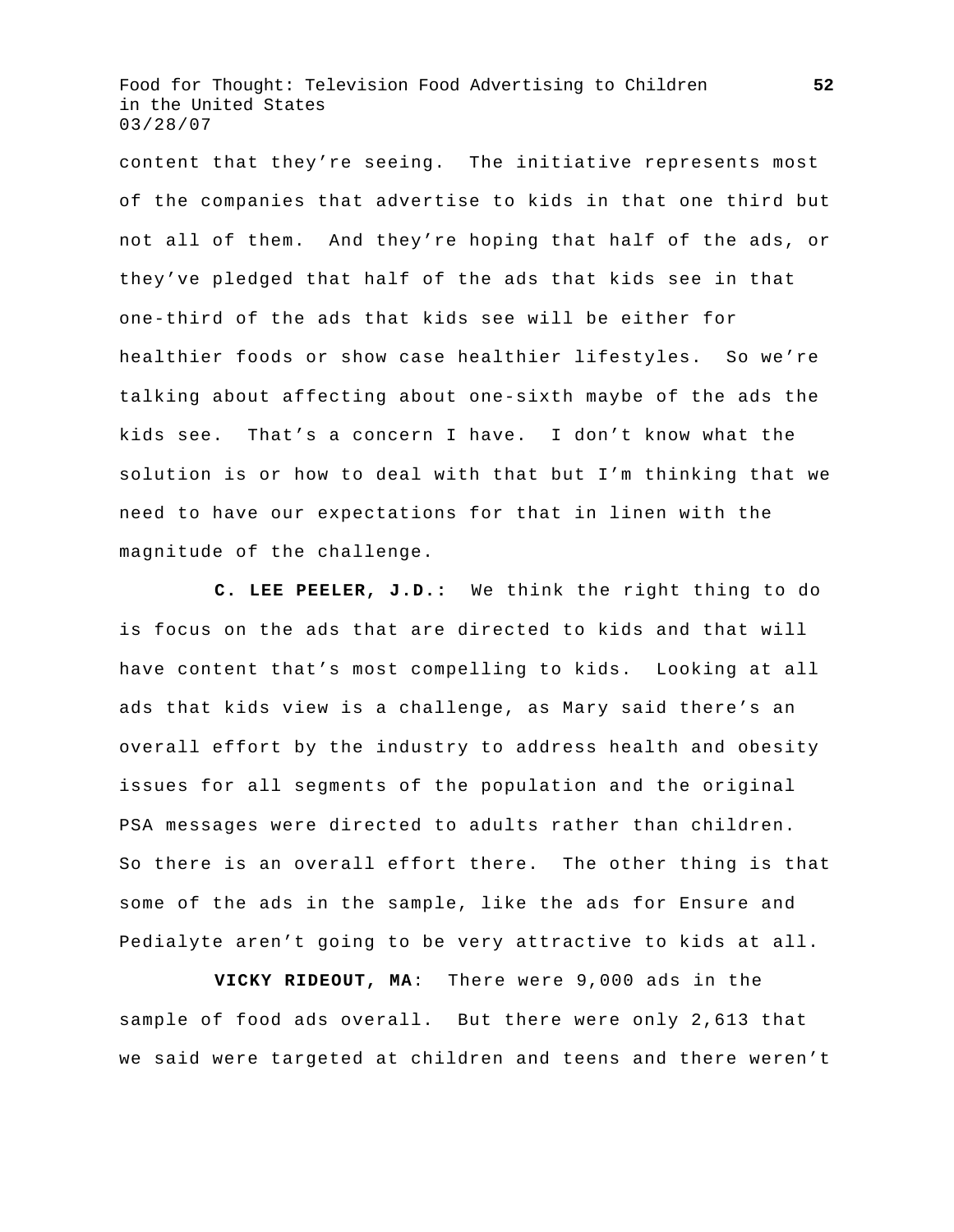content that they're seeing. The initiative represents most of the companies that advertise to kids in that one third but not all of them. And they're hoping that half of the ads, or they've pledged that half of the ads that kids see in that one-third of the ads that kids see will be either for healthier foods or show case healthier lifestyles. So we're talking about affecting about one-sixth maybe of the ads the kids see. That's a concern I have. I don't know what the solution is or how to deal with that but I'm thinking that we need to have our expectations for that in linen with the magnitude of the challenge.

**C. LEE PEELER, J.D.:** We think the right thing to do is focus on the ads that are directed to kids and that will have content that's most compelling to kids. Looking at all ads that kids view is a challenge, as Mary said there's an overall effort by the industry to address health and obesity issues for all segments of the population and the original PSA messages were directed to adults rather than children. So there is an overall effort there. The other thing is that some of the ads in the sample, like the ads for Ensure and Pedialyte aren't going to be very attractive to kids at all.

**VICKY RIDEOUT, MA**: There were 9,000 ads in the sample of food ads overall. But there were only 2,613 that we said were targeted at children and teens and there weren't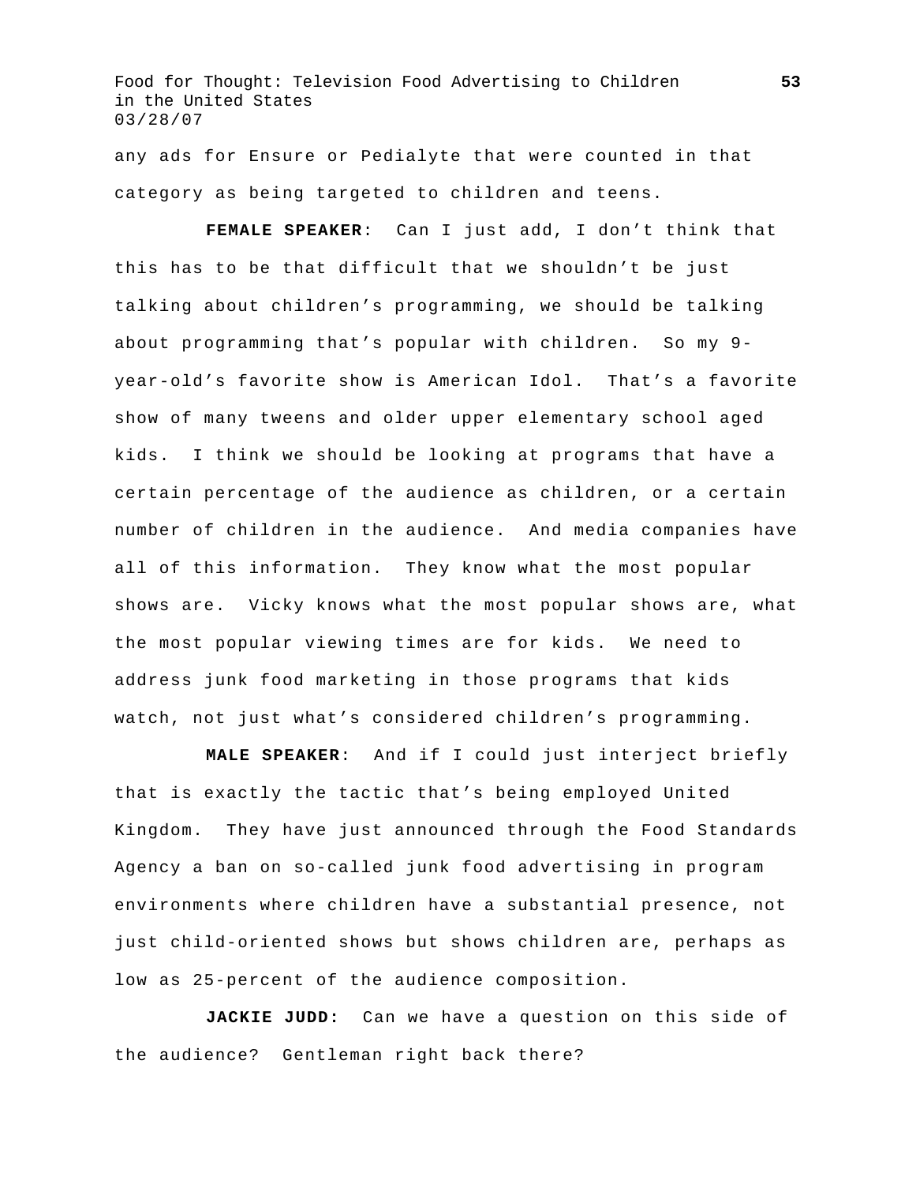any ads for Ensure or Pedialyte that were counted in that category as being targeted to children and teens.

**FEMALE SPEAKER**: Can I just add, I don't think that this has to be that difficult that we shouldn't be just talking about children's programming, we should be talking about programming that's popular with children. So my 9-year-old's favorite show is American Idol. That's a favorite show of many tweens and older upper elementary school aged kids. I think we should be looking at programs that have a certain percentage of the audience as children, or a certain number of children in the audience. And media companies have all of this information. They know what the most popular shows are. Vicky knows what the most popular shows are, what the most popular viewing times are for kids. We need to address junk food marketing in those programs that kids watch, not just what's considered children's programming.

**MALE SPEAKER**: And if I could just interject briefly that is exactly the tactic that's being employed United Kingdom. They have just announced through the Food Standards Agency a ban on so-called junk food advertising in program environments where children have a substantial presence, not just child-oriented shows but shows children are, perhaps as low as 25-percent of the audience composition.

**JACKIE JUDD:** Can we have a question on this side of the audience? Gentleman right back there?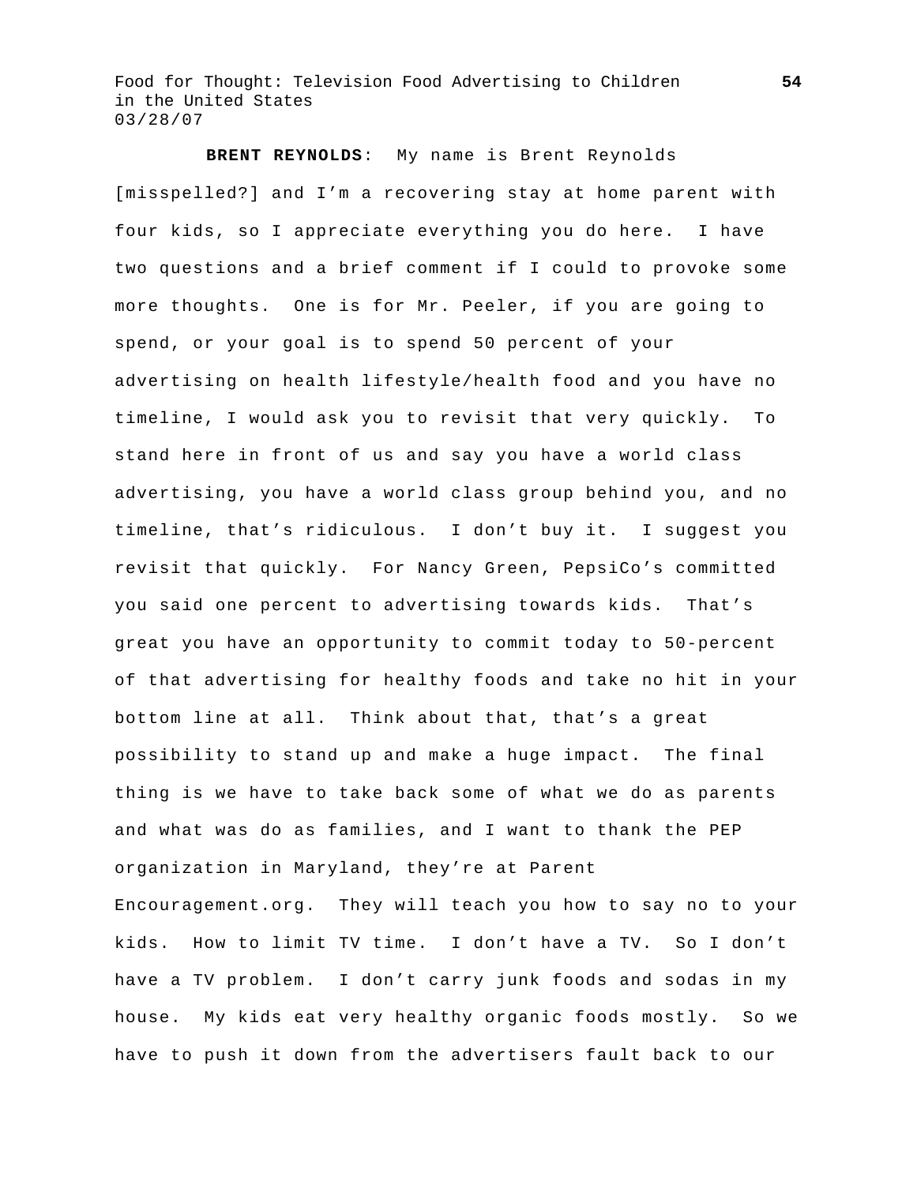**BRENT REYNOLDS**: My name is Brent Reynolds [misspelled?] and I'm a recovering stay at home parent with four kids, so I appreciate everything you do here. I have two questions and a brief comment if I could to provoke some more thoughts. One is for Mr. Peeler, if you are going to spend, or your goal is to spend 50 percent of your advertising on health lifestyle/health food and you have no timeline, I would ask you to revisit that very quickly. To stand here in front of us and say you have a world class advertising, you have a world class group behind you, and no timeline, that's ridiculous. I don't buy it. I suggest you revisit that quickly. For Nancy Green, PepsiCo's committed you said one percent to advertising towards kids. That's great you have an opportunity to commit today to 50-percent of that advertising for healthy foods and take no hit in your bottom line at all. Think about that, that's a great possibility to stand up and make a huge impact. The final thing is we have to take back some of what we do as parents and what was do as families, and I want to thank the PEP organization in Maryland, they're at Parent Encouragement.org. They will teach you how to say no to your kids. How to limit TV time. I don't have a TV. So I don't have a TV problem. I don't carry junk foods and sodas in my house. My kids eat very healthy organic foods mostly. So we have to push it down from the advertisers fault back to our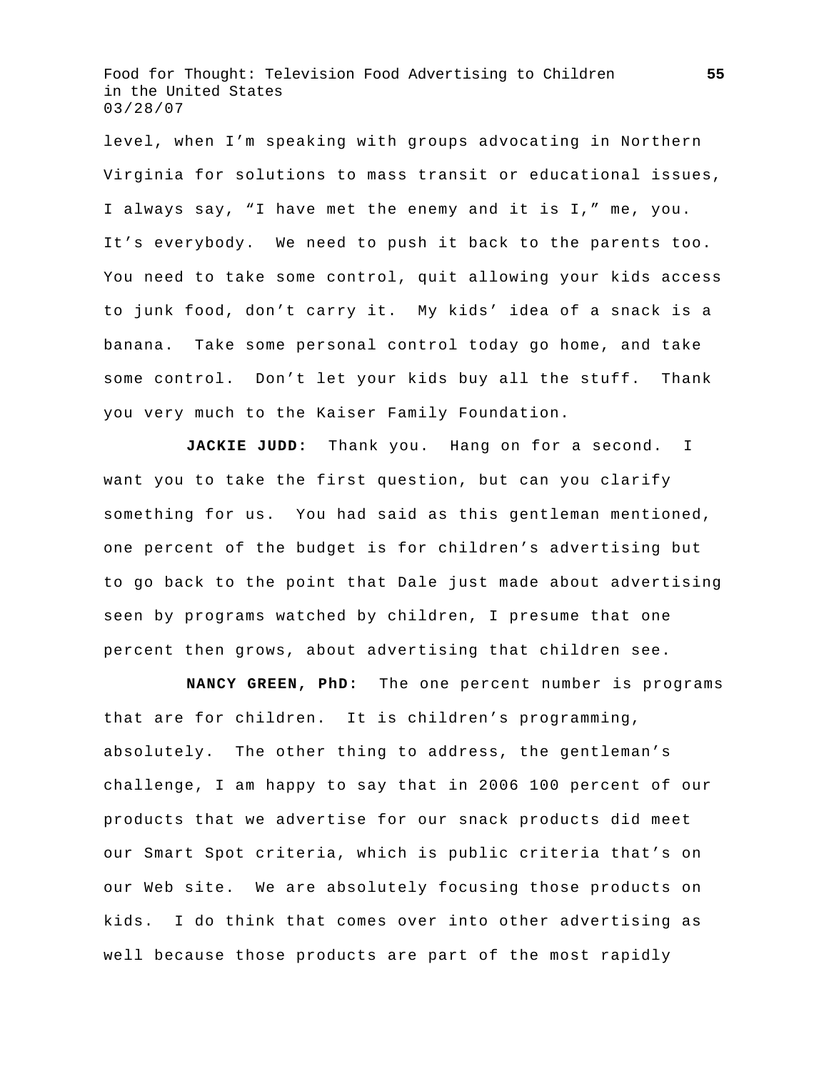level, when I'm speaking with groups advocating in Northern Virginia for solutions to mass transit or educational issues, I always say, "I have met the enemy and it is I," me, you. It's everybody. We need to push it back to the parents too. You need to take some control, quit allowing your kids access to junk food, don't carry it. My kids' idea of a snack is a banana. Take some personal control today go home, and take some control. Don't let your kids buy all the stuff. Thank you very much to the Kaiser Family Foundation.

**JACKIE JUDD:** Thank you. Hang on for a second. I want you to take the first question, but can you clarify something for us. You had said as this gentleman mentioned, one percent of the budget is for children's advertising but to go back to the point that Dale just made about advertising seen by programs watched by children, I presume that one percent then grows, about advertising that children see.

**NANCY GREEN, PhD:** The one percent number is programs that are for children. It is children's programming, absolutely. The other thing to address, the gentleman's challenge, I am happy to say that in 2006 100 percent of our products that we advertise for our snack products did meet our Smart Spot criteria, which is public criteria that's on our Web site. We are absolutely focusing those products on kids. I do think that comes over into other advertising as well because those products are part of the most rapidly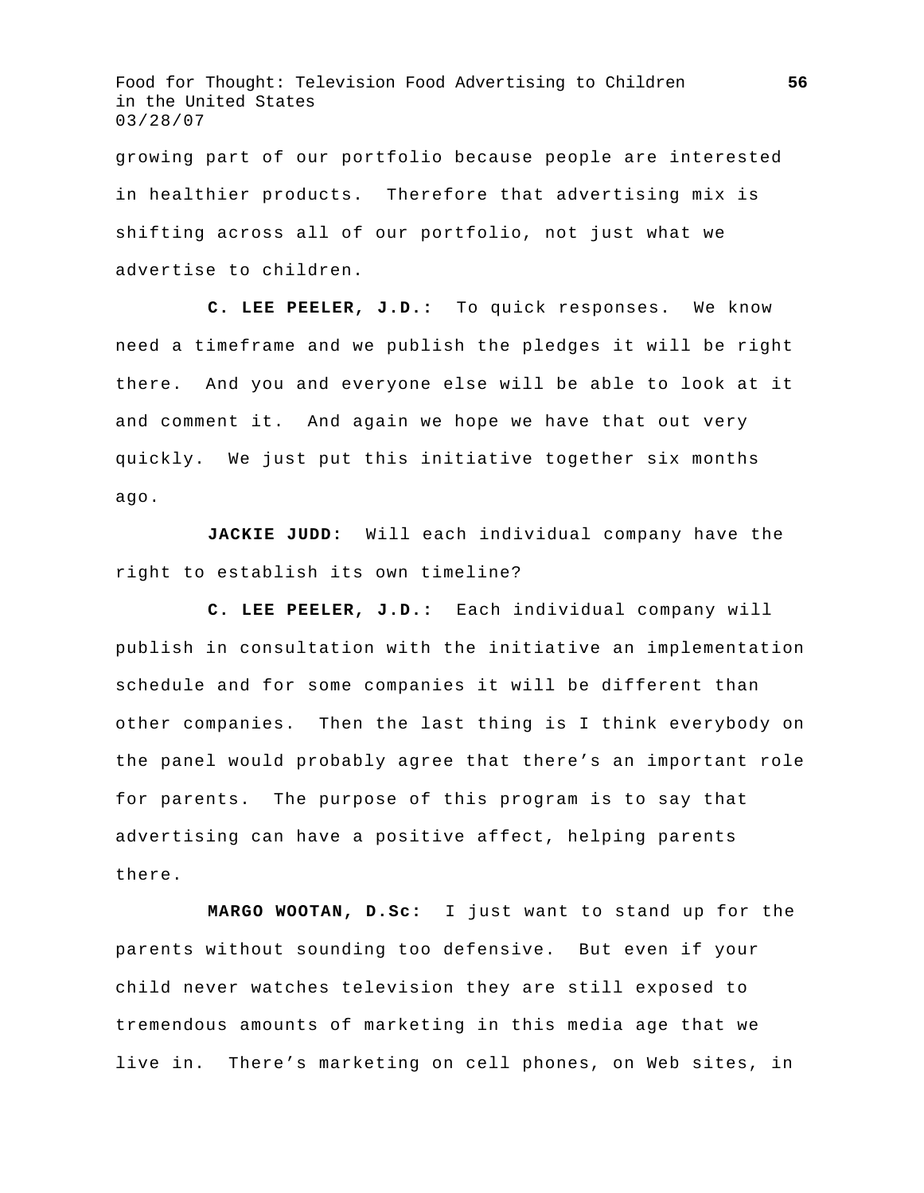growing part of our portfolio because people are interested in healthier products. Therefore that advertising mix is shifting across all of our portfolio, not just what we advertise to children.

**C. LEE PEELER, J.D.:** To quick responses. We know need a timeframe and we publish the pledges it will be right there. And you and everyone else will be able to look at it and comment it. And again we hope we have that out very quickly. We just put this initiative together six months ago.

**JACKIE JUDD:** Will each individual company have the right to establish its own timeline?

**C. LEE PEELER, J.D.:** Each individual company will publish in consultation with the initiative an implementation schedule and for some companies it will be different than other companies. Then the last thing is I think everybody on the panel would probably agree that there's an important role for parents. The purpose of this program is to say that advertising can have a positive affect, helping parents there.

**MARGO WOOTAN, D.Sc:** I just want to stand up for the parents without sounding too defensive. But even if your child never watches television they are still exposed to tremendous amounts of marketing in this media age that we live in. There's marketing on cell phones, on Web sites, in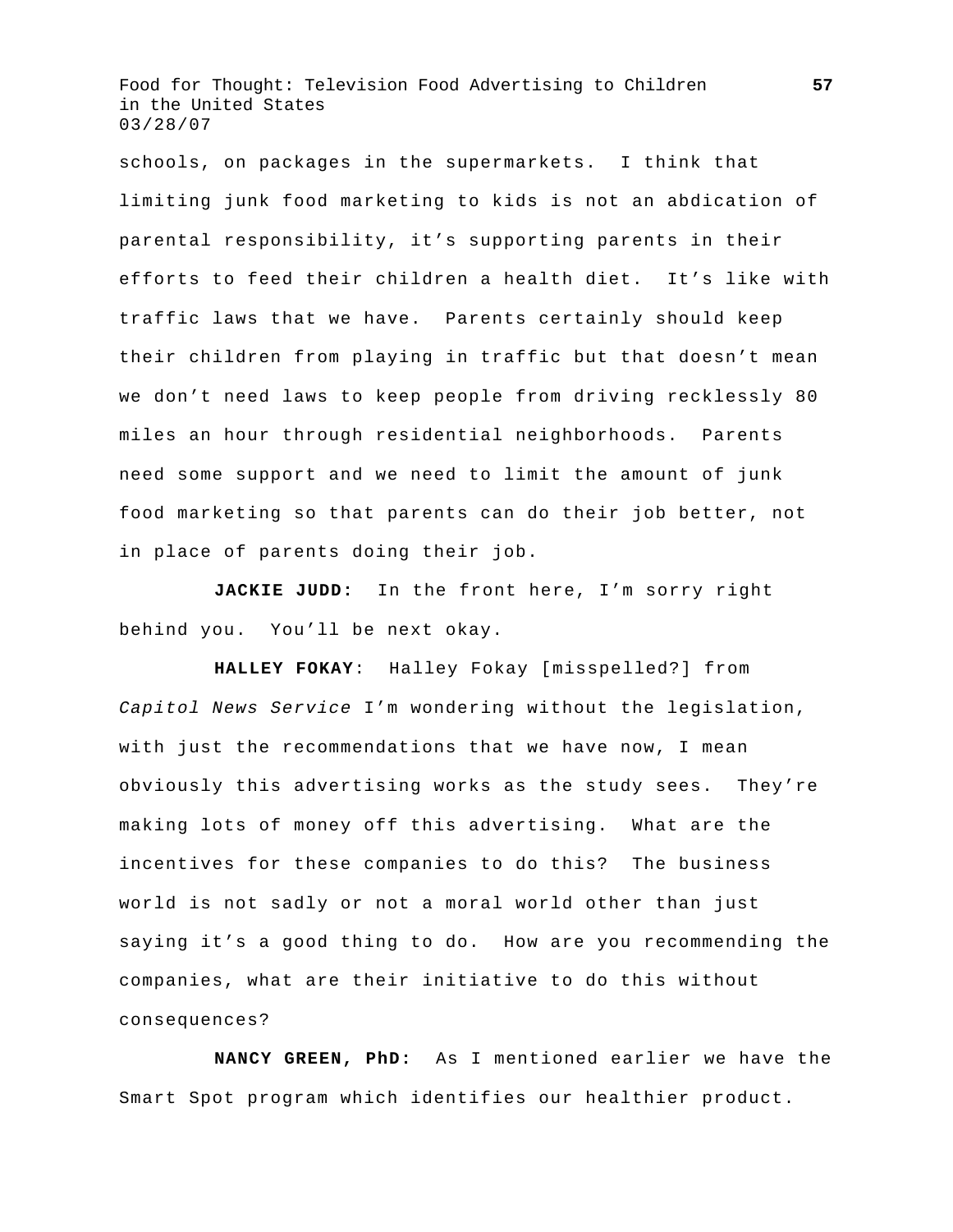schools, on packages in the supermarkets. I think that limiting junk food marketing to kids is not an abdication of parental responsibility, it's supporting parents in their efforts to feed their children a health diet. It's like with traffic laws that we have. Parents certainly should keep their children from playing in traffic but that doesn't mean we don't need laws to keep people from driving recklessly 80 miles an hour through residential neighborhoods. Parents need some support and we need to limit the amount of junk food marketing so that parents can do their job better, not in place of parents doing their job.

**JACKIE JUDD:** In the front here, I'm sorry right behind you. You'll be next okay.

**HALLEY FOKAY**: Halley Fokay [misspelled?] from *Capitol News Service* I'm wondering without the legislation, with just the recommendations that we have now, I mean obviously this advertising works as the study sees. They're making lots of money off this advertising. What are the incentives for these companies to do this? The business world is not sadly or not a moral world other than just saying it's a good thing to do. How are you recommending the companies, what are their initiative to do this without consequences?

**NANCY GREEN, PhD:** As I mentioned earlier we have the Smart Spot program which identifies our healthier product.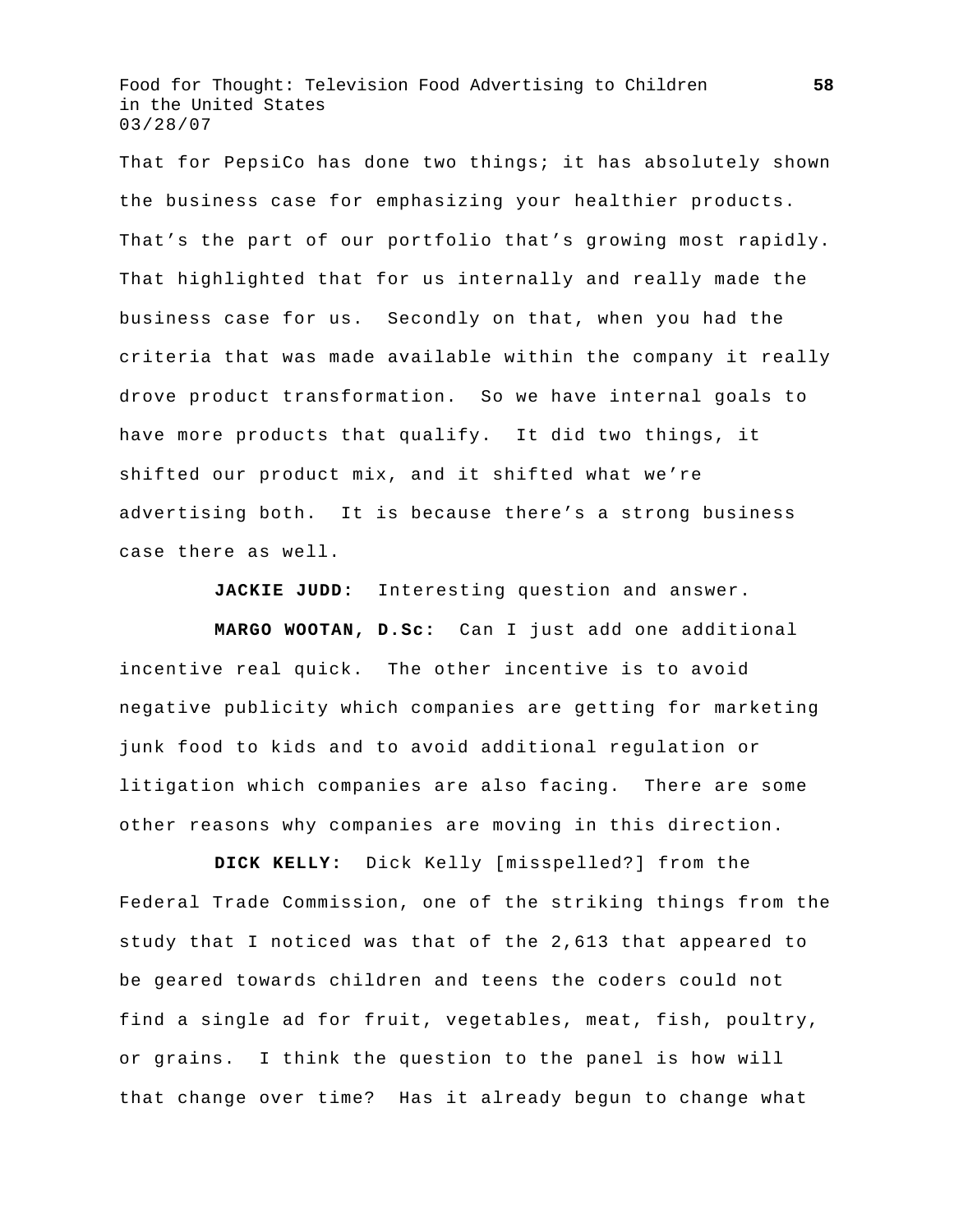That for PepsiCo has done two things; it has absolutely shown the business case for emphasizing your healthier products. That's the part of our portfolio that's growing most rapidly. That highlighted that for us internally and really made the business case for us. Secondly on that, when you had the criteria that was made available within the company it really drove product transformation. So we have internal goals to have more products that qualify. It did two things, it shifted our product mix, and it shifted what we're advertising both. It is because there's a strong business case there as well.

**JACKIE JUDD:** Interesting question and answer.

**MARGO WOOTAN, D.Sc:** Can I just add one additional incentive real quick. The other incentive is to avoid negative publicity which companies are getting for marketing junk food to kids and to avoid additional regulation or litigation which companies are also facing. There are some other reasons why companies are moving in this direction.

**DICK KELLY:** Dick Kelly [misspelled?] from the Federal Trade Commission, one of the striking things from the study that I noticed was that of the 2,613 that appeared to be geared towards children and teens the coders could not find a single ad for fruit, vegetables, meat, fish, poultry, or grains. I think the question to the panel is how will that change over time? Has it already begun to change what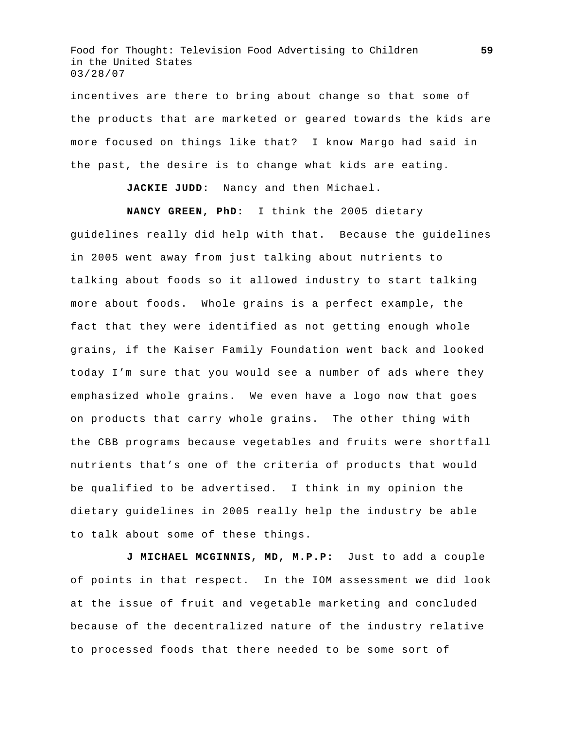incentives are there to bring about change so that some of the products that are marketed or geared towards the kids are more focused on things like that? I know Margo had said in the past, the desire is to change what kids are eating.

**JACKIE JUDD:** Nancy and then Michael.

**NANCY GREEN, PhD:** I think the 2005 dietary guidelines really did help with that. Because the guidelines in 2005 went away from just talking about nutrients to talking about foods so it allowed industry to start talking more about foods. Whole grains is a perfect example, the fact that they were identified as not getting enough whole grains, if the Kaiser Family Foundation went back and looked today I'm sure that you would see a number of ads where they emphasized whole grains. We even have a logo now that goes on products that carry whole grains. The other thing with the CBB programs because vegetables and fruits were shortfall nutrients that's one of the criteria of products that would be qualified to be advertised. I think in my opinion the dietary guidelines in 2005 really help the industry be able to talk about some of these things.

**J MICHAEL MCGINNIS, MD, M.P.P:** Just to add a couple of points in that respect. In the IOM assessment we did look at the issue of fruit and vegetable marketing and concluded because of the decentralized nature of the industry relative to processed foods that there needed to be some sort of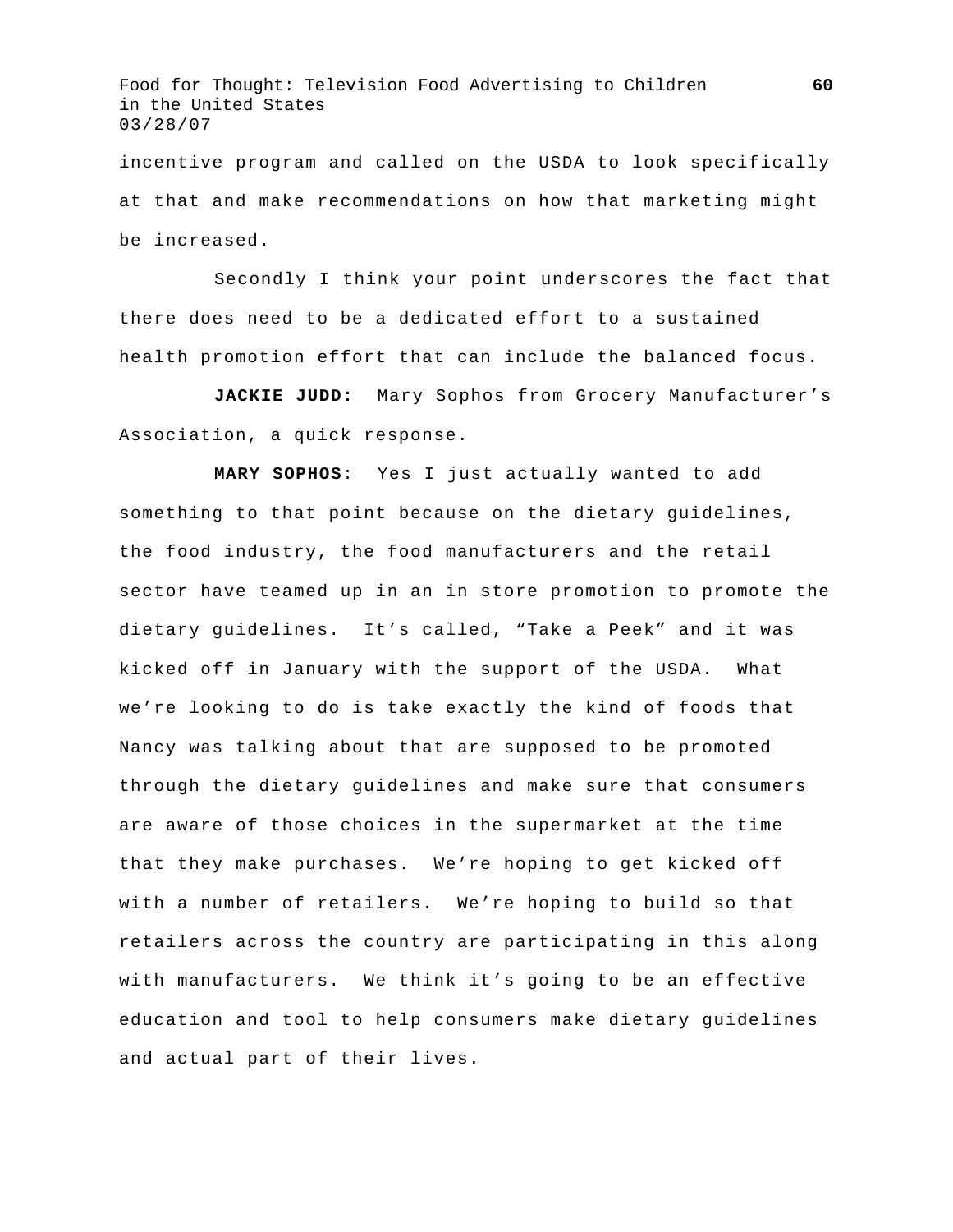incentive program and called on the USDA to look specifically at that and make recommendations on how that marketing might be increased.

Secondly I think your point underscores the fact that there does need to be a dedicated effort to a sustained health promotion effort that can include the balanced focus.

**JACKIE JUDD:** Mary Sophos from Grocery Manufacturer's Association, a quick response.

**MARY SOPHOS**: Yes I just actually wanted to add something to that point because on the dietary guidelines, the food industry, the food manufacturers and the retail sector have teamed up in an in store promotion to promote the dietary guidelines. It's called, "Take a Peek" and it was kicked off in January with the support of the USDA. What we're looking to do is take exactly the kind of foods that Nancy was talking about that are supposed to be promoted through the dietary guidelines and make sure that consumers are aware of those choices in the supermarket at the time that they make purchases. We're hoping to get kicked off with a number of retailers. We're hoping to build so that retailers across the country are participating in this along with manufacturers. We think it's going to be an effective education and tool to help consumers make dietary guidelines and actual part of their lives.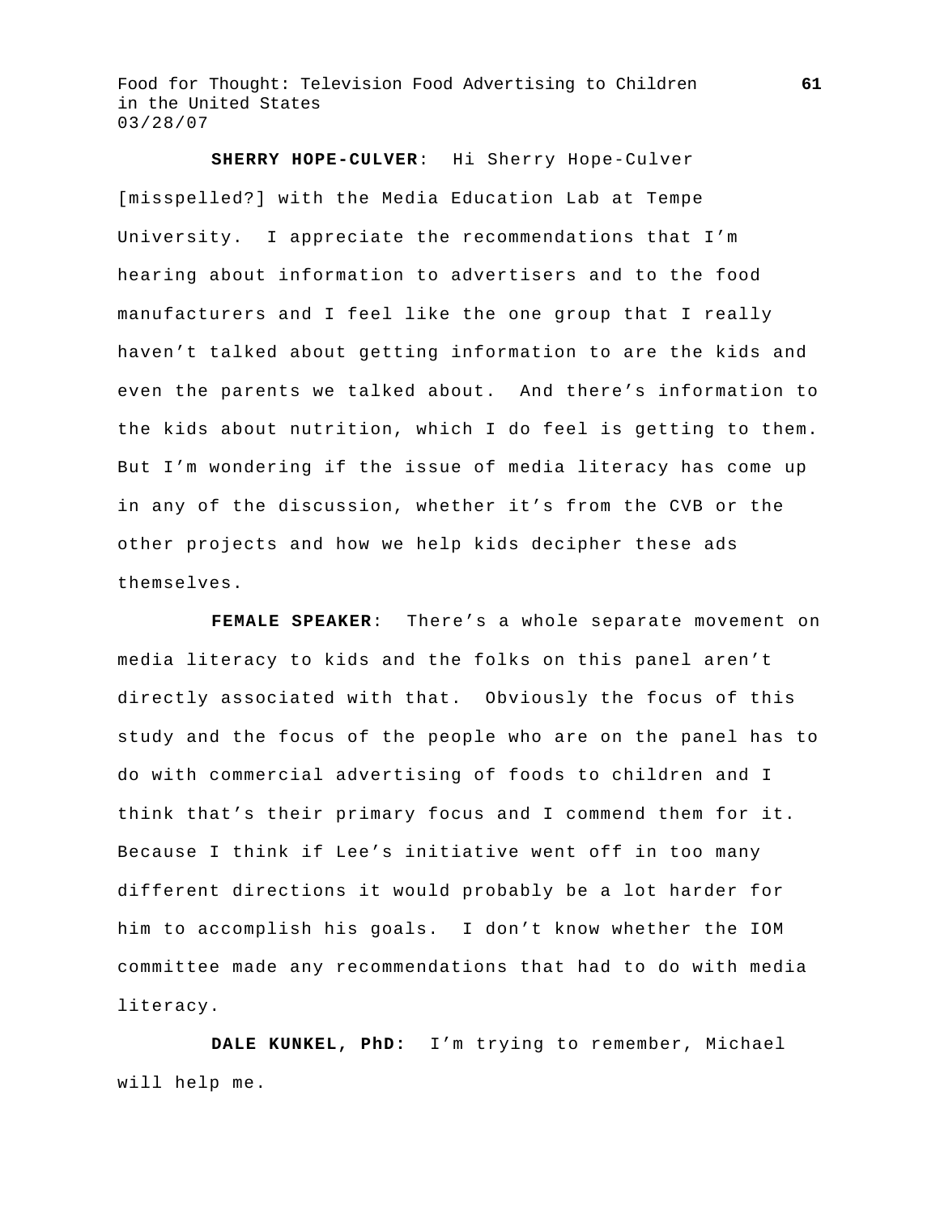**SHERRY HOPE-CULVER**: Hi Sherry Hope-Culver [misspelled?] with the Media Education Lab at Tempe University. I appreciate the recommendations that I'm hearing about information to advertisers and to the food manufacturers and I feel like the one group that I really haven't talked about getting information to are the kids and even the parents we talked about. And there's information to the kids about nutrition, which I do feel is getting to them. But I'm wondering if the issue of media literacy has come up in any of the discussion, whether it's from the CVB or the other projects and how we help kids decipher these ads themselves.

**FEMALE SPEAKER**: There's a whole separate movement on media literacy to kids and the folks on this panel aren't directly associated with that. Obviously the focus of this study and the focus of the people who are on the panel has to do with commercial advertising of foods to children and I think that's their primary focus and I commend them for it. Because I think if Lee's initiative went off in too many different directions it would probably be a lot harder for him to accomplish his goals. I don't know whether the IOM committee made any recommendations that had to do with media literacy.

**DALE KUNKEL, PhD:** I'm trying to remember, Michael will help me.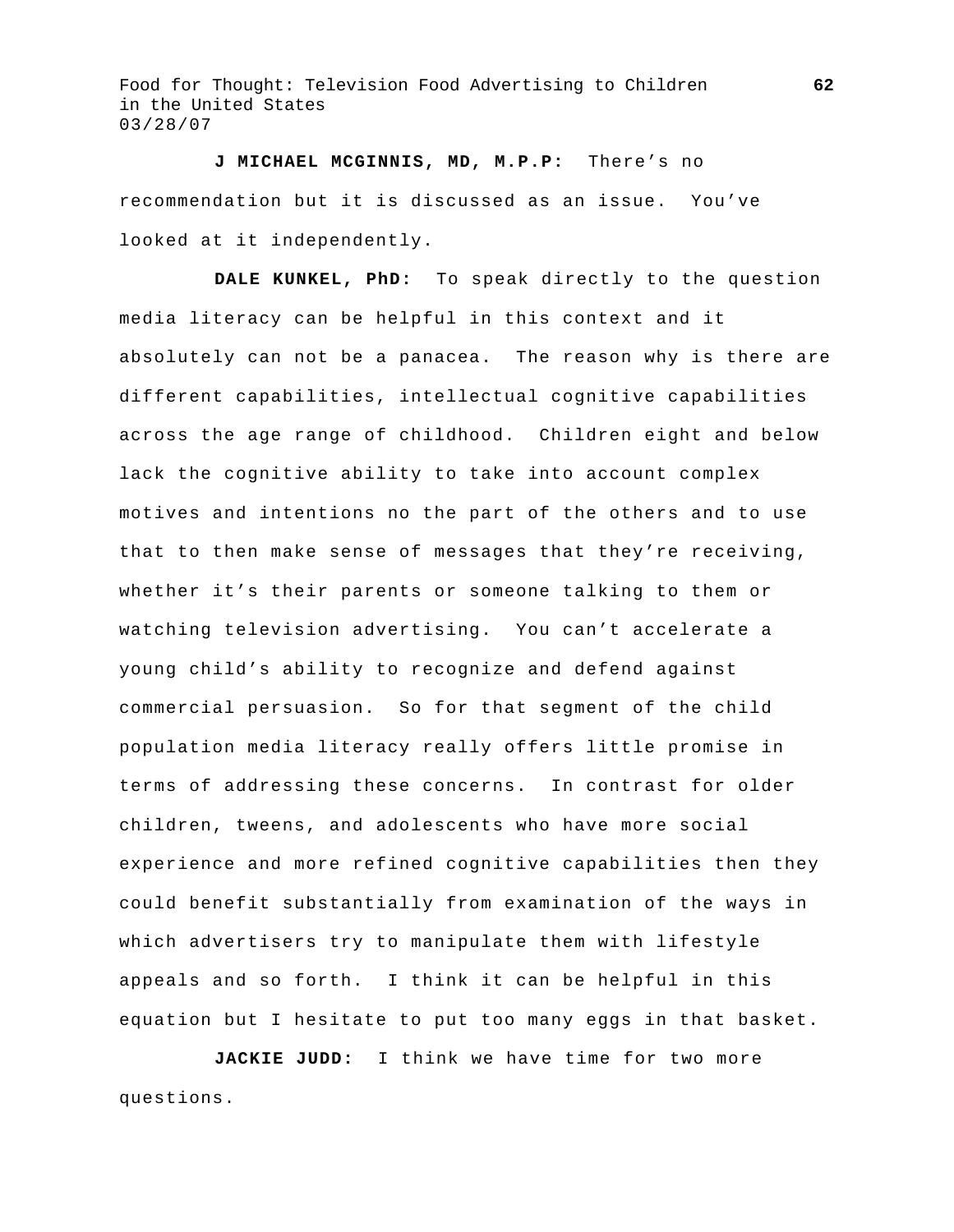**J MICHAEL MCGINNIS, MD, M.P.P:** There's no recommendation but it is discussed as an issue. You've looked at it independently.

**DALE KUNKEL, PhD:** To speak directly to the question media literacy can be helpful in this context and it absolutely can not be a panacea. The reason why is there are different capabilities, intellectual cognitive capabilities across the age range of childhood. Children eight and below lack the cognitive ability to take into account complex motives and intentions no the part of the others and to use that to then make sense of messages that they're receiving, whether it's their parents or someone talking to them or watching television advertising. You can't accelerate a young child's ability to recognize and defend against commercial persuasion. So for that segment of the child population media literacy really offers little promise in terms of addressing these concerns. In contrast for older children, tweens, and adolescents who have more social experience and more refined cognitive capabilities then they could benefit substantially from examination of the ways in which advertisers try to manipulate them with lifestyle appeals and so forth. I think it can be helpful in this equation but I hesitate to put too many eggs in that basket.

**JACKIE JUDD:** I think we have time for two more questions.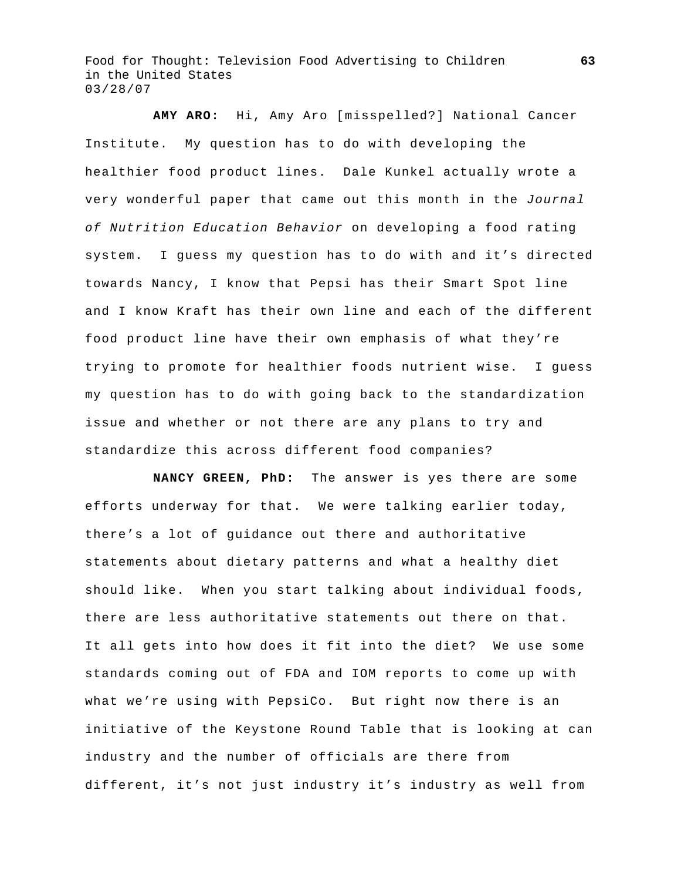**AMY ARO:** Hi, Amy Aro [misspelled?] National Cancer Institute. My question has to do with developing the healthier food product lines. Dale Kunkel actually wrote a very wonderful paper that came out this month in the *Journal of Nutrition Education Behavior* on developing a food rating system. I guess my question has to do with and it's directed towards Nancy, I know that Pepsi has their Smart Spot line and I know Kraft has their own line and each of the different food product line have their own emphasis of what they're trying to promote for healthier foods nutrient wise. I guess my question has to do with going back to the standardization issue and whether or not there are any plans to try and standardize this across different food companies?

**NANCY GREEN, PhD:** The answer is yes there are some efforts underway for that. We were talking earlier today, there's a lot of guidance out there and authoritative statements about dietary patterns and what a healthy diet should like. When you start talking about individual foods, there are less authoritative statements out there on that. It all gets into how does it fit into the diet? We use some standards coming out of FDA and IOM reports to come up with what we're using with PepsiCo. But right now there is an initiative of the Keystone Round Table that is looking at can industry and the number of officials are there from different, it's not just industry it's industry as well from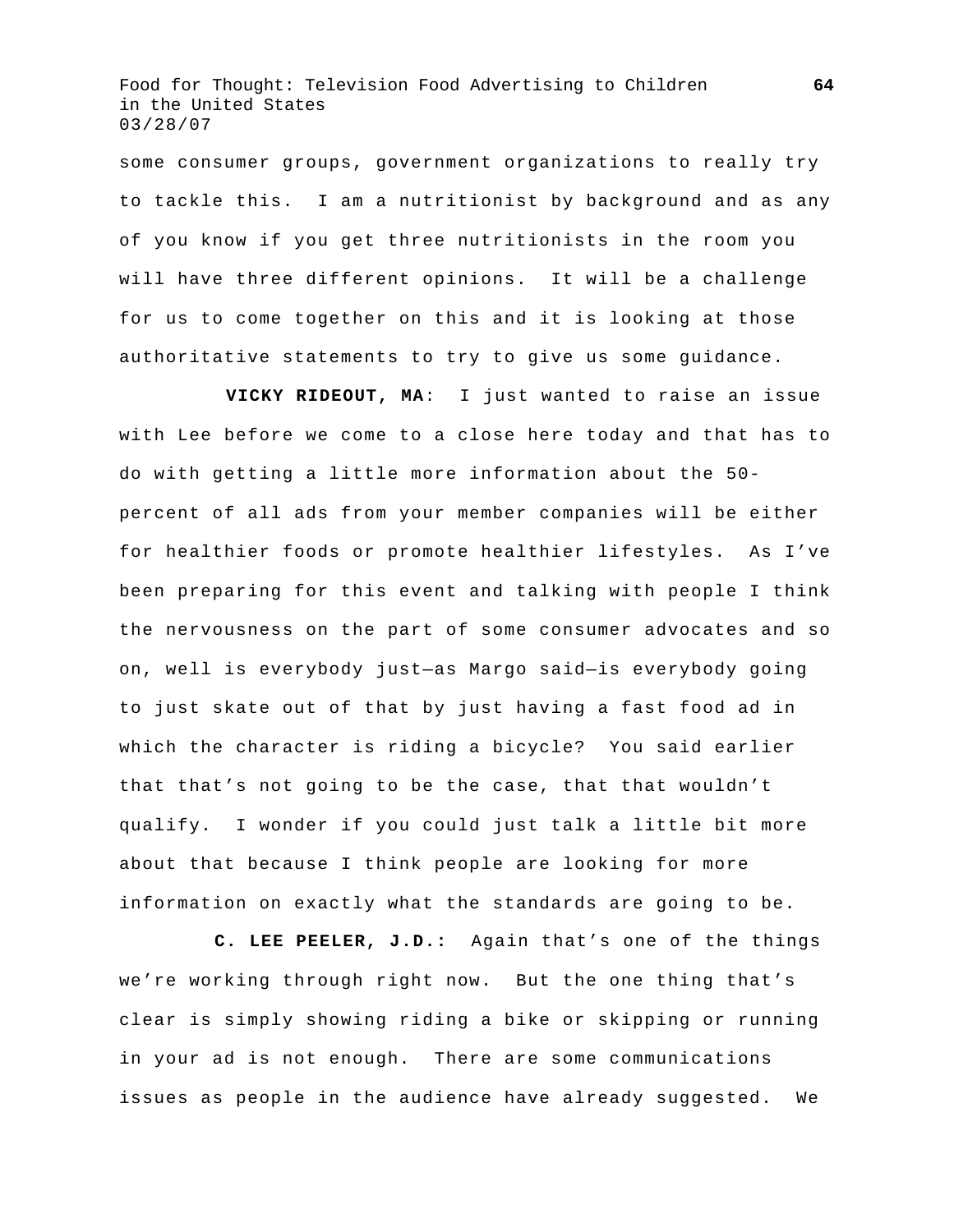some consumer groups, government organizations to really try to tackle this. I am a nutritionist by background and as any of you know if you get three nutritionists in the room you will have three different opinions. It will be a challenge for us to come together on this and it is looking at those authoritative statements to try to give us some guidance.

**VICKY RIDEOUT, MA**: I just wanted to raise an issue with Lee before we come to a close here today and that has to do with getting a little more information about the 50-percent of all ads from your member companies will be either for healthier foods or promote healthier lifestyles. As I've been preparing for this event and talking with people I think the nervousness on the part of some consumer advocates and so on, well is everybody just—as Margo said—is everybody going to just skate out of that by just having a fast food ad in which the character is riding a bicycle? You said earlier that that's not going to be the case, that that wouldn't qualify. I wonder if you could just talk a little bit more about that because I think people are looking for more information on exactly what the standards are going to be.

**C. LEE PEELER, J.D.:** Again that's one of the things we're working through right now. But the one thing that's clear is simply showing riding a bike or skipping or running in your ad is not enough. There are some communications issues as people in the audience have already suggested. We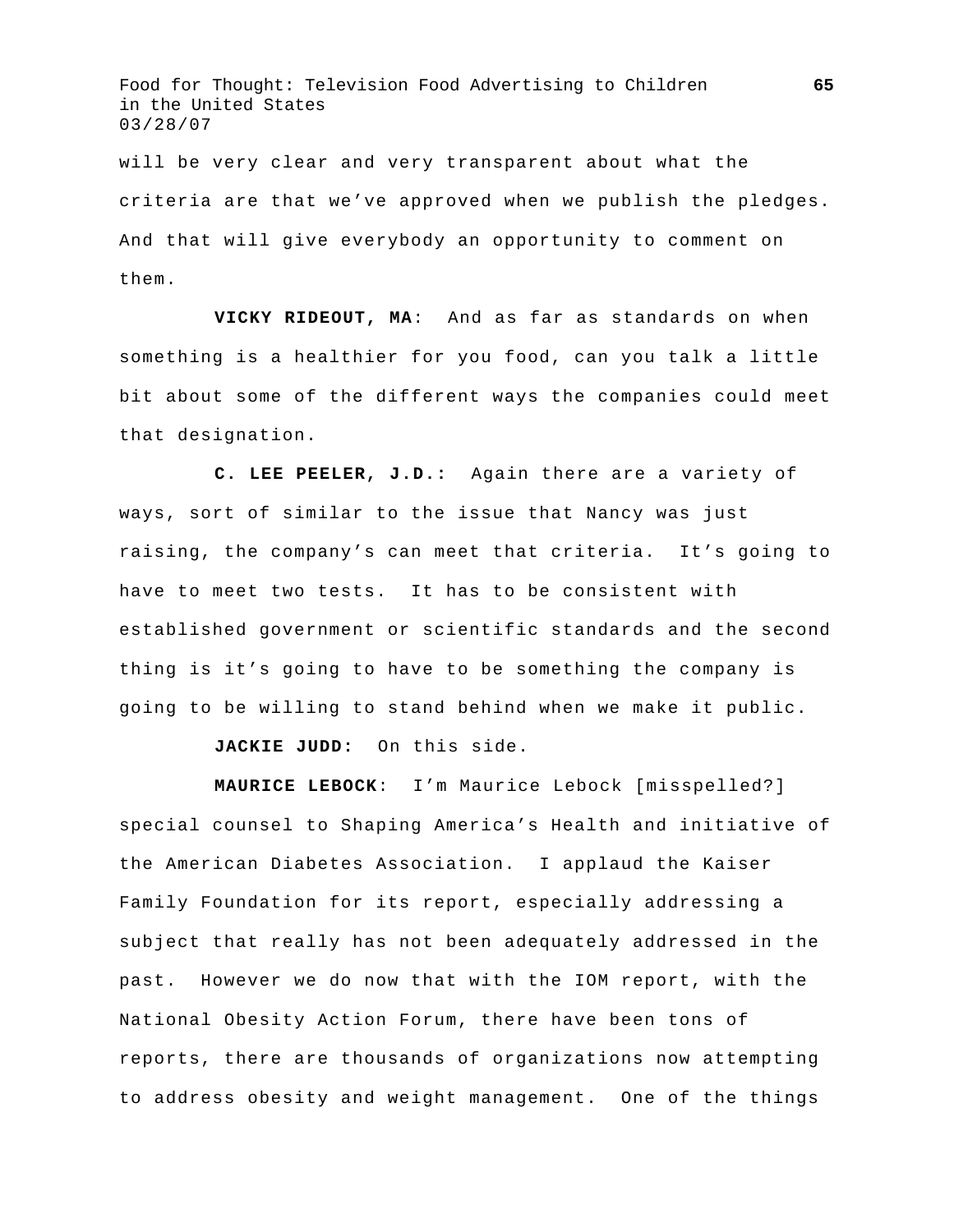will be very clear and very transparent about what the criteria are that we've approved when we publish the pledges. And that will give everybody an opportunity to comment on them.

**VICKY RIDEOUT, MA**: And as far as standards on when something is a healthier for you food, can you talk a little bit about some of the different ways the companies could meet that designation.

**C. LEE PEELER, J.D.:** Again there are a variety of ways, sort of similar to the issue that Nancy was just raising, the company's can meet that criteria. It's going to have to meet two tests. It has to be consistent with established government or scientific standards and the second thing is it's going to have to be something the company is going to be willing to stand behind when we make it public.

**JACKIE JUDD:** On this side.

**MAURICE LEBOCK**: I'm Maurice Lebock [misspelled?] special counsel to Shaping America's Health and initiative of the American Diabetes Association. I applaud the Kaiser Family Foundation for its report, especially addressing a subject that really has not been adequately addressed in the past. However we do now that with the IOM report, with the National Obesity Action Forum, there have been tons of reports, there are thousands of organizations now attempting to address obesity and weight management. One of the things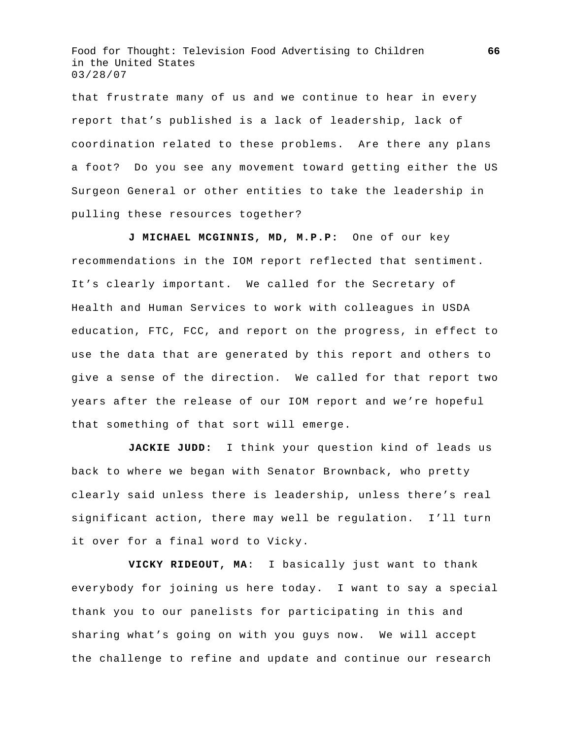that frustrate many of us and we continue to hear in every report that's published is a lack of leadership, lack of coordination related to these problems. Are there any plans a foot? Do you see any movement toward getting either the US Surgeon General or other entities to take the leadership in pulling these resources together?

**J MICHAEL MCGINNIS, MD, M.P.P:** One of our key recommendations in the IOM report reflected that sentiment. It's clearly important. We called for the Secretary of Health and Human Services to work with colleagues in USDA education, FTC, FCC, and report on the progress, in effect to use the data that are generated by this report and others to give a sense of the direction. We called for that report two years after the release of our IOM report and we're hopeful that something of that sort will emerge.

**JACKIE JUDD:** I think your question kind of leads us back to where we began with Senator Brownback, who pretty clearly said unless there is leadership, unless there's real significant action, there may well be regulation. I'll turn it over for a final word to Vicky.

**VICKY RIDEOUT, MA**: I basically just want to thank everybody for joining us here today. I want to say a special thank you to our panelists for participating in this and sharing what's going on with you guys now. We will accept the challenge to refine and update and continue our research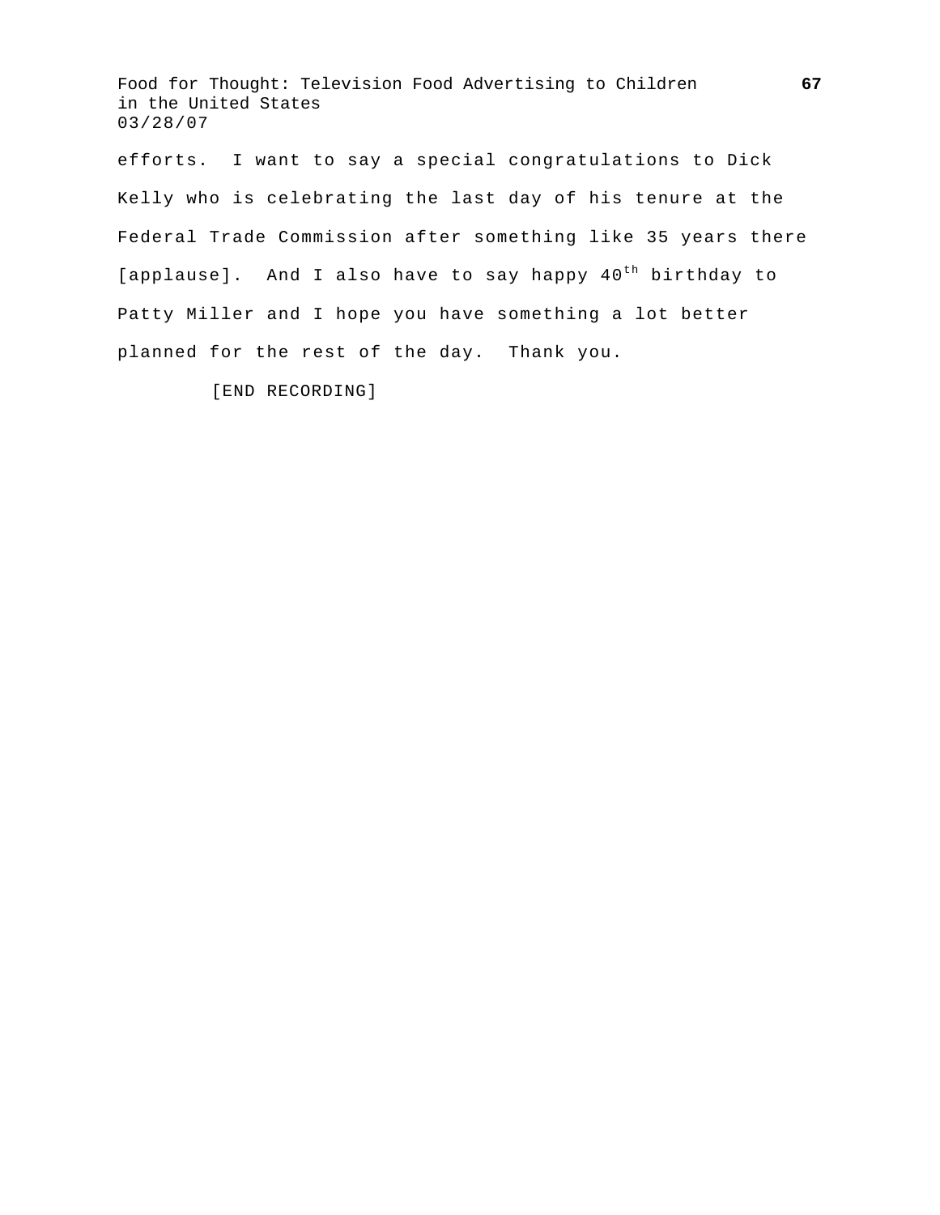efforts. I want to say a special congratulations to Dick Kelly who is celebrating the last day of his tenure at the Federal Trade Commission after something like 35 years there [applause]. And I also have to say happy $40^{th}$ birthday to Patty Miller and I hope you have something a lot better planned for the rest of the day. Thank you.

[END RECORDING]